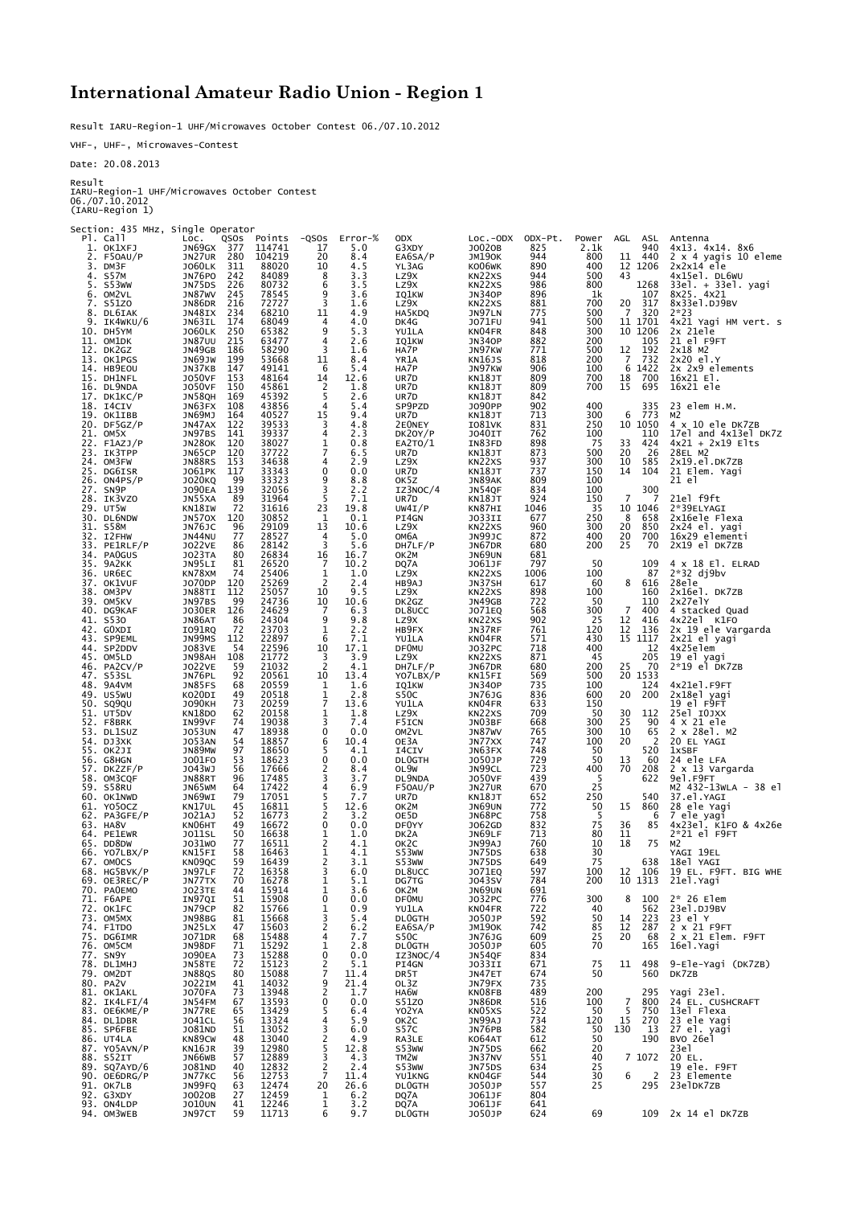# International Amateur Radio Union - Region 1

Result IARU-Region-1 UHF/Microwaves October Contest 06./07.10.2012

VHF-, UHF-, Microwaves-Contest

Date: 20.08.2013

Result
IARU-Region-1 UHF/Microwaves October Contest
06./07.10.2012
(IARU-Region 1)

Section: 435 MHz, Single Operator

| Pl. | Call | Loc. | QSOs | Points | -QSOs | Error-% | ODX | Loc.-ODX | ODX-Pt. | Power | AGL | ASL | Antenna |
|---|---|---|---|---|---|---|---|---|---|---|---|---|---|
| 1. | OK1XFJ | JN69GX | 377 | 114741 | 17 | 5.0 | G3XDY | JO02OB | 825 | 2.1k | | 940 | 4x13. 4x14. 8x6 |
| 2. | F5OAU/P | JN27UR | 280 | 104219 | 20 | 8.4 | EA6SA/P | JM19OK | 944 | 800 | 11 | 440 | 2 x 4 yagis 10 eleme |
| 3. | DM3F | JO60LK | 311 | 88020 | 10 | 4.5 | YL3AG | KO06WK | 890 | 400 | 12 | 1206 | 2x2x14 ele |
| 4. | S57M | JN76PO | 242 | 84089 | 8 | 3.3 | LZ9X | KN22XS | 944 | 500 | 43 | | 4x15el. DL6WU |
| 5. | S53WW | JN75DS | 226 | 80732 | 6 | 3.5 | LZ9X | KN22XS | 986 | 800 | | 1268 | 33el. + 33el. yagi |
| 6. | OM2VL | JN87WV | 245 | 78545 | 9 | 3.6 | IQ1KW | JN34OP | 896 | 1k | | 107 | 8X25. 4X21 |
| 7. | S51ZO | JN86DR | 216 | 72727 | 3 | 1.6 | LZ9X | KN22XS | 881 | 700 | 20 | 317 | 8x33el.DJ9BV |
| 8. | DL6IAK | JN48IX | 234 | 68210 | 11 | 4.9 | HA5KDQ | JN97LN | 775 | 500 | 7 | 320 | 2*23 |
| 9. | IK4WKU/6 | JN63IL | 174 | 68049 | 4 | 4.0 | DK4G | JO71FU | 941 | 500 | 11 | 1701 | 4x21 Yagi HM vert. s |
| 10. | DH5YM | JO60LK | 250 | 65382 | 9 | 5.3 | YU1LA | KN04FR | 848 | 300 | 10 | 1206 | 2x 21ele |
| 11. | OM1DK | JN87UU | 215 | 63477 | 4 | 2.6 | IQ1KW | JN34OP | 882 | 200 | | 105 | 21 el F9FT |
| 12. | DK2GZ | JN49GB | 186 | 58290 | 3 | 1.6 | HA7P | JN97KW | 771 | 500 | 12 | 192 | 2x18 M2 |
| 13. | OK1PGS | JN69JW | 199 | 53668 | 11 | 8.4 | YR1A | KN16JS | 818 | 200 | 7 | 732 | 2x20 el.Y |
| 14. | HB9EOU | JN37KB | 147 | 49141 | 6 | 5.4 | HA7P | JN97KW | 906 | 100 | 6 | 1422 | 2x 2x9 elements |
| 15. | DH1NFL | JO50VF | 153 | 48164 | 14 | 12.6 | UR7D | KN18JT | 809 | 700 | 18 | 700 | 16x21 El. |
| 16. | DL9NDA | JO50VF | 150 | 45861 | 2 | 1.8 | UR7D | KN18JT | 809 | 700 | 15 | 695 | 16x21 ele |
| 17. | DK1KC/P | JN58QH | 169 | 45392 | 5 | 2.6 | UR7D | KN18JT | 842 | | | | |
| 18. | I4CIV | JN63FX | 108 | 43856 | 4 | 5.4 | SP9PZD | JO90PP | 902 | 400 | | 335 | 23 elem H.M. |
| 19. | OK1IBB | JN69MJ | 164 | 40527 | 15 | 9.4 | UR7D | KN18JT | 713 | 300 | 6 | 773 | M2 |
| 20. | DF5GZ/P | JN47AX | 122 | 39533 | 3 | 4.8 | 2E0NEY | IO81VK | 831 | 250 | 10 | 1050 | 4 x 10 ele DK7ZB |
| 21. | OM5X | JN97BS | 141 | 39337 | 4 | 2.3 | DK2OY/P | JO40IT | 762 | 100 | | 110 | 17el and 4x13el DK7Z |
| 22. | F1AZJ/P | JN28OK | 120 | 38027 | 1 | 0.8 | EA2TO/1 | IN83FD | 898 | 75 | 33 | 424 | 4x21 + 2x19 Elts |
| 23. | IK3TPP | JN65CP | 120 | 37722 | 7 | 6.5 | UR7D | KN18JT | 873 | 500 | 20 | 26 | 28EL M2 |
| 24. | OM3FW | JN88RS | 153 | 34638 | 4 | 2.9 | LZ9X | KN22XS | 937 | 300 | 10 | 585 | 2x19.el.DK7ZB |
| 25. | DG6ISR | JO61PK | 117 | 33343 | 0 | 0.0 | UR7D | KN18JT | 737 | 150 | 14 | 104 | 21 Elem. Yagi |
| 26. | ON4PS/P | JO20KQ | 99 | 33323 | 9 | 8.8 | OK5Z | JN89AK | 809 | 100 | | | 21 el |
| 27. | SN9P | JO90EA | 139 | 32056 | 3 | 2.2 | IZ3NOC/4 | JN54QF | 834 | 100 | | 300 | |
| 28. | IK3VZO | JN55XA | 89 | 31964 | 5 | 7.1 | UR7D | KN18JT | 924 | 150 | 7 | 7 | 21el f9ft |
| 29. | UT5W | KN18IW | 72 | 31616 | 23 | 19.8 | UW4I/P | KN87HI | 1046 | 35 | 10 | 1046 | 2*39ELYAGI |
| 30. | DL6NDW | JN57OX | 120 | 30852 | 1 | 0.1 | PI4GN | JO33II | 677 | 250 | 8 | 658 | 2x16ele Flexa |
| 31. | S58M | JN76JC | 96 | 29109 | 13 | 10.6 | LZ9X | KN22XS | 960 | 300 | 20 | 850 | 2x24 el. yagi |
| 32. | I2FHW | JN44NU | 77 | 28527 | 4 | 5.0 | OM6A | JN99JC | 872 | 400 | 20 | 700 | 16x29 elementi |
| 33. | PE1RLF/P | JO22VE | 86 | 28142 | 3 | 5.6 | DH7LF/P | JN67DR | 680 | 200 | 25 | 70 | 2X19 el DK7ZB |
| 34. | PA0GUS | JO23TA | 80 | 26834 | 16 | 16.7 | OK2M | JN69UN | 681 | | | | |
| 35. | 9A2KK | JN95LI | 81 | 26520 | 7 | 10.2 | DQ7A | JO61JF | 797 | 50 | | 109 | 4 x 18 El. ELRAD |
| 36. | UR6EC | KN78XM | 74 | 25406 | 1 | 1.0 | LZ9X | KN22XS | 1006 | 100 | | 87 | 2*32 dj9bv |
| 37. | OK1VUF | JO70DP | 120 | 25269 | 2 | 2.4 | HB9AJ | JN37SH | 617 | 60 | 8 | 616 | 28el |
| 38. | OM3PV | JN88TI | 112 | 25057 | 10 | 9.5 | LZ9X | KN22XS | 898 | 100 | | 160 | 2x16el. DK7ZB |
| 39. | OM5KV | JN97BS | 99 | 24736 | 10 | 10.6 | DK2GZ | JN49GB | 722 | 50 | | 110 | 2x27elY |
| 40. | DG9KAF | JO30ER | 126 | 24629 | 7 | 6.3 | DL8UCC | JO71EQ | 568 | 300 | 7 | 400 | 4 stacked Quad |
| 41. | S53O | JN86AT | 86 | 24304 | 9 | 9.8 | LZ9X | KN22XS | 902 | 25 | 12 | 416 | 4x22el K1FO |
| 42. | G0XDI | IO91RQ | 72 | 23703 | 1 | 2.2 | HB9FX | JN37RF | 761 | 120 | 12 | 136 | 2x 19 ele Vargarda |
| 43. | SP9EML | JN99MS | 112 | 22897 | 6 | 7.1 | YU1LA | KN04FR | 571 | 430 | 15 | 1117 | 2x21 el yagi |
| 44. | SP2DDV | JO83VE | 54 | 22596 | 10 | 17.1 | DF0MU | JO32PC | 718 | 400 | | 12 | 4x25elem |
| 45. | OM5LD | JN98AH | 108 | 21772 | 3 | 3.9 | LZ9X | KN22XS | 871 | 45 | | 205 | 19 el yagi |
| 46. | PA2CV/P | JO22VE | 59 | 21032 | 2 | 4.1 | DH7LF/P | JN67DR | 680 | 200 | 25 | 70 | 2*19 el DK7ZB |
| 47. | S53SL | JN76PL | 92 | 20561 | 10 | 13.4 | YO7LBX/P | KN15FI | 569 | 500 | 20 | 1533 | |
| 48. | 9A4VM | JN85FS | 68 | 20559 | 1 | 1.6 | IQ1KW | JN34OP | 735 | 100 | | 124 | 4x21el.F9FT |
| 49. | US5WU | KO20DI | 49 | 20518 | 1 | 2.8 | S50C | JN76JG | 836 | 600 | 20 | 200 | 2x18el yagi |
| 50. | SQ9QU | JO90KH | 73 | 20259 | 7 | 13.6 | YU1LA | KN04FR | 633 | 150 | | | 19 el F9FT |
| 51. | UT5DV | KN18DO | 62 | 20158 | 1 | 1.8 | LZ9X | KN22XS | 709 | 50 | 30 | 112 | 25el IOJXX |
| 52. | F8BRK | IN99VF | 74 | 19038 | 3 | 7.4 | F5ICN | JN03BF | 668 | 300 | 25 | 90 | 4 X 21 ele |
| 53. | DL1SUZ | JO53UN | 47 | 18938 | 0 | 0.0 | OM2VL | JN87WV | 765 | 300 | 10 | 65 | 2 x 28el. M2 |
| 54. | DJ3XK | JO53AN | 54 | 18857 | 6 | 10.4 | OE3A | JN77XX | 747 | 100 | 20 | 2 | 20 EL YAGI |
| 55. | OK2JI | JN89MW | 97 | 18650 | 5 | 4.1 | I4CIV | JN63FX | 748 | 50 | | 520 | 1xSBF |
| 56. | G8HGN | JO01FO | 53 | 18623 | 0 | 0.0 | DL0GTH | JO50JP | 729 | 50 | 13 | 60 | 24 ele LFA |
| 57. | DK2ZF/P | JO43WJ | 56 | 17666 | 2 | 8.4 | OL9W | JN99CL | 723 | 400 | 70 | 208 | 2 x 13 Vargarda |
| 58. | OM3CQF | JN88RT | 96 | 17485 | 3 | 3.7 | DL9NDA | JO50VF | 439 | 5 | | 622 | 9el.F9FT |
| 59. | S58RU | JN65WM | 64 | 17422 | 4 | 6.9 | F5OAU/P | JN27UR | 670 | 25 | | | M2 432-13WLA - 38 el |
| 60. | OK1NWD | JN69WI | 79 | 17051 | 5 | 7.7 | UR7D | KN18JT | 652 | 250 | | 540 | 37.el.YAGI |
| 61. | YO5OCZ | KN17UL | 45 | 16811 | 5 | 12.6 | OK2M | JN69UN | 772 | 50 | 15 | 860 | 28 ele Yagi |
| 62. | PA3GFE/P | JO21AJ | 52 | 16773 | 2 | 3.2 | OE5D | JN68PC | 758 | 5 | | 6 | 7 ele yagi |
| 63. | HA8V | KN06HT | 49 | 16672 | 0 | 0.0 | DF0YY | JO62GD | 832 | 75 | 36 | 85 | 4x23el. K1FO & 4x26e |
| 64. | PE1EWR | JO11SL | 50 | 16638 | 1 | 1.0 | DK2A | JN69LF | 713 | 80 | 11 | | 2*21 el F9FT |
| 65. | DO8DW | JO31WO | 77 | 16511 | 2 | 4.1 | OK2C | JN99AJ | 760 | 10 | 18 | 75 | M2 |
| 66. | YO7LBX/P | KN15FI | 58 | 16463 | 1 | 4.1 | S53WW | JN75DS | 638 | 30 | | | YAGI 19EL |
| 67. | OM0CS | KN09QC | 59 | 16439 | 2 | 3.1 | S53WW | JN75DS | 649 | 75 | | 638 | 18el YAGI |
| 68. | HG5BVK/P | JN97LF | 72 | 16358 | 3 | 6.0 | DL8UCC | JO71EQ | 597 | 100 | 12 | 106 | 19 EL. F9FT. BIG WHE |
| 69. | OE3REC/P | JN77TX | 70 | 16278 | 1 | 5.1 | DG7TG | JO43SV | 784 | 200 | 10 | 1313 | 21el.Yagi |
| 70. | PA0EMO | JO23TE | 44 | 15914 | 1 | 3.6 | OK2M | JN69UN | 691 | | | | |
| 71. | F6APE | IN97QI | 51 | 15908 | 0 | 0.0 | DF0MU | JO32PC | 776 | 300 | 8 | 100 | 2* 26 Elem |
| 72. | OK1FC | JN79CP | 82 | 15766 | 1 | 0.9 | YU1LA | KN04FR | 722 | 40 | | 562 | 23el.DJ9BV |
| 73. | OM5MX | JN98BG | 81 | 15668 | 3 | 5.4 | DL0GTH | JO50JP | 592 | 50 | 14 | 223 | 23 el Y |
| 74. | F1TDO | JN25LX | 47 | 15603 | 2 | 6.2 | EA6SA/P | JM19OK | 742 | 85 | 12 | 287 | 2 x 21 F9FT |
| 75. | DG6IMR | JO71DR | 68 | 15488 | 4 | 7.7 | S50C | JN76JG | 609 | 25 | 20 | 68 | 2 x 21 Elem. F9FT |
| 76. | OM5CM | JN98DF | 71 | 15292 | 1 | 2.8 | DL0GTH | JO50JP | 605 | 70 | | 165 | 16el.Yagi |
| 77. | SN9Y | JO90EA | 73 | 15288 | 0 | 0.0 | IZ3NOC/4 | JN54QF | 834 | | | | |
| 78. | DL1MHJ | JN58TE | 72 | 15123 | 2 | 5.1 | PI4GN | JO33II | 671 | 75 | 11 | 498 | 9-Ele-Yagi (DK7ZB) |
| 79. | OM2DT | JN88QS | 80 | 15088 | 7 | 11.4 | DR5T | JN47ET | 674 | 50 | | 560 | DK7ZB |
| 80. | PA2V | JO22IM | 41 | 14032 | 9 | 21.4 | OL3Z | JN79FX | 735 | | | | |
| 81. | OK1AKL | JO70FA | 73 | 13948 | 2 | 1.7 | HA6W | KN08FB | 489 | 200 | | 295 | Yagi 23el. |
| 82. | IK4LFI/4 | JN54FM | 67 | 13593 | 0 | 0.0 | S51ZO | JN86DR | 516 | 100 | 7 | 800 | 24 EL. CUSHCRAFT |
| 83. | OE6KME/P | JN77RE | 65 | 13429 | 5 | 6.4 | YO2YA | KN05XS | 522 | 50 | 5 | 750 | 13el Flexa |
| 84. | DL1DBR | JO41CL | 56 | 13324 | 4 | 5.9 | OK2C | JN99AJ | 734 | 120 | 15 | 270 | 23 ele Yagi |
| 85. | SP6FBE | JO81ND | 51 | 13052 | 3 | 6.0 | S57C | JN76PB | 582 | 50 | 130 | 13 | 27 el. yagi |
| 86. | UT4LA | KN89CW | 48 | 13040 | 2 | 4.9 | RA3LE | KO64AT | 612 | 50 | | 190 | BVO 26el |
| 87. | YO5AVN/P | KN16JR | 39 | 12980 | 5 | 12.8 | S53WW | JN75DS | 662 | 20 | | | 23el |
| 88. | S52IT | JN66WB | 57 | 12889 | 3 | 4.3 | TM2W | JN37NV | 551 | 40 | 7 | 1072 | 20 EL. |
| 89. | SQ7AYD/6 | JO81ND | 40 | 12832 | 2 | 2.4 | S53WW | JN75DS | 634 | 25 | | | 19 ele. F9FT |
| 90. | OE6DRG/P | JN77KC | 56 | 12753 | 7 | 11.4 | YU1KNG | KN04GF | 544 | 30 | 6 | 2 | 23 Elemente |
| 91. | OK7LB | JN99FQ | 63 | 12474 | 20 | 26.6 | DL0GTH | JO50JP | 557 | 25 | | 295 | 23elDK7ZB |
| 92. | G3XDY | JO02OB | 27 | 12459 | 1 | 6.2 | DQ7A | JO61JF | 804 | | | | |
| 93. | ON4LDP | JO10UN | 41 | 12246 | 1 | 3.2 | DQ7A | JO61JF | 641 | | | | |
| 94. | OM3WEB | JN97CT | 59 | 11713 | 6 | 9.7 | DL0GTH | JO50JP | 624 | 69 | | 109 | 2x 14 el DK7ZB |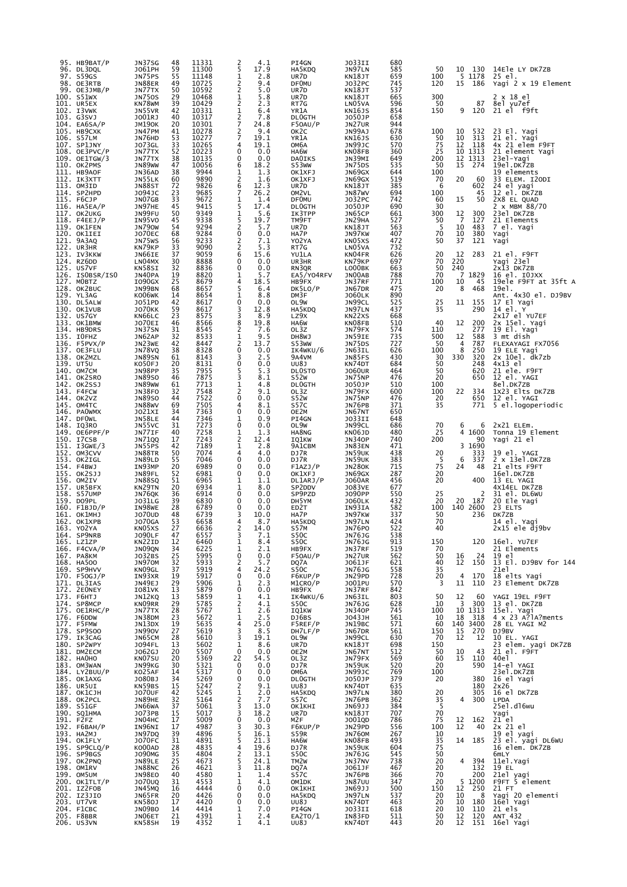| | | | | | | | | | | | | | |
|---|---|---|---|---|---|---|---|---|---|---|---|---|---|
| 95. | HB9BAT/P | JN37SG | 48 | 11331 | 2 | 4.1 | PI4GN | JO33II | 680 | | | | |
| 96. | DL3DQL | JO61PH | 59 | 11300 | 5 | 17.9 | HA5KDQ | JN97LN | 585 | | | | |
| 97. | S59GS | JN75PS | 55 | 11148 | 1 | 2.8 | UR7D | KN18JT | 659 | 50 | 10 | 130 | 14Ele LY DK7ZB |
| 98. | OE3RTB | JN88ER | 49 | 10725 | 2 | 9.4 | DF0MU | JO32PC | 745 | 100 | 5 | 1178 | 25 el. |
| 99. | OE3MJB/P | JN77TX | 50 | 10592 | 2 | 5.0 | UR7D | KN18JT | 537 | 120 | 15 | 186 | Yagi 2 x 19 Element |
| 100. | S51WX | JN75OS | 29 | 10468 | 1 | 5.8 | UR7D | KN18JT | 665 | 300 | | | 2 x 18 el |
| 101. | UR5EX | KN78WM | 39 | 10429 | 2 | 2.3 | RT7G | LN05VA | 596 | 50 | | 87 | 8el yu7ef |
| 102. | I3VWK | JN55VR | 42 | 10331 | 1 | 6.4 | YR1A | KN16JS | 854 | 150 | 9 | 120 | 21 el f9ft |
| 103. | G3SVJ | JO01RJ | 40 | 10317 | 2 | 7.8 | DL0GTH | JO50JP | 658 | | | | |
| 104. | EA6SA/P | JM19OK | 20 | 10301 | 7 | 24.8 | F5OAU/P | JN27UR | 944 | | | | |
| 105. | HB9CXK | JN47PM | 41 | 10278 | 2 | 9.4 | OK2C | JN99AJ | 678 | 100 | 10 | 532 | 23 El. Yagi |
| 106. | S57LM | JN76HD | 53 | 10277 | 7 | 19.1 | YR1A | KN16JS | 630 | 50 | 10 | 313 | 21 El. Yagi |
| 107. | SP1JNY | JO73GL | 33 | 10265 | 4 | 19.1 | OM6A | JN99JC | 570 | 75 | 12 | 118 | 4x 21 elem F9FT |
| 108. | OE3PVC/P | JN77TX | 52 | 10223 | 0 | 0.0 | HA6W | KN08FB | 360 | 25 | 10 | 1313 | 21 element Yagi |
| 109. | OE1TGW/3 | JN77TX | 38 | 10135 | 0 | 0.0 | DA0IKS | JN39MI | 649 | 200 | 12 | 1313 | 23el-Yagi |
| 110. | OK2PMS | JN89WW | 47 | 10056 | 6 | 18.2 | S53WW | JN75DS | 535 | 50 | 15 | 274 | 19el.DK7ZB |
| 111. | HB9AOF | JN36AD | 38 | 9944 | 1 | 1.3 | OK1XFJ | JN69GX | 644 | 100 | | | 19 elements |
| 112. | IK3XTT | JN55LK | 60 | 9890 | 2 | 1.6 | OK1XFJ | JN69GX | 519 | 70 | 20 | 60 | 33 ELEM. I2ODI |
| 113. | OM3ID | JN88ST | 72 | 9826 | 6 | 12.3 | UR7D | KN18JT | 385 | 6 | | 602 | 24 el yagi |
| 114. | SP2HPD | JO94JC | 23 | 9685 | 7 | 26.2 | OM2VL | JN87WV | 694 | 100 | | 45 | 12 el. DK7ZB |
| 115. | F6CJP | JN07GB | 33 | 9672 | 1 | 1.4 | DF0MU | JO32PC | 742 | 60 | 15 | 50 | 2X8 EL QUAD |
| 116. | HA5EA/P | JN97HE | 45 | 9415 | 5 | 17.4 | DL0GTH | JO50JP | 690 | 30 | | | 2 x MBM 88/70 |
| 117. | OK2UKG | JN99FU | 50 | 9349 | 1 | 5.6 | IK3TPP | JN65CP | 661 | 300 | 12 | 300 | 23el DK7ZB |
| 118. | F4EEJ/P | IN95VO | 45 | 9338 | 5 | 19.7 | TM9FT | JN29HA | 527 | 50 | 7 | 127 | 21 Elements |
| 119. | OK1FEN | JN79OW | 54 | 9294 | 2 | 5.7 | UR7D | KN18JT | 563 | 5 | 10 | 483 | 7 el. Yagi |
| 120. | OK1IEI | JO70EC | 68 | 9284 | 0 | 0.0 | HA7P | JN97KW | 407 | 70 | 10 | 380 | Yagi |
| 121. | 9A3AQ | JN75WS | 56 | 9233 | 2 | 7.1 | YO2YA | KN05XS | 472 | 50 | 37 | 121 | Yagi |
| 122. | UR3HR | KN79KP | 33 | 9090 | 2 | 5.3 | RT7G | LN05VA | 732 | | | | |
| 123. | IV3KKW | JN66IE | 37 | 9059 | 6 | 15.6 | YU1LA | KN04FR | 626 | 20 | 12 | 283 | 21 el. F9FT |
| 124. | RZ6DD | LN04MX | 30 | 8888 | 0 | 0.0 | UR3HR | KN79KP | 697 | 70 | 220 | | Yagi 23el |
| 125. | US7VF | KN58SI | 32 | 8836 | 0 | 0.0 | RN3QR | LO00BK | 663 | 50 | 240 | | 2x13 DK7ZB |
| 126. | IS0BSR/IS0 | JN40PA | 19 | 8820 | 1 | 5.7 | EA5/YO4RFV | JN00AB | 788 | 70 | 7 | 1829 | 16 el. IOJXX |
| 127. | M0BTZ | IO90GX | 25 | 8679 | 4 | 18.5 | HB9FX | JN37RF | 771 | 100 | 10 | 45 | 19ele F9FT at 35ft A |
| 128. | OK2BUC | JN99BN | 68 | 8657 | 5 | 6.4 | DK5LO/P | JN67DR | 475 | 20 | 8 | 468 | 19el. |
| 129. | YL3AG | KO06WK | 14 | 8654 | 1 | 8.8 | DM3F | JO60LK | 890 | | | | Ant. 4x30 el. DJ9BV |
| 130. | DL5ALW | JO51PD | 42 | 8617 | 0 | 0.0 | OL9W | JN99CL | 525 | 25 | 11 | 155 | 17 El Yagi |
| 130. | OK1VUB | JO70KK | 59 | 8617 | 3 | 12.8 | HA5KDQ | JN97LN | 437 | 35 | | 290 | 14 el. Y |
| 132. | US7GY | KN66LC | 23 | 8575 | 3 | 8.9 | LZ9X | KN22XS | 668 | | | | 2x17 el YU7EF |
| 133. | OK1BMW | JO70EI | 46 | 8566 | 8 | 19.8 | HA6W | KN08FB | 510 | 40 | 12 | 200 | 2x 15el. Yagi |
| 134. | HB9DRS | JN37SN | 31 | 8545 | 2 | 7.6 | OL3Z | JN79FX | 574 | 110 | | 277 | 19 El. Yagi |
| 135. | I0FHZ | JN62AP | 32 | 8533 | 1 | 9.5 | DH8WJ | JN59IE | 735 | 500 | 12 | 588 | 3 mt dish |
| 136. | F5PVX/P | JN23WE | 42 | 8447 | 2 | 13.7 | S53WW | JN75DS | 727 | 50 | 4 | 787 | FLEXAYAGI FX7056 |
| 137. | OE3FLU | JN78VQ | 38 | 8328 | 0 | 0.0 | IK4WKU/6 | JN63IL | 626 | 100 | 8 | 250 | 19 ELE Yagi |
| 138. | OK2MZL | JN89SN | 61 | 8143 | 3 | 2.5 | 9A4VM | JN85FS | 430 | 30 | 330 | 320 | 2x 10el. dk7zb |
| 139. | UT5U | KO50FJ | 20 | 8131 | 0 | 0.0 | UU8J | KN74DT | 684 | 50 | | 248 | 4x13 el |
| 140. | OM7CM | JN98PP | 35 | 7955 | 5 | 5.3 | DL0STO | JO60UR | 464 | 50 | | 620 | 21 ele. F9FT |
| 141. | OK2SRO | JN89SO | 46 | 7875 | 3 | 8.1 | S52W | JN75NP | 476 | 20 | | 650 | 12 el. YAGI |
| 142. | OK2SSJ | JN89WW | 61 | 7713 | 1 | 4.8 | DL0GTH | JO50JP | 510 | 100 | | | 8el.DK7ZB |
| 143. | F4FCW | JN38FO | 32 | 7548 | 2 | 9.1 | OL3Z | JN79FX | 600 | 100 | 22 | 334 | 1X23 Elts DK7ZB |
| 144. | OK2VZ | JN89SO | 44 | 7522 | 0 | 0.0 | S52W | JN75NP | 476 | 20 | | 650 | 12 el. YAGI |
| 145. | OM4TC | JN88WV | 69 | 7505 | 4 | 8.1 | S57C | JN76PB | 371 | 35 | | 771 | 5 el.logoperiodic |
| 146. | PA0WMX | JO21XI | 34 | 7363 | 0 | 0.0 | OE2M | JN67NT | 650 | | | | |
| 147. | DF0WL | JN58LE | 44 | 7346 | 1 | 0.9 | PI4GN | JO33II | 648 | | | | |
| 148. | IQ3RO | JN55VC | 31 | 7273 | 0 | 0.0 | OL9W | JN99CL | 686 | 70 | 6 | 6 | 2x21 ELEm. |
| 149. | OE6PPF/P | JN77IF | 40 | 7258 | 1 | 1.3 | HA8NG | KN06JD | 480 | 25 | 4 | 1600 | Tonna 19 Element |
| 150. | I7CSB | JN71QQ | 17 | 7243 | 2 | 12.4 | IQ1KW | JN34OP | 740 | 200 | | 90 | Yagi 21 el |
| 151. | I3GWE/3 | JN55PS | 42 | 7189 | 1 | 2.8 | 9A1CBM | JN83EN | 471 | | 3 | 1690 | |
| 152. | OM3CVV | JN88TR | 50 | 7074 | 4 | 4.0 | DJ7R | JN59UK | 438 | 20 | | 333 | 19 el. YAGI |
| 153. | OK2IGL | JN89LD | 55 | 7046 | 0 | 0.0 | DJ7R | JN59UK | 383 | 5 | 6 | 337 | 2 x 13el.DK7ZB |
| 154. | F4BWJ | IN93MP | 20 | 6989 | 0 | 0.0 | F1AZJ/P | JN28OK | 715 | 75 | 24 | 48 | 21 elts F9FT |
| 155. | OK2SJJ | JN89FL | 52 | 6981 | 0 | 0.0 | OK1XFJ | JN69GX | 287 | 20 | | | 16el.DK7ZB |
| 156. | OM2IV | JN88SQ | 51 | 6965 | 1 | 1.1 | DL1ARJ/P | JO60AR | 456 | 20 | | 400 | 13 EL YAGI |
| 157. | UR5BFX | KN29TN | 20 | 6934 | 1 | 8.0 | SP2DDV | JO83VE | 677 | | | | 4X14EL DK7ZB |
| 158. | S57UMP | JN76QK | 36 | 6914 | 0 | 0.0 | SP9PZD | JO90PP | 550 | 25 | | 2 | 31 el. DL6WU |
| 159. | DO9PL | JO31LG | 39 | 6830 | 0 | 0.0 | DH5YM | JO60LK | 432 | 20 | 20 | 187 | 20 Ele Yagi |
| 160. | F1BJD/P | IN98WE | 28 | 6789 | 0 | 0.0 | ED2T | IN93IA | 582 | 100 | 140 | 2600 | 23 ELTS |
| 161. | OK1MHJ | JO70UD | 48 | 6739 | 3 | 10.0 | HA7P | JN97KW | 337 | 50 | | 236 | DK7ZB |
| 162. | OK1XPB | JO70GA | 53 | 6658 | 4 | 8.7 | HA5KDQ | JN97LN | 424 | 70 | | | 14 el. Yagi |
| 163. | YO2YA | KN05XS | 27 | 6636 | 2 | 14.0 | S57M | JN76PO | 522 | 40 | | | 2x15 ele dj9bv |
| 164. | SP9NRB | JO90LF | 47 | 6557 | 3 | 7.1 | S50C | JN76JG | 538 | | | | |
| 165. | LZ1ZP | KN22ID | 12 | 6460 | 1 | 8.4 | S50C | JN76JG | 913 | 150 | | 120 | 16el. YU7EF |
| 166. | F4CVA/P | JN09QN | 34 | 6225 | 1 | 2.1 | HB9FX | JN37RF | 519 | 70 | | | 21 Elements |
| 167. | PA8KM | JO32BS | 25 | 5995 | 0 | 0.0 | F5OAU/P | JN27UR | 562 | 50 | 16 | 24 | 19 el |
| 168. | HA5OO | JN97OM | 32 | 5933 | 2 | 5.7 | DQ7A | JO61JF | 621 | 40 | 12 | 150 | 13 El. DJ9BV for 144 |
| 169. | SP9HVV | KN09GL | 37 | 5919 | 4 | 24.2 | S50C | JN76JG | 558 | 35 | | | 21el |
| 170. | F5OGJ/P | IN93XR | 19 | 5917 | 0 | 0.0 | F6KUP/P | JN29PD | 728 | 20 | 4 | 170 | 18 elts Yagi |
| 171. | DL3IAS | JN49EJ | 29 | 5906 | 1 | 2.3 | M1CRO/P | IO01PU | 570 | 3 | 11 | 110 | 23 Element DK7ZB |
| 172. | 2E0NEY | IO81VK | 13 | 5879 | 0 | 0.0 | HB9FX | JN37RF | 842 | | | | |
| 173. | F6HTJ | JN12KQ | 13 | 5859 | 1 | 4.1 | IK4WKU/6 | JN63IL | 803 | 50 | 12 | 60 | YAGI 19EL F9FT |
| 174. | SP8MCP | KN09RR | 29 | 5785 | 2 | 4.1 | S50C | JN76JG | 628 | 10 | 3 | 300 | 13 el. DK7ZB |
| 175. | OE1RHC/P | JN77TX | 28 | 5767 | 1 | 2.6 | IQ1KW | JN34OP | 745 | 100 | 10 | 1313 | 15el. Yagi |
| 176. | F6DDW | JN38DM | 23 | 5672 | 1 | 2.5 | DJ6BS | JO43JH | 561 | 10 | 18 | 318 | 4 x 23 A?lA?ments |
| 177. | F5FMW | JN13DX | 19 | 5635 | 4 | 25.0 | F5REF/P | JN19BC | 571 | 60 | 140 | 3400 | 28 EL YAGI M2 |
| 178. | SP9SOO | JN99OV | 27 | 5619 | 3 | 8.5 | DH7LF/P | JN67DR | 561 | 150 | 15 | 270 | DJ9BV |
| 179. | IK3CAG | JN65CM | 28 | 5610 | 3 | 19.1 | OL9W | JN99CL | 630 | 70 | 12 | 12 | 10 EL. YAGI |
| 180. | SP2WPY | JO94FL | 13 | 5602 | 1 | 8.6 | UR7D | KN18JT | 698 | 150 | | | 23 elem. yagi DK7ZB |
| 181. | DM2ECM | JO62GJ | 20 | 5507 | 0 | 0.0 | OE2M | JN67NT | 512 | 50 | 10 | 43 | 21 el. F9FT |
| 182. | HA0HO | KN07SU | 20 | 5369 | 22 | 54.5 | OL3Z | JN79FX | 569 | 60 | 15 | 110 | 40el |
| 183. | OM3WAN | JN99KG | 30 | 5321 | 0 | 0.0 | DJ7R | JN59UK | 520 | 20 | | 590 | 14-el YAGI |
| 184. | LY2BUU/P | KO25AF | 14 | 5317 | 0 | 0.0 | OM6A | JN99JC | 769 | 100 | | | 23el.DK7ZB |
| 185. | OK1AXG | JO80BJ | 34 | 5269 | 0 | 0.0 | DL0GTH | JO50JP | 379 | 20 | | 380 | 16 el Yagi |
| 186. | UR5UI | KN59BS | 15 | 5247 | 2 | 9.1 | UU8J | KN74DT | 635 | | | 180 | 2x26 |
| 187. | OK1CJH | JO70UF | 42 | 5245 | 1 | 2.0 | HA5KDQ | JN97LN | 380 | 20 | | 305 | 16 el DK7ZB |
| 188. | OK2PCL | JN89HE | 32 | 5164 | 2 | 7.7 | S57C | JN76PB | 362 | 35 | 4 | 300 | LPDA |
| 189. | S51GF | JN66WA | 37 | 5061 | 3 | 13.0 | OK1KHI | JN69JJ | 384 | 5 | | | 25el.dl6wu |
| 190. | SQ1HMA | JO73PB | 15 | 5017 | 3 | 18.2 | UR7D | KN18JT | 707 | 70 | | | Yagi |
| 191. | F2FZ | JN04HC | 17 | 5009 | 0 | 0.0 | M2F | JO01QD | 786 | 75 | 12 | 162 | 21 el |
| 192. | F6BAH/P | IN96NI | 17 | 4987 | 3 | 30.3 | F6KUP/P | JN29PD | 556 | 100 | 12 | 40 | 2x 21 el |
| 193. | HA2MJ | JN97DQ | 39 | 4896 | 5 | 16.1 | S59R | JN76OM | 267 | 10 | | | 19 el yagi |
| 194. | OK1FLY | JO70FC | 31 | 4891 | 5 | 21.3 | HA6W | KN08FB | 493 | 35 | 14 | 185 | 23 el. yagi DL6WU |
| 195. | SP9CLQ/P | KO00AD | 28 | 4835 | 4 | 19.6 | DJ7R | JN59UK | 604 | 75 | | | 16 elem. DK7ZB |
| 196. | SP9BGS | JO90MG | 35 | 4804 | 2 | 13.1 | S50C | JN76JG | 545 | 50 | | | 6mLY |
| 197. | OK2PNQ | JN89LE | 25 | 4673 | 5 | 24.1 | TM2W | JN37NV | 738 | 20 | 4 | 394 | 11el.Yagi |
| 198. | OM1RV | JN88NC | 26 | 4621 | 3 | 11.8 | DQ7A | JO61JF | 467 | 20 | | 132 | 19 EL |
| 199. | OM5UM | JN98EO | 40 | 4580 | 1 | 1.4 | S57C | JN76PB | 366 | 70 | | 200 | 21el yagi |
| 200. | OK1TLT/P | JO70UQ | 31 | 4553 | 1 | 4.1 | OM1DK | JN87UU | 347 | 20 | 5 | 1200 | F9FT 5 element |
| 201. | IZ2FOB | JN45MQ | 16 | 4444 | 0 | 0.0 | OK1KHI | JN69JJ | 500 | 150 | 12 | 250 | 21 FT |
| 202. | IZ3JIO | JN65FR | 20 | 4426 | 0 | 0.0 | HA5KDQ | JN97LN | 537 | 20 | 10 | 8 | Yagi 20 elementi |
| 203. | UT7VR | KN58OJ | 17 | 4420 | 0 | 0.0 | UU8J | KN74DT | 463 | 20 | 10 | 180 | 16el Yagi |
| 204. | F1CBC | JN09BO | 14 | 4414 | 1 | 7.0 | PI4GN | JO33II | 618 | 20 | 10 | 110 | 21 els |
| 205. | F8BBR | JN06ET | 21 | 4391 | 1 | 2.4 | EA2TO/1 | IN83FD | 511 | 50 | 12 | 120 | ANT 432 |
| 206. | US3VN | KN58SH | 19 | 4352 | 1 | 4.1 | UU8J | KN74DT | 443 | 20 | 12 | 151 | 16el Yagi |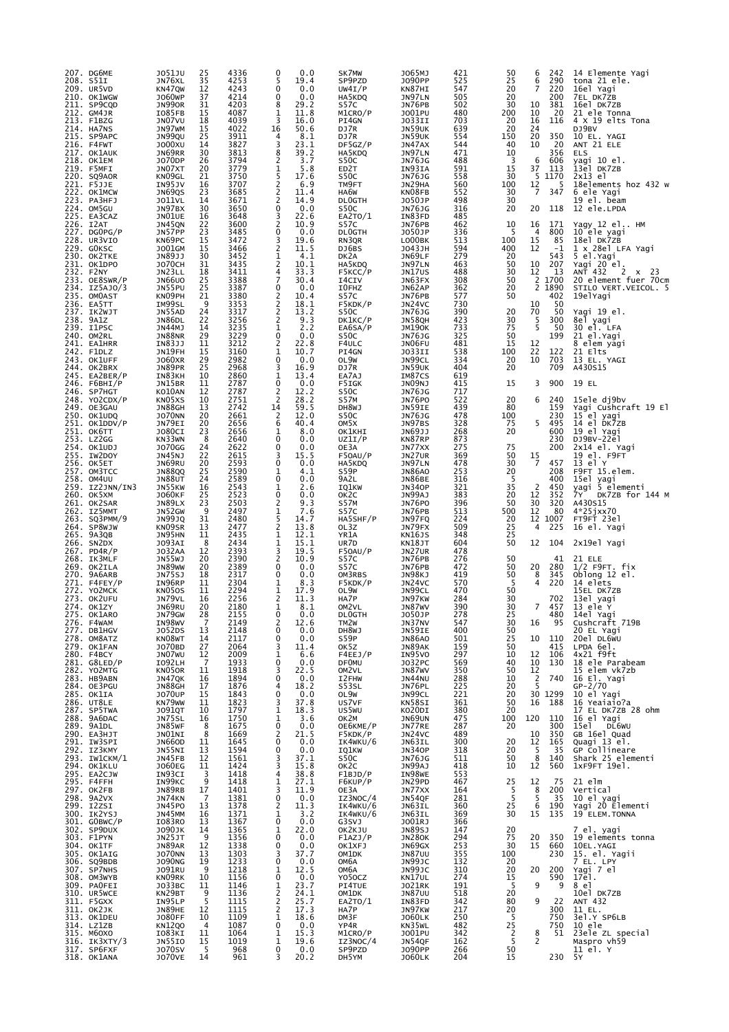| | | | | | | | | | | | | |
|---|---|---|---|---|---|---|---|---|---|---|---|---|
| 207. DG6ME | JO51JU | 25 | 4336 | 0 | 0.0 | SK7MW | JO65MJ | 421 | 50 | 6 | 242 | 14 Elemente Yagi |
| 208. S51I | JN76XL | 35 | 4253 | 5 | 19.4 | SP9PZD | JO90PP | 525 | 25 | 6 | 290 | tona 21 ele. |
| 209. UR5VD | KN47QW | 12 | 4243 | 0 | 0.0 | UW4I/P | KN87HI | 547 | 20 | 7 | 220 | 16el Yagi |
| 210. OK1WGW | JO60WP | 37 | 4214 | 0 | 0.0 | HA5KDQ | JN97LN | 505 | 20 | | 200 | 7EL DK7ZB |
| 211. SP9CQD | JN99OR | 31 | 4203 | 8 | 29.2 | S57C | JN76PB | 502 | 30 | 10 | 381 | 16el DK7ZB |
| 212. GM4JR | IO85FB | 15 | 4087 | 1 | 11.8 | M1CRO/P | JO01PU | 480 | 200 | 10 | 20 | 21 ele Tonna |
| 213. F1BZG | JN07VU | 18 | 4039 | 3 | 16.0 | PI4GN | JO33II | 703 | 20 | 16 | 116 | 4 X 19 elts Tona |
| 214. HA7NS | JN97WM | 15 | 4022 | 16 | 50.6 | DJ7R | JN59UK | 639 | 20 | 24 | | DJ9BV |
| 215. SP9APC | JN99QU | 25 | 3911 | 4 | 8.1 | DJ7R | JN59UK | 554 | 150 | 20 | 350 | 10 EL. YAGI |
| 216. F4FWT | JO00XU | 14 | 3827 | 3 | 23.1 | DF5GZ/P | JN47AX | 544 | 40 | 10 | 20 | ANT 21 ELE |
| 217. OK1AUK | JN69RR | 30 | 3813 | 8 | 39.2 | HA5KDQ | JN97LN | 471 | 10 | | 356 | ELS |
| 218. OK1EM | JO70DP | 26 | 3794 | 2 | 3.7 | S50C | JN76JG | 488 | 3 | 6 | 606 | yagi 10 el. |
| 219. F5MFI | JN07XT | 20 | 3779 | 1 | 5.8 | ED2T | IN93IA | 591 | 15 | 37 | 113 | 13el DK7ZB |
| 220. SQ9AOR | KN09GL | 21 | 3750 | 5 | 17.6 | S50C | JN76JG | 558 | 30 | 5 | 1170 | 2x13 el |
| 221. F5JJE | IN95JV | 16 | 3707 | 2 | 6.9 | TM9FT | JN29HA | 560 | 100 | 12 | 5 | 18elements hoz 432 w |
| 222. OK1MCW | JN69QS | 23 | 3685 | 2 | 11.4 | HA6W | KN08FB | 552 | 30 | 7 | 347 | 6 ele Yagi |
| 223. PA3HFJ | JO11VL | 14 | 3671 | 2 | 14.9 | DL0GTH | JO50JP | 498 | 30 | | | 19 el. beam |
| 224. OM5GU | JN97BX | 30 | 3650 | 0 | 0.0 | S50C | JN76JG | 316 | 20 | 20 | 118 | 12 ele.LPDA |
| 225. EA3CAZ | JN01UE | 16 | 3648 | 3 | 22.6 | EA2TO/1 | IN83FD | 485 | | | | |
| 226. I2AT | JN45QN | 22 | 3600 | 2 | 10.9 | S57C | JN76PB | 462 | 10 | 16 | 171 | Yagy 12 el.. HM |
| 227. DG0PG/P | JN57PP | 23 | 3485 | 0 | 0.0 | DL0GTH | JO50JP | 336 | 5 | 4 | 800 | 10 ele yagi |
| 228. UR3VIO | KN69PC | 15 | 3472 | 3 | 19.6 | RN3QR | LO00BK | 513 | 100 | 15 | 85 | 18el DK7ZB |
| 229. G0KSC | JO01GM | 15 | 3466 | 2 | 11.5 | DJ6BS | JO43JH | 594 | 400 | 12 | -1 | 1 x 28el LFA Yagi |
| 230. OK2TKE | JN89JJ | 30 | 3452 | 1 | 4.1 | DK2A | JN69LF | 279 | 20 | | 543 | 5 el.Yagi |
| 231. OK1DPO | JO70CH | 31 | 3435 | 2 | 10.1 | HA5KDQ | JN97LN | 463 | 50 | 10 | 207 | Yagi 20 el. |
| 232. F2NY | JN23LL | 18 | 3411 | 4 | 33.3 | F5KCC/P | JN17US | 488 | 30 | 12 | 13 | ANT 432 2 x 23 |
| 233. OE8SWR/P | JN66UO | 25 | 3388 | 7 | 30.4 | I4CIV | JN63FX | 308 | 50 | 2 | 1700 | 20 element fuer 70cm |
| 234. IZ5AJO/3 | JN55PU | 25 | 3387 | 0 | 0.0 | IO FHZ | JN62AP | 362 | 20 | 2 | 1890 | STILO VERT.VEICOL. 5 |
| 235. OM0AST | KN09PH | 21 | 3380 | 2 | 10.4 | S57C | JN76PB | 577 | 50 | | 402 | 19elYagi |
| 236. EA5TT | IM99SL | 9 | 3353 | 2 | 18.1 | F5KDK/P | JN24VC | 730 | | 10 | 50 | |
| 237. IK2WJT | JN55AD | 24 | 3317 | 2 | 13.2 | S50C | JN76JG | 390 | 20 | 70 | 50 | Yagi 19 el. |
| 238. 9A1Z | JN86DL | 22 | 3256 | 2 | 9.3 | DK1KC/P | JN58QH | 423 | 30 | 5 | 300 | 8el yagi |
| 239. I1PSC | JN44MJ | 14 | 3235 | 1 | 2.2 | EA6SA/P | JM19OK | 733 | 75 | 5 | 50 | 30 el. LFA |
| 240. OM2RL | JN88RR | 29 | 3229 | 0 | 0.0 | S50C | JN76JG | 325 | 50 | | 199 | 21 el.Yagi |
| 241. EA1HRR | IN83JJ | 11 | 3212 | 2 | 22.8 | F4ULC | JN06FU | 481 | 15 | 12 | | 8 elem yagi |
| 242. F1DLZ | JN19FH | 15 | 3160 | 1 | 10.7 | PI4GN | JO33II | 538 | 100 | 22 | 122 | 21 Elts |
| 243. OK1UFF | JO60XR | 29 | 2982 | 0 | 0.0 | OL9W | JN99CL | 334 | 20 | 10 | 703 | 13 EL. YAGI |
| 244. OK2BRX | JN89PR | 25 | 2968 | 3 | 16.9 | DJ7R | JN59UK | 404 | 20 | | 709 | A430S15 |
| 245. EA2BER/P | IN83KH | 10 | 2860 | 1 | 13.4 | EA7AJ | IM87CS | 619 | | | | |
| 246. F6BHI/P | JN15BR | 11 | 2787 | 0 | 0.0 | F5IGK | JN09NJ | 415 | 15 | 3 | 900 | 19 EL |
| 247. SP7HGT | KO10AN | 12 | 2787 | 2 | 12.2 | S50C | JN76JG | 717 | | | | |
| 248. YO2CDX/P | KN05XS | 10 | 2751 | 2 | 28.2 | S57M | JN76PO | 522 | 20 | 6 | 240 | 15ele dj9bv |
| 249. OE3GAU | JN88GH | 13 | 2742 | 14 | 59.5 | DH8WJ | JN59IE | 439 | 80 | | 159 | Yagi Cushcraft 19 El |
| 250. OK1UDQ | JO70NN | 20 | 2661 | 2 | 12.0 | S50C | JN76JG | 478 | 100 | | 230 | 15 el yagi |
| 251. OK1DDV/P | JN79EI | 20 | 2656 | 6 | 40.4 | OM5X | JN97BS | 328 | 75 | 5 | 495 | 14 el DK7ZB |
| 252. OK6TT | JO80CI | 23 | 2656 | 1 | 8.0 | OK1KHI | JN69JJ | 268 | 20 | | 600 | 19 el Yagi |
| 253. LZ2GG | KN33WN | 8 | 2640 | 0 | 0.0 | UZ1I/P | KN87RP | 873 | | | 230 | DJ9BV-22el |
| 254. OK1UDJ | JO70GG | 24 | 2622 | 0 | 0.0 | OE3A | JN77XX | 275 | 75 | | 200 | 2x14 el. Yagi |
| 255. IW2DOY | JN45NJ | 22 | 2615 | 3 | 15.5 | F5OAU/P | JN27UR | 369 | 50 | 15 | | 19 el. F9FT |
| 256. OK5ET | JN69RU | 20 | 2593 | 0 | 0.0 | HA5KDQ | JN97LN | 478 | 30 | 7 | 457 | 13 el Y |
| 257. OM3TCC | JN88QQ | 25 | 2590 | 1 | 4.1 | S59P | JN86AO | 253 | 20 | | 208 | F9FT 15.elem. |
| 258. OM4UU | JN88UT | 24 | 2589 | 0 | 0.0 | 9A2L | JN86BE | 316 | 5 | | 400 | 15el yagi |
| 259. IZ2JNN/IN3 | JN55KW | 16 | 2543 | 1 | 2.6 | IQ1KW | JN34OP | 321 | 35 | 2 | 450 | yagi 5 elementi |
| 260. OK5XM | JO60KF | 25 | 2523 | 0 | 0.0 | OK2C | JN99AJ | 383 | 20 | 12 | 352 | 7Y DK7ZB for 144 M |
| 261. OK2SAR | JN89LX | 23 | 2503 | 2 | 9.3 | S57M | JN76PO | 396 | 50 | 30 | 320 | A430S15 |
| 262. IZ5MMT | JN52GW | 9 | 2497 | 1 | 7.6 | S57C | JN76PB | 513 | 500 | 12 | 80 | 4*25jxx70 |
| 263. SQ3PMM/9 | JN99JQ | 31 | 2480 | 5 | 14.7 | HA5SHF/P | JN79FQ | 224 | 20 | 12 | 1007 | FT9FT 23el |
| 264. SP8WJW | KN09SR | 13 | 2477 | 2 | 13.8 | OL3Z | JN79FX | 509 | 25 | 4 | 225 | 16 el. Yagi |
| 265. 9A3QB | JN95HN | 11 | 2435 | 1 | 12.1 | YR1A | KN16JS | 348 | 25 | | | |
| 266. SN2DX | JO93AI | 8 | 2434 | 1 | 15.1 | UR7D | KN18JT | 604 | 50 | 12 | 104 | 2x19el Yagi |
| 267. PD4R/P | JO32AA | 12 | 2393 | 3 | 19.5 | F5OAU/P | JN27UR | 478 | | | | |
| 268. IK3MLF | JN55WJ | 20 | 2390 | 2 | 10.9 | S57C | JN76PB | 276 | 50 | | 41 | 21 ELE |
| 269. OK2ILA | JN89WW | 20 | 2389 | 0 | 0.0 | S57C | JN76PB | 472 | 50 | 20 | 280 | 1/2 F9FT. fix |
| 270. 9A6ARB | JN75SJ | 18 | 2317 | 0 | 0.0 | OM3RBS | JN98KJ | 419 | 50 | 8 | 345 | Oblong 12 el. |
| 271. F4FEY/P | IN96RP | 11 | 2304 | 1 | 8.3 | F5KDK/P | JN24VC | 570 | 5 | 4 | 220 | 14 elets |
| 272. YO2MCK | KN05OS | 11 | 2294 | 1 | 17.9 | OL9W | JN99CL | 470 | 50 | | | 15EL DK7ZB |
| 273. OK2UFU | JN79VL | 16 | 2256 | 2 | 11.3 | HA7P | JN97KW | 284 | 30 | | 702 | 13el yagi |
| 274. OK1ZY | JN69RU | 20 | 2180 | 1 | 8.1 | OM2VL | JN87WV | 390 | 30 | 7 | 457 | 13 ele Y |
| 275. OK1AXO | JN79GW | 28 | 2155 | 0 | 0.0 | DL0GTH | JO50JP | 278 | 25 | | 480 | 14el Yagi |
| 276. F4WAM | IN98WV | 7 | 2149 | 2 | 12.6 | TM2W | JN37NV | 547 | 30 | 16 | 95 | Cushcraft 719B |
| 277. DB1HGV | JO52DS | 13 | 2148 | 0 | 0.0 | DH8WJ | JN59IE | 400 | 50 | | | 20 EL Yagi |
| 278. OM8ATZ | KN08WT | 14 | 2117 | 0 | 0.0 | S59P | JN86AO | 501 | 25 | 10 | 110 | 20el DL6WU |
| 279. OK1FAN | JO70BD | 27 | 2064 | 3 | 11.4 | OK5Z | JN89AK | 159 | 50 | | 415 | LPDA 6el. |
| 280. F4BCY | JN07WU | 12 | 2009 | 1 | 6.6 | F4FEJ/P | IN95VO | 297 | 10 | 12 | 106 | 4x21 F9ft |
| 281. G8LED/P | IO92LH | 7 | 1933 | 0 | 0.0 | DF0MU | JO32PC | 569 | 40 | 10 | 130 | 18 elu Parabeam |
| 282. YO2MTG | KN05OR | 11 | 1918 | 3 | 22.5 | OM2VL | JN87WV | 350 | 50 | 12 | | 15 elem vk7zb |
| 283. HB9ABN | JN47QK | 16 | 1894 | 0 | 0.0 | I2FHW | JN44NU | 288 | 10 | 2 | 740 | 16 El. Yagi |
| 284. OE3PGU | JN88GH | 17 | 1876 | 4 | 18.2 | S53SL | JN76PL | 225 | 20 | 5 | | GP-2/70 |
| 285. OK1IA | JO70UP | 15 | 1843 | 0 | 0.0 | OL9W | JN99CL | 221 | 20 | 30 | 1299 | 10 el Yagi |
| 286. UT8LE | KN79WW | 11 | 1823 | 3 | 37.8 | US7VF | KN58SI | 361 | 50 | 16 | 188 | 16 Yeaiaio?a |
| 287. SP5TWA | JO91QT | 10 | 1797 | 1 | 18.3 | US5WU | KO20DI | 380 | 20 | | | 17 EL DK7ZB 28 ohm |
| 288. 9A6DAC | JN75SL | 16 | 1750 | 1 | 3.6 | OK2M | JN69UN | 475 | 100 | 120 | 110 | 16 el Yagi |
| 289. 9A1DL | JN85WF | 8 | 1675 | 0 | 0.0 | OE6KME/P | JN77RE | 287 | 20 | | 300 | 15el DL6WU |
| 290. EA3HJT | JN01NI | 8 | 1669 | 2 | 21.5 | F5KDK/P | JN24VC | 489 | | 10 | 350 | GB 16el Quad |
| 291. IW3SPI | JN66OD | 11 | 1645 | 0 | 0.0 | IK4WKU/6 | JN63IL | 300 | 20 | 12 | 165 | Quagi 13 el. |
| 292. IZ3KMY | JN55NI | 13 | 1594 | 0 | 0.0 | IQ1KW | JN34OP | 318 | 20 | 5 | 35 | GP Collineare |
| 293. IW1CKM/1 | JN45FB | 12 | 1561 | 3 | 37.1 | S50C | JN76JG | 511 | 50 | 8 | 140 | Shark 25 elementi |
| 294. OK1KLU | JO60EG | 11 | 1424 | 3 | 15.8 | OK2C | JN99AJ | 418 | 10 | 12 | 560 | 1xF9FT 19el. |
| 295. EA2CJW | IN93CI | 3 | 1418 | 4 | 38.8 | F1BJD/P | IN98WE | 553 | | | | |
| 295. F4FFH | IN99KC | 9 | 1418 | 1 | 27.1 | F6KUP/P | JN29PD | 467 | 25 | 12 | 75 | 21 elm |
| 297. OK2FB | JN89RB | 17 | 1401 | 3 | 11.9 | OE3A | JN77XX | 164 | 5 | 8 | 200 | Vertical |
| 298. 9A2VX | JN74KN | 7 | 1381 | 0 | 0.0 | IZ3NOC/4 | JN54QF | 281 | 5 | 5 | 35 | 10 el yagi |
| 299. I2ZSI | JN45PO | 13 | 1378 | 2 | 11.3 | IK4WKU/6 | JN63IL | 360 | 25 | 6 | 190 | Yagi 20 Elementi |
| 300. IK2YSJ | JN45MM | 16 | 1371 | 1 | 3.2 | IK4WKU/6 | JN63IL | 369 | 30 | 15 | 135 | 19 ELEM.TONNA |
| 301. G0BWC/P | IO83RO | 13 | 1367 | 0 | 0.0 | G3SVJ | JO01RJ | 366 | | | | |
| 302. SP9DUX | JO90JK | 14 | 1365 | 1 | 22.0 | OK2KJU | JN89SJ | 147 | 20 | | | 7 el. yagi |
| 303. F1PYN | JN25JT | 9 | 1356 | 0 | 0.0 | F1AZJ/P | JN28OK | 294 | 75 | 20 | 350 | 19 elements tonna |
| 304. OK1TF | JN89AR | 12 | 1338 | 0 | 0.0 | OK1XFJ | JN69GX | 253 | 30 | 15 | 660 | 10EL.YAGI |
| 305. OK1AIG | JO70NN | 13 | 1303 | 3 | 37.7 | OM1DK | JN87UU | 355 | 100 | | 230 | 15. el. Yagii |
| 306. SQ9BDB | JO90NG | 19 | 1233 | 0 | 0.0 | OM6A | JN99JC | 132 | 20 | | | 7 EL. LPY |
| 307. SP7NHS | JO91RU | 9 | 1218 | 1 | 12.5 | OM6A | JN99JC | 310 | 20 | 20 | 200 | Yagi 7 el |
| 308. OM3WYB | KN09RK | 10 | 1156 | 0 | 0.0 | YO5OCZ | KN17UL | 274 | 15 | | 590 | 17el. |
| 309. PA0FEI | JO33BC | 11 | 1146 | 1 | 23.7 | PI4TUE | JO21RK | 191 | 5 | 9 | 9 | 8 el |
| 310. UR5WCE | KN29BT | 9 | 1136 | 2 | 24.1 | OM1DK | JN87UU | 518 | 20 | | | 10el DK7ZB |
| 311. F5GXX | IN95LP | 5 | 1115 | 2 | 25.7 | EA2TO/1 | IN83FD | 342 | 80 | 9 | 22 | ANT 432 |
| 311. OK2JK | JN89HE | 12 | 1115 | 2 | 17.3 | HA7P | JN97KW | 217 | 20 | | 300 | 11 EL. |
| 313. OK1DEU | JO80FF | 10 | 1109 | 1 | 18.6 | DM3F | JO60LK | 250 | 5 | | 750 | 3el.Y SP6LB |
| 314. LZ2ZB | KN12QO | 4 | 1087 | 0 | 0.0 | YP4R | KN35WL | 482 | 25 | | 750 | 10 ele |
| 315. M6QXO | IO83KI | 11 | 1064 | 1 | 15.3 | M1CRO/P | JO01PU | 342 | 2 | 8 | 51 | 23ele ZL special |
| 316. IK3XTY/3 | JN55IO | 15 | 1019 | 1 | 19.6 | IZ3NOC/4 | JN54QF | 162 | 5 | 2 | | Maspro vh59 |
| 317. SP6FXF | JO70SV | 5 | 968 | 0 | 0.0 | SP9PZD | JO90PP | 266 | 50 | | | 11 el. Y |
| 318. OK1ANA | JO70VE | 14 | 961 | 3 | 20.2 | DH5YM | JO60LK | 204 | 15 | | 230 | 5Y |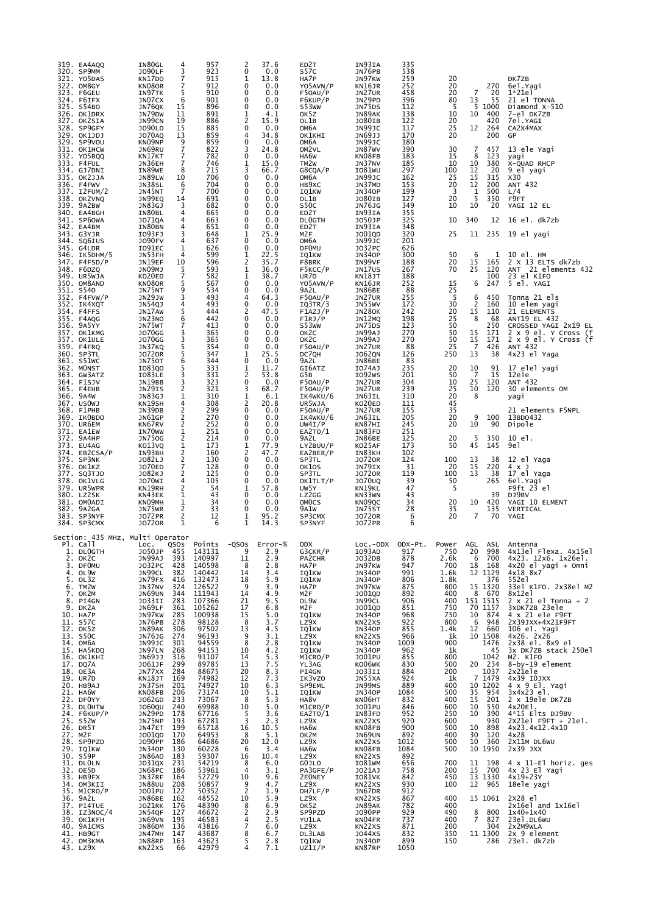| Pl. | Call | Loc. | QSOs | Points | -QSOs | Error-% | ODX | Loc.-ODX | ODX-Pt. | Power | AGL | ASL | Antenna |
|---|---|---|---|---|---|---|---|---|---|---|---|---|---|
| 319. | EA4AQQ | IN80GL | 4 | 957 | 2 | 37.6 | ED2T | IN93IA | 335 | | | | |
| 320. | SP9MM | JO90LF | 3 | 923 | 0 | 0.0 | S57C | JN76PB | 538 | | | | |
| 321. | YO5DAS | KN17DO | 7 | 915 | 1 | 13.8 | HA7P | JN97KW | 259 | 20 | | | DK7ZB |
| 322. | OM8GY | KN08OR | 7 | 912 | 0 | 0.0 | YO5AVN/P | KN16JR | 252 | 20 | | 270 | 6el.Yagi |
| 323. | F6GEU | IN97TK | 5 | 910 | 0 | 0.0 | F5OAU/P | JN27UR | 458 | 20 | 7 | 20 | 1*21el |
| 324. | F6IFX | JN07CX | 6 | 901 | 0 | 0.0 | F6KUP/P | JN29PD | 396 | 80 | 13 | 55 | 21 el TONNA |
| 325. | S54BO | JN76QK | 15 | 896 | 0 | 0.0 | S53WW | JN75DS | 112 | 5 | 5 | 1000 | Diamond X-510 |
| 326. | OK1DRX | JN79DW | 11 | 891 | 1 | 4.1 | OK5Z | JN89AK | 138 | 10 | 10 | 400 | 7-el DK7ZB |
| 327. | OK2SIA | JN99CN | 19 | 886 | 2 | 15.9 | OL1B | JO80IB | 122 | 20 | | 420 | 7el.YAGI |
| 328. | SP9GFY | JO90LD | 15 | 885 | 0 | 0.0 | OM6A | JN99JC | 117 | 25 | 12 | 264 | CA2X4MAX |
| 329. | OK1JDJ | JO70AQ | 13 | 859 | 4 | 34.8 | OK1KHI | JN69JJ | 170 | 20 | | 200 | GP |
| 329. | SP9VOU | KN09NP | 9 | 859 | 0 | 0.0 | OM6A | JN99JC | 180 | | | | |
| 331. | OK1HCW | JN69RU | 7 | 822 | 3 | 24.8 | OM2VL | JN87WV | 390 | 30 | 7 | 457 | 13 ele Yagi |
| 332. | YO5BQQ | KN17KT | 7 | 782 | 0 | 0.0 | HA6W | KN08FB | 183 | 15 | 8 | 123 | yagi |
| 333. | F4FUL | JN36EH | 7 | 746 | 1 | 15.0 | TM2W | JN37NV | 185 | 10 | 10 | 380 | X-QUAD RHCP |
| 334. | GJ7DNI | IN89WE | 8 | 715 | 3 | 66.7 | G8CQA/P | IO81WU | 297 | 100 | 12 | 20 | 9 el yagi |
| 335. | OK2JJA | JN89LW | 10 | 706 | 0 | 0.0 | OM6A | JN99JC | 162 | 25 | 15 | 315 | X30 |
| 336. | F4FWV | JN38SL | 6 | 704 | 0 | 0.0 | HB9XC | JN37MD | 153 | 20 | 12 | 200 | ANT 432 |
| 337. | I2FUM/2 | JN45NT | 7 | 700 | 0 | 0.0 | IQ1KW | JN34OP | 199 | 3 | 1 | 500 | L/4 |
| 338. | OK2VNQ | JN99EQ | 14 | 691 | 0 | 0.0 | OL1B | JO80IB | 127 | 20 | 5 | 350 | F9FT |
| 339. | 9A2BW | JN83GJ | 3 | 682 | 0 | 0.0 | S50C | JN76JG | 349 | 10 | 10 | 20 | YAGI 12 EL |
| 340. | EA4BGH | IN80BL | 4 | 665 | 0 | 0.0 | ED2T | IN93IA | 355 | | | | |
| 341. | SP6OWA | JO71QA | 4 | 663 | 0 | 0.0 | DL0GTH | JO50JP | 325 | 10 | 340 | 12 | 16 el. dk7zb |
| 342. | EA4BM | IN80BN | 4 | 651 | 0 | 0.0 | ED2T | IN93IA | 348 | | | | |
| 343. | G3YJR | IO93FJ | 3 | 648 | 1 | 25.9 | M2F | JO01QD | 320 | 25 | 11 | 235 | 19 el yagi |
| 344. | SQ6IUS | JO90FV | 4 | 637 | 0 | 0.0 | OM6A | JN99JC | 201 | | | | |
| 345. | G4LDR | IO91EC | 1 | 626 | 0 | 0.0 | DF0MU | JO32PC | 626 | | | | |
| 346. | IK5DHM/5 | JN53FH | 4 | 599 | 1 | 22.5 | IQ1KW | JN34OP | 300 | 50 | 6 | 1 | 10 el. HM |
| 347. | F4FSD/P | JN19EF | 10 | 596 | 2 | 35.7 | F8BRK | IN99VF | 188 | 20 | 15 | 165 | 2 X 13 ELTS dk7zb |
| 348. | F6DZQ | JN09MJ | 5 | 593 | 1 | 36.0 | F5KCC/P | JN17US | 267 | 70 | 25 | 120 | ANT 21 elements 432 |
| 349. | UR5WJA | KO20ED | 7 | 582 | 1 | 38.7 | UR7D | KN18JT | 188 | | | 100 | 23 el K1FO |
| 350. | OM8AND | KN08OR | 5 | 567 | 0 | 0.0 | YO5AVN/P | KN16JR | 252 | 15 | 6 | 247 | 5 el. YAGI |
| 351. | S54O | JN75NT | 9 | 534 | 0 | 0.0 | 9A2L | JN86BE | 88 | 25 | | | |
| 352. | F4FVW/P | JN29JW | 3 | 493 | 4 | 64.3 | F5OAU/P | JN27UR | 255 | 5 | 6 | 450 | Tonna 21 els |
| 352. | IK4XQT | JN54QJ | 4 | 493 | 0 | 0.0 | IQ3TR/3 | JN55WV | 172 | 30 | 2 | 160 | 10 elem yagi |
| 354. | F4FFS | JN17AW | 5 | 444 | 2 | 47.5 | F1AZJ/P | JN28OK | 242 | 20 | 15 | 110 | 21 ELEMENTS |
| 355. | F4AQG | JN23NO | 6 | 442 | 0 | 0.0 | F1RJ/P | JN12MQ | 198 | 25 | 8 | 68 | ANT19 EL 432 |
| 356. | 9A5YY | JN75WT | 7 | 413 | 0 | 0.0 | S53WW | JN75DS | 123 | 50 | | 250 | CROSSED YAGI 2x19 EL |
| 357. | OK1KMG | JO70GG | 3 | 365 | 0 | 0.0 | OK2C | JN99AJ | 270 | 50 | 15 | 171 | 2 x 9 el. Y Cross (f |
| 357. | OK1ULE | JO70GG | 3 | 365 | 0 | 0.0 | OK2C | JN99AJ | 270 | 50 | 15 | 171 | 2 x 9 el. Y Cross (f |
| 359. | F4FRQ | JN37KQ | 5 | 354 | 0 | 0.0 | F5OAU/P | JN27UR | 88 | 25 | 7 | 426 | ANT 432 |
| 360. | SP3TL | JO72OR | 5 | 347 | 1 | 25.5 | DC7QH | JO62QN | 126 | 250 | 13 | 38 | 4x23 el Yaga |
| 361. | S51WC | JN75OT | 6 | 344 | 0 | 0.0 | 9A2L | JN86BE | 83 | | | | |
| 362. | M0NST | IO83QO | 5 | 333 | 1 | 11.7 | GI6ATZ | IO74AJ | 235 | 20 | 10 | 91 | 17 elel yagi |
| 363. | GW3ATZ | IO81LE | 3 | 331 | 2 | 53.8 | G5B | IO92WS | 201 | 50 | 7 | 15 | 12ele |
| 364. | F1SJV | JN19BB | 3 | 323 | 0 | 0.0 | F5OAU/P | JN27UR | 304 | 10 | 25 | 120 | ANT 432 |
| 365. | F4EHB | JN29IS | 2 | 321 | 3 | 68.7 | F5OAU/P | JN27UR | 239 | 25 | 10 | 120 | 30 elements OM |
| 366. | 9A4W | JN83GJ | 1 | 310 | 1 | 6.1 | IK4WKU/6 | JN63IL | 310 | 20 | 8 | | yagi |
| 367. | US0WJ | KN19SH | 4 | 308 | 2 | 20.8 | UR5WJA | KO20ED | 111 | 45 | | | |
| 368. | F1PHB | JN39DB | 2 | 299 | 0 | 0.0 | F5OAU/P | JN27UR | 155 | 35 | | | 21 elements F5NPL |
| 369. | IK0BDO | JN61GP | 2 | 270 | 0 | 0.0 | IK4WKU/6 | JN63IL | 205 | 20 | 9 | 100 | 13BDO432 |
| 370. | UR6EM | KN67RV | 2 | 252 | 0 | 0.0 | UW4I/P | KN87HI | 245 | 20 | 10 | 90 | Dipole |
| 371. | EA1EW | IN70WW | 1 | 251 | 0 | 0.0 | EA2TO/1 | IN83FD | 251 | | | | |
| 372. | 9A4HP | JN75OG | 2 | 214 | 0 | 0.0 | 9A2L | JN86BE | 125 | 20 | 5 | 350 | 10 el. |
| 373. | EU4AG | KO13VQ | 1 | 173 | 1 | 77.9 | LY2BUU/P | KO25AF | 173 | 50 | 45 | 145 | 9el |
| 374. | EB2CSA/P | IN93BH | 2 | 160 | 2 | 47.7 | EA2BER/P | IN83KH | 102 | | | | |
| 375. | SP3NK | JO82LJ | 2 | 130 | 0 | 0.0 | SP3TL | JO72OR | 124 | 100 | 13 | 38 | 12 el Yaga |
| 376. | OK1KZ | JO70ED | 7 | 128 | 0 | 0.0 | OK1OS | JN79IX | 31 | 20 | 15 | 220 | 4 x J |
| 377. | SQ3TJD | JO82KJ | 2 | 125 | 0 | 0.0 | SP3TL | JO72OR | 119 | 100 | 13 | 38 | 17 el Yaga |
| 378. | OK1VLG | JO70WI | 4 | 105 | 0 | 0.0 | OK1TLT/P | JO70UQ | 39 | 50 | | 265 | 6el.Yagi |
| 379. | UR5WPR | KN19RH | 2 | 54 | 1 | 57.8 | UW5Y | KN19KL | 47 | 5 | | | F9ft 23 el |
| 380. | LZ2SK | KN43EK | 1 | 43 | 0 | 0.0 | LZ2GG | KN33WN | 43 | | | 39 | DJ9BV |
| 381. | OM0ADI | KN09MH | 1 | 34 | 0 | 0.0 | OM0CS | KN09QC | 34 | 20 | 10 | 420 | YAGI 10 ELMENT |
| 382. | 9A2GA | JN75WR | 2 | 33 | 0 | 0.0 | 9A1W | JN75ST | 28 | 35 | | 135 | VERTICAL |
| 383. | SP3NYF | JO72PR | 2 | 12 | 1 | 95.2 | SP3CMX | JO72OR | 6 | 20 | 7 | 70 | YAGI |
| 384. | SP3CMX | JO72OR | 1 | 6 | 1 | 14.3 | SP3NYF | JO72PR | 6 | | | | |

## Section: 435 MHz, Multi Operator

| Pl. | Call | Loc. | QSOs | Points | -QSOs | Error-% | ODX | Loc.-ODX | ODX-Pt. | Power | AGL | ASL | Antenna |
|---|---|---|---|---|---|---|---|---|---|---|---|---|---|
| 1. | DL0GTH | JO50JP | 455 | 143131 | 9 | 2.9 | G3CKR/P | IO93AD | 917 | 750 | 20 | 998 | 4x13el Flexa. 4x15el |
| 2. | OK2C | JN99AJ | 393 | 140997 | 11 | 2.9 | PA2CHR | JO32DB | 878 | 2.6k | 6 | 700 | 4x23. 12x6. 1x26el. |
| 3. | DF0MU | JO32PC | 428 | 140598 | 8 | 2.8 | HA7P | JN97KW | 947 | 700 | 18 | 168 | 4x20 el yagi + Omni |
| 4. | OL9W | JN99CL | 382 | 140442 | 14 | 3.4 | IQ1KW | JN34OP | 991 | 1.6k | 12 | 1129 | 4x18 8x7 |
| 5. | OL3Z | JN79FX | 416 | 132473 | 18 | 5.9 | IQ1KW | JN34OP | 806 | 1.8k | | 376 | 552el |
| 6. | TM2W | JN37NV | 324 | 126522 | 9 | 3.9 | HA7P | JN97KW | 875 | 800 | 15 | 1320 | 33el K1FO. 2x38el M2 |
| 7. | OK2M | JN69UN | 344 | 111943 | 14 | 4.9 | M2F | JO01QD | 892 | 400 | 8 | 670 | 8x12el |
| 8. | PI4GN | JO33II | 283 | 107366 | 21 | 9.5 | OL9W | JN99CL | 906 | 400 | 151 | 1515 | 2 x 21 el Tonna + 2 |
| 9. | DK2A | JN69LF | 361 | 105262 | 17 | 6.8 | M2F | JO01QD | 851 | 750 | 70 | 1157 | 3xDK7ZB 23ele |
| 10. | HA7P | JN97KW | 285 | 100938 | 15 | 5.0 | IQ1KW | JN34OP | 968 | 750 | 10 | 874 | 4 x 21 ele F9FT |
| 11. | S57C | JN76PB | 278 | 98128 | 8 | 3.7 | LZ9X | KN22XS | 922 | 800 | 6 | 948 | 2X39JXX+4X21F9FT |
| 12. | OK5Z | JN89AK | 306 | 97502 | 13 | 4.5 | IQ1KW | JN34OP | 855 | 1.4k | 12 | 660 | 106 el. Yagi |
| 13. | S50C | JN76JG | 274 | 96193 | 9 | 3.1 | LZ9X | KN22XS | 966 | 1k | 10 | 1508 | 4x26. 2x26 |
| 14. | OM6A | JN99JC | 301 | 94559 | 8 | 2.8 | IQ1KW | JN34OP | 1009 | 900 | | 1476 | 2x38 el. 8x9 el |
| 15. | HA5KDQ | JN97LN | 268 | 94153 | 10 | 4.2 | IQ1KW | JN34OP | 962 | 1k | | 45 | 3x DK7ZB stack 250el |
| 16. | OK1KHI | JN69JJ | 316 | 91107 | 14 | 5.3 | M1CRO/P | JO01PU | 855 | 800 | | 1042 | M2. K1FO |
| 17. | DQ7A | JO61JF | 299 | 89785 | 13 | 7.5 | YL3AG | KO06WK | 830 | 500 | 20 | 234 | 8-by-19 element |
| 18. | OE3A | JN77XX | 284 | 88675 | 20 | 8.3 | PI4GN | JO33II | 884 | 200 | | 1037 | 2x21ele |
| 19. | UR7D | KN18JT | 169 | 74982 | 12 | 7.3 | IK3VZO | JN55XA | 924 | 1k | 7 | 1479 | 4x39 I0JXX |
| 20. | HB9AJ | JN37SH | 201 | 74927 | 10 | 6.3 | SP9EML | JN99MS | 889 | 400 | 10 | 1202 | 4 x 9 El. Yagi |
| 21. | HA6W | KN08FB | 206 | 73174 | 10 | 5.1 | IQ1KW | JN34OP | 1084 | 500 | 35 | 954 | 3x4x23 el. |
| 22. | DF0YY | JO62GD | 233 | 73067 | 8 | 5.3 | HA8V | KN06HT | 832 | 400 | 15 | 201 | 2 x 19ele DK7ZB |
| 23. | DL0HTW | JO60QU | 240 | 69988 | 10 | 5.0 | M1CRO/P | JO01PU | 846 | 600 | 10 | 550 | 4x20El. |
| 24. | F6KUP/P | JN29PD | 178 | 67716 | 5 | 3.6 | EA2TO/1 | IN83FD | 952 | 250 | 10 | 390 | 4*15 Elts DJ9BV |
| 25. | S52W | JN75NP | 193 | 67281 | 3 | 2.3 | LZ9X | KN22XS | 920 | 600 | | 930 | 2x21el F9FT + 21el. |
| 26. | DR5T | JN47ET | 199 | 65718 | 16 | 10.5 | HA6W | KN08FB | 900 | 500 | 10 | 898 | 4x23.4x12.4x10 |
| 27. | M2F | JO01QD | 170 | 64953 | 8 | 5.1 | OK2M | JN69UN | 892 | 400 | 30 | 120 | 4x28 |
| 28. | SP9PZD | JO90PP | 186 | 64686 | 20 | 12.0 | LZ9X | KN22XS | 1012 | 500 | 10 | 360 | 2X11M DL6WU |
| 29. | IQ1KW | JN34OP | 130 | 60228 | 6 | 3.4 | HA6W | KN08FB | 1084 | 500 | 10 | 1950 | 2x39 JXX |
| 30. | S59P | JN86AO | 183 | 59307 | 16 | 10.4 | LZ9X | KN22XS | 892 | | | | |
| 31. | DL0LN | JO31QX | 231 | 54219 | 8 | 6.0 | G0JLO | IO81WM | 656 | 700 | 11 | 198 | 4 x 11-El horiz. ges |
| 32. | OE5D | JN68PC | 186 | 53961 | 4 | 3.1 | PA3GFE/P | JO21AJ | 758 | 200 | 15 | 700 | 4x 23 El Yagi |
| 33. | HB9FX | JN37RF | 164 | 52729 | 10 | 9.6 | 2E0NEY | IO81VK | 842 | 450 | 13 | 1330 | 4x19+23Y |
| 34. | OM3KII | JN88UU | 208 | 50857 | 9 | 4.7 | LZ9X | KN22XS | 930 | 100 | 12 | 965 | 18ele yagi |
| 35. | M1CRO/P | JO01PU | 122 | 50352 | 2 | 1.9 | DH7LF/P | JN67DR | 912 | | | | |
| 36. | 9A2L | JN86BE | 162 | 48552 | 10 | 5.9 | LZ9X | KN22XS | 867 | 400 | 15 | 1061 | 2x28 el |
| 37. | PI4TUE | JO21RK | 176 | 48390 | 8 | 6.9 | OK5Z | JN89AK | 782 | 400 | | | 2x16el and 1x16el |
| 38. | IZ3NOC/4 | JN54QF | 127 | 46672 | 2 | 2.9 | SP9PZD | JO90PP | 929 | 490 | 8 | 800 | 1x40+1x40 |
| 39. | OK1KFH | JN69VN | 195 | 46583 | 4 | 2.5 | YU1LA | KN04FR | 737 | 400 | 7 | 827 | 23el.DL6WU |
| 40. | 9A1CMS | JN86DN | 136 | 43816 | 7 | 6.0 | LZ9X | KN22XS | 871 | 200 | | 304 | 2x2M9WLA |
| 41. | HB9GT | JN47MH | 147 | 43687 | 8 | 6.7 | DL3LAB | JO44XS | 832 | 350 | 11 | 1300 | 2x 9 element |
| 42. | OM3KMA | JN88RP | 163 | 43623 | 5 | 2.8 | IQ1KW | JN34OP | 899 | 150 | | 286 | 23el. dk7zb |
| 43. | LZ9X | KN22XS | 66 | 42979 | 4 | 7.1 | UZ1I/P | KN87RP | 1050 | | | | |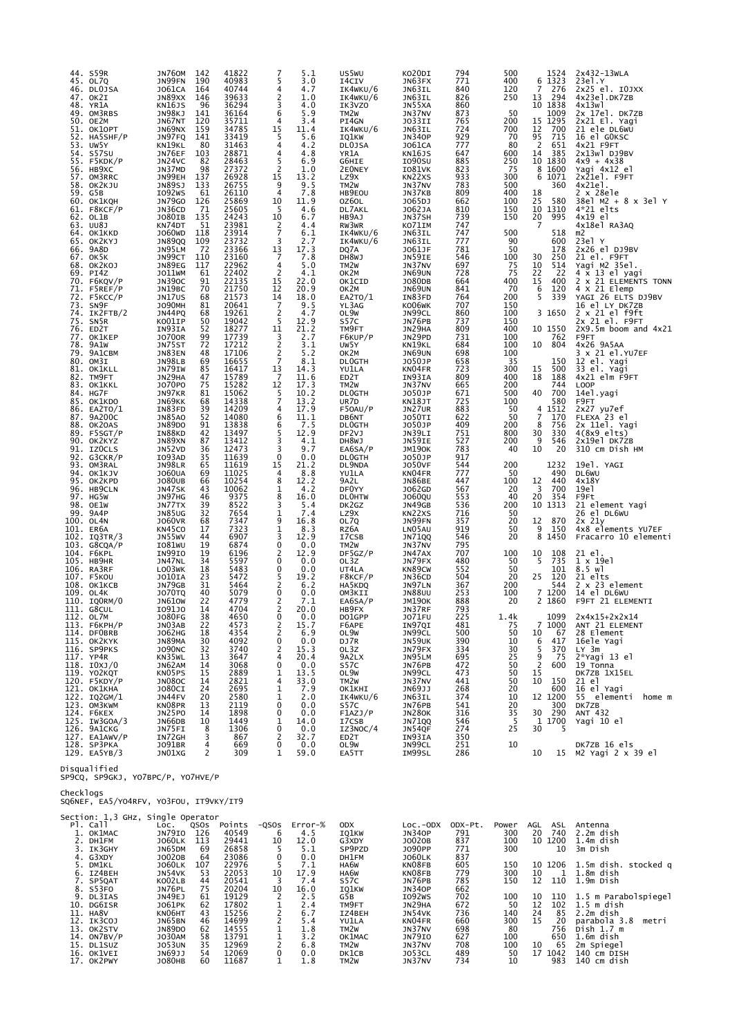| Pl. | Call | Loc. | QSOs | Points | -QSOs | Error-% | ODX | Loc.-ODX | ODX-Pt. | Power | AGL | ASL | Antenna |
|---|---|---|---|---|---|---|---|---|---|---|---|---|---|
| 44. | S59R | JN76OM | 142 | 41822 | 7 | 5.1 | US5WU | KO20DI | 794 | 500 | | 1524 | 2x432-13WLA |
| 45. | OL7Q | JN99FN | 190 | 40983 | 5 | 3.0 | I4CIV | JN63FX | 771 | 400 | 6 | 1323 | 23el.Y |
| 46. | DL0JSA | JO61CA | 164 | 40744 | 4 | 4.7 | IK4WKU/6 | JN63IL | 840 | 120 | 7 | 276 | 2x25 el. IO JXX |
| 47. | OK2I | JN89XX | 146 | 39633 | 2 | 1.0 | IK4WKU/6 | JN63IL | 826 | 250 | 13 | 294 | 4x23el.DK7ZB |
| 48. | YR1A | KN16JS | 96 | 36294 | 3 | 4.0 | IK3VZO | JN55XA | 860 | | 10 | 1838 | 4x13wl |
| 49. | OM3RBS | JN98KJ | 141 | 36164 | 6 | 5.9 | TM2W | JN37NV | 873 | 50 | | 1009 | 2x 17el. DK7ZB |
| 50. | OE2M | JN67NT | 120 | 35711 | 4 | 3.4 | PI4GN | JO33II | 765 | 200 | 15 | 1295 | 2x21 El. Yagi |
| 51. | OK1OPT | JN69NX | 159 | 34785 | 15 | 11.4 | IK4WKU/6 | JN63IL | 724 | 700 | 12 | 700 | 21 ele DL6WU |
| 52. | HA5SHF/P | JN97FQ | 141 | 33419 | 5 | 5.6 | IQ1KW | JN34OP | 929 | 70 | 95 | 715 | 16 el G0KSC |
| 53. | UW5Y | KN19KL | 80 | 31463 | 4 | 4.2 | DL0JSA | JO61CA | 777 | 80 | 2 | 651 | 4x21 F9FT |
| 54. | S57SU | JN76EF | 103 | 28871 | 4 | 4.8 | YR1A | KN16JS | 647 | 600 | 14 | 385 | 2x13wl DJ9BV |
| 55. | F5KDK/P | JN24VC | 82 | 28463 | 5 | 6.9 | G6HIE | IO90SU | 885 | 250 | 10 | 1830 | 4x9 + 4x38 |
| 56. | HB9XC | JN37MD | 98 | 27372 | 2 | 1.0 | 2E0NEY | IO81VK | 823 | 75 | 8 | 1600 | Yagi 4x12 el |
| 57. | OM3RRC | JN99EH | 137 | 26928 | 15 | 13.2 | LZ9X | KN22XS | 933 | 300 | 6 | 1071 | 2x21el. F9FT |
| 58. | OK2KJU | JN89SJ | 133 | 26755 | 9 | 9.5 | TM2W | JN37NV | 783 | 500 | | 360 | 4x21el. |
| 59. | G5B | IO92WS | 61 | 26110 | 4 | 7.8 | HB9EOU | JN37KB | 809 | 400 | 18 | | 2 x 28ele |
| 60. | OK1KQH | JN79GO | 126 | 25869 | 10 | 11.9 | OZ6OL | JO65DJ | 662 | 100 | 25 | 580 | 38el M2 + 8 x 3el Y |
| 61. | F8KCF/P | JN36CD | 71 | 25605 | 5 | 4.6 | DL7AKL | JO62JA | 810 | 150 | 10 | 1310 | 4*21 elts |
| 62. | OL1B | JO80IB | 135 | 24243 | 10 | 6.7 | HB9AJ | JN37SH | 739 | 150 | 20 | 995 | 4x19 el |
| 63. | UU8J | KN74DT | 51 | 23981 | 2 | 4.4 | RW3WR | KO71IM | 747 | | 7 | | 4x18el RA3AQ |
| 64. | OK1KKD | JO60WD | 118 | 23914 | 7 | 6.1 | IK4WKU/6 | JN63IL | 747 | 500 | | 518 | m2 |
| 65. | OK2KYJ | JN89QQ | 109 | 23732 | 3 | 2.7 | IK4WKU/6 | JN63IL | 777 | 90 | | 600 | 23el Y |
| 66. | 9A8D | JN95LM | 72 | 23366 | 13 | 17.3 | DQ7A | JO61JF | 781 | 50 | | 178 | 2x26 el DJ9BV |
| 67. | OK5K | JN99CT | 110 | 23160 | 7 | 7.8 | DH8WJ | JN59IE | 546 | 100 | 30 | 250 | 21 el. F9FT |
| 68. | OK2KOJ | JN89EG | 117 | 22962 | 4 | 5.0 | TM2W | JN37NV | 697 | 75 | 10 | 514 | Yagi M2 35el. |
| 69. | PI4Z | JO11WM | 61 | 22402 | 2 | 4.1 | OK2M | JN69UN | 728 | 75 | 22 | 22 | 4 x 13 el yagi |
| 70. | F6KQV/P | JN39OC | 91 | 22135 | 15 | 22.0 | OK1CID | JO80DB | 664 | 400 | 15 | 400 | 2 x 21 ELEMENTS TONN |
| 71. | F5REF/P | JN19BC | 70 | 21750 | 12 | 20.9 | OK2M | JN69UN | 841 | 70 | 6 | 120 | 4 x 21 Elemp |
| 72. | F5KCC/P | JN17US | 68 | 21573 | 14 | 18.0 | EA2TO/1 | IN83FD | 764 | 200 | 5 | 339 | YAGI 26 ELTS DJ9BV |
| 73. | SN9F | JO90MH | 81 | 20641 | 7 | 9.5 | YL3AG | KO06WK | 707 | 150 | | | 16 el LY DK7ZB |
| 74. | IK2FTB/2 | JN44PQ | 68 | 19261 | 2 | 4.7 | OL9W | JN99CL | 860 | 100 | 3 | 1650 | 2 x 21 el f9ft |
| 75. | SN5R | KO01IP | 50 | 19042 | 5 | 12.9 | S57C | JN76PB | 737 | 150 | | | 2x 21 el. F9FT |
| 76. | ED2T | IN93IA | 52 | 18277 | 11 | 21.2 | TM9FT | JN29HA | 809 | 400 | 10 | 1550 | 2x9.5m boom and 4x21 |
| 77. | OK1KEP | JO70OR | 99 | 17739 | 3 | 2.7 | F6KUP/P | JN29PD | 731 | 100 | | 762 | F9FT |
| 78. | 9A1W | JN75ST | 72 | 17212 | 2 | 3.1 | UW5Y | KN19KL | 684 | 100 | 10 | 804 | 4x26 9A5AA |
| 79. | 9A1CBM | JN83EN | 48 | 17106 | 2 | 5.2 | OK2M | JN69UN | 698 | 100 | | | 3 x 21 el.YU7EF |
| 80. | OM3I | JN98LB | 69 | 16655 | 7 | 8.1 | DL0GTH | JO50JP | 658 | 35 | | 150 | 12 el. Yagi |
| 81. | OK1KLL | JN79IW | 85 | 16417 | 13 | 14.3 | YU1LA | KN04FR | 723 | 300 | 15 | 500 | 33 el. Yagi |
| 82. | TM9FT | JN29HA | 47 | 15789 | 7 | 11.6 | ED2T | IN93IA | 809 | 400 | 18 | 188 | 4x21 elm F9FT |
| 83. | OK1KKL | JO70PO | 75 | 15282 | 12 | 17.3 | TM2W | JN37NV | 665 | 200 | | 744 | LOOP |
| 84. | HG7F | JN97KR | 81 | 15062 | 5 | 10.2 | DL0GTH | JO50JP | 671 | 500 | 40 | 700 | 14el.yagi |
| 85. | OK1KDO | JN69KK | 68 | 14338 | 7 | 13.2 | UR7D | KN18JT | 725 | 100 | | 580 | F9FT |
| 86. | EA2TO/1 | IN83FD | 39 | 14209 | 4 | 17.9 | F5OAU/P | JN27UR | 883 | 50 | 4 | 1512 | 2x27 yu7ef |
| 87. | 9A200C | JN85AO | 52 | 14080 | 6 | 11.1 | DB6NT | JO50TI | 622 | 50 | 7 | 170 | FLEXA 23 el |
| 88. | OK2OAS | JN89DO | 91 | 13838 | 6 | 7.5 | DL0GTH | JO50JP | 409 | 200 | 8 | 756 | 2x 11el. Yagi |
| 89. | F5SGT/P | IN88KD | 42 | 13497 | 5 | 12.9 | DF2VJ | JN39LI | 751 | 800 | 30 | 330 | 4(8x9 elts) |
| 90. | OK2KYZ | JN89XN | 87 | 13412 | 3 | 4.1 | DH8WJ | JN59IE | 527 | 200 | 9 | 546 | 2x19el DK7ZB |
| 91. | IZ0CLS | JN52VD | 36 | 12473 | 3 | 9.7 | EA6SA/P | JM19OK | 783 | 40 | 10 | 20 | 310 cm Dish HM |
| 92. | G3CKR/P | IO93AD | 35 | 11639 | 0 | 0.0 | DL0GTH | JO50JP | 917 | | | | |
| 93. | OM3RAL | JN98LR | 65 | 11619 | 15 | 21.2 | DL9NDA | JO50VF | 544 | 200 | | 1232 | 19el. YAGI |
| 94. | OK1KJV | JO60UA | 69 | 11025 | 4 | 8.8 | YU1LA | KN04FR | 777 | 50 | | 490 | DL6WU |
| 95. | OK2KPD | JO80UB | 66 | 10254 | 8 | 12.2 | 9A2L | JN86BE | 447 | 100 | 12 | 440 | 4x18Y |
| 96. | HB9CLN | JN47SK | 43 | 10062 | 1 | 4.2 | DF0YY | JO62GD | 567 | 20 | 3 | 700 | 19el |
| 97. | HG5W | JN97HG | 46 | 9375 | 8 | 16.0 | DL0HTW | JO60QU | 553 | 40 | 20 | 354 | F9Ft |
| 98. | OE1W | JN77TX | 39 | 8522 | 3 | 5.4 | DK2GZ | JN49GB | 536 | 200 | 10 | 1313 | 21 element Yagi |
| 99. | 9A4P | JN85UG | 32 | 7654 | 1 | 7.4 | LZ9X | KN22XS | 716 | 50 | | | 26 el DL6WU |
| 100. | OL4N | JO60VR | 68 | 7347 | 9 | 16.8 | OL7Q | JN99FN | 357 | 20 | 12 | 870 | 2x 21y |
| 101. | ER6A | KN45CO | 17 | 7323 | 1 | 8.3 | RZ6A | LN05AU | 919 | 50 | 9 | 150 | 4x8 elements YU7EF |
| 102. | IQ3TR/3 | JN55WV | 44 | 6907 | 3 | 12.9 | I7CSB | JN71QQ | 546 | 20 | 8 | 1450 | Fracarro 10 elementi |
| 103. | G8CQA/P | IO81WU | 19 | 6874 | 0 | 0.0 | TM2W | JN37NV | 795 | | | | |
| 104. | F6KPL | IN99IO | 19 | 6196 | 2 | 12.9 | DF5GZ/P | JN47AX | 707 | 100 | 10 | 108 | 21 el. |
| 105. | HB9HR | JN47NL | 34 | 5597 | 0 | 0.0 | OL3Z | JN79FX | 480 | 50 | 5 | 735 | 1 x 19el |
| 106. | RA3RF | LO03WK | 18 | 5483 | 0 | 0.0 | UT4LA | KN89CW | 552 | 50 | | 101 | 8.5 wl |
| 107. | F5KOU | JO10IA | 23 | 5472 | 5 | 19.2 | F8KCF/P | JN36CD | 504 | 20 | 25 | 120 | 21 elts |
| 108. | OK1KCB | JN79GB | 31 | 5464 | 2 | 6.2 | HA5KDQ | JN97LN | 367 | 200 | | 544 | 2 x 23 element |
| 109. | OL4K | JO70TQ | 40 | 5079 | 0 | 0.0 | OM3KII | JN88UU | 253 | 100 | 7 | 1200 | 14 el DL6WU |
| 110. | IQ0RM/0 | JN61OW | 22 | 4779 | 2 | 7.1 | EA6SA/P | JM19OK | 888 | 20 | 2 | 1860 | F9FT 21 ELEMENTI |
| 111. | G8CUL | IO91JO | 14 | 4704 | 2 | 20.0 | HB9FX | JN37RF | 793 | | | | |
| 112. | OL7M | JO80FG | 38 | 4650 | 0 | 0.0 | DO8GPP | JO71FU | 225 | 1.4k | | 1099 | 2x4x15+2x2x14 |
| 113. | F6KPH/P | JN03AB | 22 | 4573 | 2 | 15.7 | F6APE | IN97QI | 481 | 75 | 7 | 1000 | ANT 21 ELEMENT |
| 114. | DF0BRB | JO62HG | 18 | 4354 | 2 | 6.9 | OL9W | JN99CL | 500 | 50 | 10 | 67 | 28 Element |
| 115. | OK2KYK | JN89MA | 30 | 4092 | 0 | 0.0 | DJ7R | JN59UK | 390 | 10 | 6 | 417 | 16ele Yagi |
| 116. | SP9PKS | JO90NC | 32 | 3740 | 2 | 15.3 | OL3Z | JN79FX | 334 | 30 | 5 | 370 | LY 3m |
| 117. | YP4R | KN35WL | 13 | 3647 | 4 | 20.4 | 9A2LX | JN95LM | 695 | 25 | 9 | 75 | 2*Yagi 13 el |
| 118. | IOXJ/0 | JN62AM | 14 | 3068 | 0 | 0.0 | S57C | JN76PB | 541 | 50 | 2 | 600 | 19 Tonna |
| 119. | YO2KQT | KN05PS | 15 | 2889 | 1 | 13.5 | OL9W | JN99CL | 473 | 50 | 15 | | DK7ZB 1X15EL |
| 120. | F5KDY/P | JN08OC | 14 | 2821 | 4 | 33.0 | TM2W | JN37NV | 441 | 50 | 10 | 150 | 21 el |
| 121. | OK1KHA | JO80CI | 24 | 2695 | 1 | 7.9 | OK1KHI | JN69JJ | 268 | 20 | | 600 | 16 el Yagi |
| 122. | IQ2GM/1 | JN44FV | 20 | 2580 | 1 | 2.0 | IK4WKU/6 | JN63IL | 374 | 10 | 12 | 1200 | 55 elementi home m |
| 123. | OM3KWM | KN08PR | 13 | 2119 | 0 | 0.0 | S57C | JN76PB | 541 | 20 | | 300 | DK7ZB |
| 124. | F6KEX | JN25PO | 14 | 1898 | 0 | 0.0 | F1AZJ/P | JN28OK | 316 | 35 | 30 | 290 | ANT 432 |
| 125. | IW3GOA/3 | JN66DB | 10 | 1449 | 1 | 14.0 | I7CSB | JN71QQ | 546 | 5 | 1 | 1700 | Yagi 10 el |
| 126. | 9A1CKG | JN75FI | 8 | 1306 | 0 | 0.0 | IZ3NOC/4 | JN54QF | 274 | 25 | 30 | 5 | |
| 127. | EA1AWV/P | IN72GH | 3 | 867 | 2 | 32.7 | ED2T | IN93IA | 350 | | | | |
| 128. | SP3PKA | JO91BR | 4 | 669 | 0 | 0.0 | OL9W | JN99CL | 251 | 10 | | | DK7ZB 16 els |
| 129. | EA5YB/3 | JN01XG | 2 | 309 | 1 | 59.0 | EA5TT | IM99SL | 286 | | 10 | 15 | M2 Yagi 2 x 39 el |

Disqualified
SP9CQ, SP9GKJ, YO7BPC/P, YO7HVE/P

Checklogs
SQ6NEF, EA5/YO4RFV, YO3FOU, IT9VKY/IT9

Section: 1,3 GHz, Single Operator

| Pl. | Call | Loc. | QSOs | Points | -QSOs | Error-% | ODX | Loc.-ODX | ODX-Pt. | Power | AGL | ASL | Antenna |
|---|---|---|---|---|---|---|---|---|---|---|---|---|---|
| 1. | OK1MAC | JN79IO | 126 | 40549 | 6 | 4.5 | IQ1KW | JN34OP | 791 | 300 | 20 | 740 | 2.2m dish |
| 2. | DH1FM | JO60LK | 113 | 29441 | 10 | 12.0 | G3XDY | JO02OB | 837 | 100 | 10 | 1200 | 1.4m dish |
| 3. | IK3GHY | JN65DM | 69 | 26858 | 5 | 5.1 | SP9PZD | JO90PP | 771 | 300 | | 10 | 3m Dish |
| 4. | G3XDY | JO02OB | 64 | 23086 | 0 | 0.0 | DH1FM | JO60LK | 837 | | | | |
| 5. | DM1KL | JO60LK | 107 | 22976 | 5 | 7.1 | HA6W | KN08FB | 605 | 150 | 10 | 1206 | 1.5m dish. stocked q |
| 6. | IZ4BEH | JN54VK | 53 | 22053 | 10 | 17.9 | HA6W | KN08FB | 779 | 300 | 10 | 1 | 1.8m dish |
| 7. | SP5QAT | KO02LB | 44 | 20541 | 3 | 7.4 | S57C | JN76PB | 785 | 150 | 12 | 110 | 1.9m Dish |
| 8. | S53FO | JN76PL | 75 | 20204 | 10 | 16.0 | IQ1KW | JN34OP | 662 | | | | |
| 9. | DL3IAS | JN49EJ | 61 | 19129 | 2 | 2.5 | G5B | IO92WS | 702 | 100 | 10 | 110 | 1.5 m Parabolspiegel |
| 10. | DG6ISR | JO61PK | 62 | 17802 | 1 | 2.4 | TM9FT | JN29HA | 672 | 50 | 12 | 102 | 1.5 m dish |
| 11. | HA8V | KN06HT | 43 | 15256 | 2 | 6.7 | IZ4BEH | JN54VK | 736 | 140 | 24 | 85 | 2.2m dish |
| 12. | IK3COJ | JN65BN | 46 | 14699 | 2 | 5.4 | YU1LA | KN04FR | 660 | 300 | 15 | 20 | parabola 3.8 metri |
| 13. | OK2STV | JN89DO | 62 | 14555 | 1 | 1.8 | TM2W | JN37NV | 698 | 80 | | 756 | Dish 1.7 m |
| 14. | ON7BV/P | JO30AM | 58 | 13791 | 1 | 3.2 | OK1MAC | JN79IO | 627 | 100 | | 650 | 1.6m dish |
| 15. | DL1SUZ | JO53UN | 35 | 12969 | 2 | 6.8 | TM2W | JN37NV | 708 | 100 | 10 | 65 | 2m Spiegel |
| 16. | OK1VEI | JN69JJ | 54 | 12069 | 0 | 0.0 | DK1CB | JO53CL | 489 | 50 | 17 | 1042 | 140 cm DISH |
| 17. | OK2PWY | JO80HB | 60 | 11687 | 1 | 1.8 | TM2W | JN37NV | 734 | 10 | | 983 | 140 cm dish |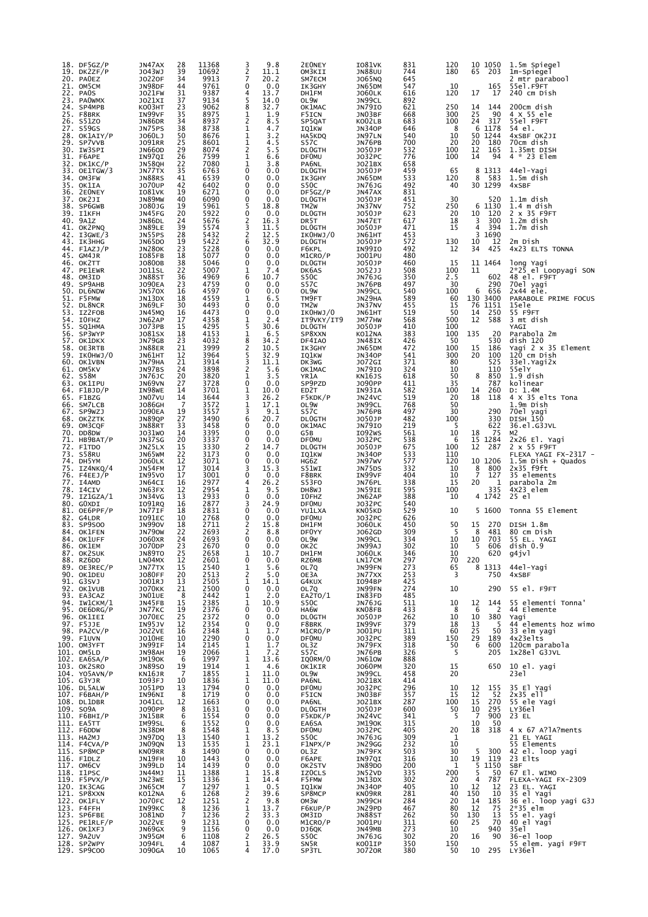| | | | | | | | | | | | | | |
|---|---|---|---|---|---|---|---|---|---|---|---|---|---|
| 18. | DF5GZ/P | JN47AX | 28 | 11368 | 3 | 9.8 | 2E0NEY | IO81VK | 831 | 120 | 10 | 1050 | 1.5m Spiegel |
| 19. | DK2ZF/P | JO43WJ | 39 | 10692 | 2 | 11.1 | OM3KII | JN88UU | 744 | 180 | 65 | 203 | 1m-Spiegel |
| 20. | PA0EZ | JO22OF | 34 | 9913 | 7 | 20.2 | SM7ECM | JO65NQ | 645 | | | | 2 mtr parabool |
| 21. | OM5CM | JN98DF | 44 | 9761 | 0 | 0.0 | IK3GHY | JN65DM | 547 | 10 | | 165 | 55el.F9FT |
| 22. | PA0S | JO21FW | 31 | 9387 | 4 | 13.7 | DH1FM | JO60LK | 616 | 120 | 17 | 17 | 240 cm Dish |
| 23. | PA0WMX | JO21XI | 37 | 9134 | 5 | 14.0 | OL9W | JN99CL | 892 | | | | |
| 24. | SP4MPB | KO03HT | 23 | 9062 | 8 | 32.7 | OK1MAC | JN79IO | 621 | 250 | 14 | 144 | 200cm dish |
| 25. | F8BRK | IN99VF | 35 | 8975 | 1 | 1.9 | F5ICN | JN03BF | 668 | 300 | 25 | 90 | 4 X 55 ele |
| 26. | S51ZO | JN86DR | 34 | 8937 | 2 | 8.5 | SP5QAT | KO02LB | 683 | 100 | 24 | 317 | 55el F9FT |
| 27. | S59GS | JN75PS | 38 | 8738 | 1 | 4.7 | IQ1KW | JN34OP | 646 | 8 | 6 | 1178 | 54 el. |
| 28. | OK1AXY/P | JO60LJ | 50 | 8676 | 1 | 3.2 | HA5KDQ | JN97LN | 540 | 10 | 50 | 1244 | 4xSBF OK2JI |
| 29. | SP7VVB | JO91RR | 25 | 8601 | 1 | 4.5 | S57C | JN76PB | 700 | 20 | 20 | 180 | 70cm dish |
| 30. | IW3SPI | JN66OD | 29 | 8074 | 2 | 5.5 | DL0GTH | JO50JP | 532 | 100 | 12 | 165 | 1.35mt DISH |
| 31. | F6APE | IN97QI | 26 | 7599 | 1 | 6.6 | DF0MU | JO32PC | 776 | 100 | 14 | 94 | 4 * 23 Elem |
| 32. | DK1KC/P | JN58QH | 22 | 7080 | 1 | 3.8 | PA6NL | JO21BX | 658 | | | | |
| 33. | OE1TGW/3 | JN77TX | 35 | 6763 | 0 | 0.0 | DL0GTH | JO50JP | 459 | 65 | 8 | 1313 | 44el-Yagi |
| 34. | OM3FW | JN88RS | 41 | 6539 | 0 | 0.0 | IK3GHY | JN65DM | 533 | 120 | 8 | 583 | 1.5m dish |
| 35. | OK1IA | JO70UP | 42 | 6402 | 0 | 0.0 | S50C | JN76JG | 492 | 40 | 30 | 1299 | 4xSBF |
| 36. | 2E0NEY | IO81VK | 19 | 6271 | 0 | 0.0 | DF5GZ/P | JN47AX | 831 | | | | |
| 37. | OK2JI | JN89MW | 40 | 6090 | 0 | 0.0 | DL0GTH | JO50JP | 451 | 30 | | 520 | 1.1m dish |
| 38. | SP6GWB | JO80JG | 19 | 5961 | 5 | 18.8 | TM2W | JN37NV | 752 | 250 | 6 | 1130 | 1.4 m dish |
| 39. | I1KFH | JN45FG | 20 | 5922 | 0 | 0.0 | DL0GTH | JO50JP | 623 | 20 | 10 | 120 | 2 x 35 F9FT |
| 40. | 9A1Z | JN86DL | 24 | 5676 | 2 | 16.3 | DR5T | JN47ET | 617 | 18 | 3 | 300 | 1.2m dish |
| 41. | OK2PNQ | JN89LE | 39 | 5574 | 3 | 11.5 | DL0GTH | JO50JP | 471 | 15 | 4 | 394 | 1.7m dish |
| 42. | I3GWE/3 | JN55PS | 28 | 5432 | 2 | 12.5 | IK0HWJ/0 | JN61HT | 453 | | 3 | 1690 | |
| 43. | IK3HHG | JN65DO | 19 | 5422 | 6 | 32.9 | DL0GTH | JO50JP | 572 | 130 | 10 | 12 | 2m Dish |
| 44. | F1AZJ/P | JN28OK | 23 | 5228 | 0 | 0.0 | F6KPL | IN99IO | 492 | 12 | 34 | 425 | 4x23 ELTS TONNA |
| 45. | GM4JR | IO85FB | 18 | 5077 | 0 | 0.0 | M1CRO/P | JO01PU | 480 | | | | |
| 46. | OK2TT | JO80OB | 38 | 5046 | 0 | 0.0 | DL0GTH | JO50JP | 460 | 15 | 11 | 1464 | long Yagi |
| 47. | PE1EWR | JO11SL | 22 | 5007 | 1 | 7.4 | DK6AS | JO52JJ | 508 | 100 | 11 | | 2*25 el Loopyagi SON |
| 48. | OM3ID | JN88ST | 36 | 4969 | 6 | 10.7 | S50C | JN76JG | 350 | 2.5 | | 602 | 48 el. F9FT |
| 49. | SP9AHB | JO90EA | 23 | 4759 | 0 | 0.0 | S57C | JN76PB | 497 | 30 | | 290 | 70el yagi |
| 50. | DL6NDW | JN57OX | 16 | 4597 | 0 | 0.0 | OL9W | JN99CL | 540 | 100 | 6 | 656 | 2x44 ele. |
| 51. | F5FMW | JN13DX | 18 | 4559 | 1 | 6.5 | TM9FT | JN29HA | 589 | 60 | 130 | 3400 | PARABOLE PRIME FOCUS |
| 52. | DL8NCR | JN69LF | 30 | 4493 | 0 | 0.0 | TM2W | JN37NV | 455 | 15 | 76 | 1151 | 15ele |
| 53. | IZ2FOB | JN45MQ | 16 | 4473 | 0 | 0.0 | IK0HWJ/0 | JN61HT | 519 | 50 | 14 | 250 | 55 F9FT |
| 54. | I0FHZ | JN62AP | 17 | 4358 | 1 | 2.4 | IT9VKY/IT9 | JM77HW | 568 | 500 | 12 | 588 | 3 mt dish |
| 55. | SQ1HMA | JO73PB | 15 | 4295 | 5 | 30.6 | DL0GTH | JO50JP | 410 | 100 | | | YAGI |
| 56. | SP3WYP | JO81SX | 18 | 4153 | 1 | 6.5 | SP8XXN | KO12NA | 383 | 100 | 135 | 20 | Parabola 2m |
| 57. | OK1DKX | JN79GB | 23 | 4032 | 8 | 34.2 | DF4IAO | JN48IX | 426 | 50 | | 530 | dish 120 |
| 58. | OE3RTB | JN88ER | 21 | 3999 | 2 | 10.5 | IK3GHY | JN65DM | 472 | 100 | 15 | 186 | Yagi 2 x 35 Element |
| 59. | IK0HWJ/0 | JN61HT | 12 | 3964 | 5 | 32.9 | IQ1KW | JN34OP | 541 | 300 | 20 | 100 | 120 cm Dish |
| 60. | OK1VBN | JN79HA | 21 | 3914 | 3 | 11.1 | DL0GTH | JO72GI | 371 | 80 | | 525 | 33el.Yagi2x |
| 61. | OM5KV | JN97BS | 24 | 3898 | 2 | 5.6 | OK1MAC | JN79IO | 324 | 10 | | 110 | 55elY |
| 62. | S58M | JN76JC | 20 | 3820 | 1 | 3.5 | YR1A | KN16JS | 618 | 80 | 8 | 850 | 1.9 dish |
| 63. | OK1IPU | JN69VN | 27 | 3728 | 0 | 0.0 | SP9PZD | JO90PP | 411 | 35 | | 787 | kolinear |
| 64. | F1BJD/P | IN98WE | 14 | 3701 | 1 | 10.0 | ED2T | IN93IA | 582 | 100 | 14 | 260 | D: 1.4M |
| 65. | F1BZG | JN07VU | 14 | 3644 | 3 | 26.2 | F5KDK/P | JN24VC | 519 | 20 | 18 | 118 | 4 X 35 elts Tona |
| 66. | SM7LCB | JO86GH | 7 | 3572 | 1 | 17.1 | OL9W | JN99CL | 768 | 50 | | | 1.9m Dish |
| 67. | SP9WZJ | JO90EA | 19 | 3557 | 3 | 9.1 | S57C | JN76PB | 497 | 30 | | 290 | 70el yagi |
| 68. | OK2ZTK | JN89QP | 27 | 3490 | 6 | 20.7 | DL0GTH | JO50JP | 482 | 100 | | 330 | DISH 150 |
| 69. | OM3CQF | JN88RT | 33 | 3458 | 0 | 0.0 | OK1MAC | JN79IO | 219 | 5 | | 622 | 36.el.G3JVL |
| 70. | DD8DW | JO31WO | 14 | 3395 | 0 | 0.0 | G5B | IO92WS | 561 | 10 | 18 | 75 | M2 |
| 71. | HB9BAT/P | JN37SG | 20 | 3337 | 0 | 0.0 | DF0MU | JO32PC | 538 | 6 | 15 | 1284 | 2x26 El. Yagi |
| 72. | F1TDO | JN25LX | 15 | 3330 | 2 | 14.7 | DL0GTH | JO50JP | 675 | 100 | 12 | 287 | 2 x 55 F9FT |
| 73. | S58RU | JN65WM | 22 | 3173 | 0 | 0.0 | IQ1KW | JN34OP | 533 | 110 | | | FLEXA YAGI FX-2317 - |
| 74. | DH5YM | JO60LK | 12 | 3071 | 0 | 0.0 | HG6Z | JN97WV | 577 | 120 | 10 | 1206 | 1.5m Dish + Quados |
| 75. | IZ4NKQ/4 | JN54FM | 17 | 3014 | 3 | 15.3 | S51WI | JN75DS | 332 | 10 | 8 | 800 | 2x35 f9ft |
| 76. | F4EEJ/P | IN95VO | 17 | 3001 | 0 | 0.0 | F8BRK | IN99VF | 404 | 10 | 7 | 127 | 35 elements |
| 77. | I4AMD | JN64CI | 16 | 2977 | 4 | 26.2 | S53FO | JN76PL | 338 | 15 | 20 | 1 | parabola 2m |
| 78. | I4CIV | JN63FX | 12 | 2954 | 1 | 9.5 | DH8WJ | JN59IE | 595 | 100 | | 335 | 4X23 elem |
| 79. | IZ1GZA/1 | JN34VG | 13 | 2933 | 0 | 0.0 | I0FHZ | JN62AP | 388 | 10 | 4 | 1742 | 25 el |
| 80. | G0XDI | IO91RQ | 16 | 2877 | 3 | 24.9 | DF0MU | JO32PC | 540 | | | | |
| 81. | OE6PPF/P | JN77IF | 18 | 2831 | 0 | 0.0 | YU1LXA | KN05KD | 529 | 10 | 5 | 1600 | Tonna 55 Element |
| 82. | G4LDR | IO91EC | 10 | 2768 | 0 | 0.0 | DF0MU | JO32PC | 626 | | | | |
| 83. | SP9SOO | JN99OV | 18 | 2711 | 2 | 15.8 | DH1FM | JO60LK | 450 | 50 | 15 | 270 | DISH 1.8m |
| 84. | OK1FEN | JN79OW | 22 | 2693 | 2 | 8.8 | DF0YY | JO62GD | 309 | 5 | 8 | 481 | 80 cm Dish |
| 85. | OK1UFF | JO60XR | 24 | 2693 | 0 | 0.0 | OL9W | JN99CL | 334 | 10 | 10 | 703 | 55 EL. YAGI |
| 86. | OK1EM | JO70DP | 23 | 2670 | 0 | 0.0 | OK2C | JN99AJ | 302 | 10 | 5 | 606 | dish 0.9 |
| 87. | OK2SUK | JN89TO | 25 | 2658 | 1 | 10.7 | DH1FM | JO60LK | 346 | 10 | | 620 | g4jvl |
| 88. | RZ6DD | LN04MX | 12 | 2601 | 0 | 0.0 | RZ6MB | LN17CM | 297 | 70 | 220 | | |
| 89. | OE3REC/P | JN77TX | 15 | 2540 | 1 | 5.6 | OL7Q | JN99FN | 273 | 65 | 8 | 1313 | 44el-Yagi |
| 90. | OK1DEU | JO80FF | 20 | 2513 | 2 | 5.0 | OE3A | JN77XX | 253 | 3 | | 750 | 4xSBF |
| 91. | G3SVJ | JO01RJ | 13 | 2505 | 1 | 14.1 | G4KUX | IO94BP | 425 | | | | |
| 92. | OK1VUB | JO70KK | 21 | 2500 | 0 | 0.0 | OL7Q | JN99FN | 274 | 10 | | 290 | 55 el. F9FT |
| 93. | EA3CAZ | JN01UE | 8 | 2442 | 1 | 2.0 | EA2TO/1 | IN83FD | 485 | | | | |
| 94. | IW1CKM/1 | JN45FB | 15 | 2385 | 1 | 10.9 | S50C | JN76JG | 511 | 10 | 12 | 144 | 55 elementi Tonna' |
| 95. | OE6DRG/P | JN77KC | 19 | 2376 | 0 | 0.0 | HA6W | KN08FB | 433 | 8 | 6 | 2 | 44 Elemente |
| 96. | OK1IEI | JO70EC | 25 | 2372 | 0 | 0.0 | DL0GTH | JO50JP | 262 | 10 | 10 | 380 | Yagi |
| 97. | F5JJE | IN95JV | 12 | 2354 | 0 | 0.0 | F8BRK | IN99VF | 379 | 18 | 13 | 5 | 44 elements hoz wimo |
| 98. | PA2CV/P | JO22VE | 16 | 2348 | 1 | 1.7 | M1CRO/P | JO01PU | 311 | 60 | 25 | 50 | 33 elm yagi |
| 99. | F1UVN | JO10HE | 10 | 2290 | 0 | 0.0 | DF0MU | JO32PC | 389 | 150 | 29 | 189 | 4x23elts |
| 100. | OM3YFT | JN99IF | 14 | 2145 | 1 | 1.7 | OL3Z | JN79FX | 318 | 50 | 6 | 600 | 120cm parabola |
| 101. | OM5LD | JN98AH | 19 | 2066 | 1 | 7.2 | S57C | JN76PB | 326 | 5 | | 205 | 1x28el G3JVL |
| 102. | EA6SA/P | JM19OK | 6 | 1997 | 1 | 13.6 | IQ0RM/0 | JN61OW | 888 | | | | |
| 103. | OK2SRO | JN89SO | 19 | 1914 | 1 | 4.6 | OK1KIR | JO60PM | 320 | 15 | | 650 | 10 el. yagi |
| 104. | YO5AVN/P | KN16JR | 7 | 1855 | 1 | 11.0 | OL9W | JN99CL | 458 | 20 | | | 23el |
| 105. | G3YJR | IO93FJ | 10 | 1836 | 1 | 11.0 | PA6NL | JO21BX | 414 | | | | |
| 106. | DL5ALW | JO51PD | 13 | 1794 | 0 | 0.0 | DF0MU | JO32PC | 296 | 10 | 12 | 155 | 35 El Yagi |
| 107. | F6BAH/P | IN96NI | 8 | 1719 | 0 | 0.0 | F5ICN | JN03BF | 357 | 15 | 12 | 52 | 2x35 ell |
| 108. | DL1DBR | JO41CL | 12 | 1663 | 0 | 0.0 | PA6NL | JO21BX | 287 | 100 | 15 | 270 | 55 ele Yagi |
| 109. | SO9A | JO90PP | 8 | 1631 | 0 | 0.0 | DL0GTH | JO50JP | 600 | 50 | 10 | 295 | LY36el |
| 110. | F6BHI/P | JN15BR | 6 | 1554 | 0 | 0.0 | F5KDK/P | JN24VC | 341 | 5 | 7 | 900 | 23 EL |
| 111. | EA5TT | IM99SL | 6 | 1552 | 0 | 0.0 | EA6SA | JM19OK | 315 | | 10 | 50 | |
| 112. | F6DDW | JN38DM | 8 | 1548 | 1 | 8.5 | DF0MU | JO32PC | 405 | 20 | 18 | 318 | 4 x 67 A?lA?ments |
| 113. | HA2MJ | JN97DQ | 13 | 1540 | 1 | 13.2 | S50C | JN76JG | 309 | 1 | | | 21 EL YAGI |
| 114. | F4CVA/P | JN09QN | 13 | 1535 | 1 | 23.1 | F1NPX/P | JN26GG | 232 | 10 | | | 55 Elements |
| 115. | SP8MCP | KN09RR | 8 | 1490 | 0 | 0.0 | OL3Z | JN79FX | 503 | 30 | 5 | 300 | 42 el. loop yagi |
| 116. | F1DLZ | JN19FH | 10 | 1443 | 0 | 0.0 | F6APE | IN97QI | 316 | 10 | 19 | 119 | 23 Elts |
| 117. | OM6CV | JN99LD | 14 | 1439 | 0 | 0.0 | OK2STV | JN89DO | 200 | 1 | 5 | 1150 | SBF |
| 118. | I1PSC | JN44MJ | 11 | 1388 | 1 | 15.8 | IZ0CLS | JN52VD | 335 | 200 | 5 | 50 | 67 El. WIMO |
| 119. | F5PVX/P | JN23WE | 15 | 1336 | 1 | 14.4 | F5FMW | JN13DX | 302 | 20 | 4 | 787 | FLEXA-YAGI FX-2309 |
| 120. | IK3CAG | JN65CM | 7 | 1297 | 1 | 0.5 | IQ1KW | JN34OP | 405 | 10 | 12 | 12 | 23 EL. YAGI |
| 121. | SP8XXN | KO12NA | 6 | 1268 | 2 | 39.6 | SP8MCP | KN09RR | 281 | 40 | 150 | 10 | 35 el Yagi |
| 122. | OK1FLY | JO70FC | 12 | 1251 | 2 | 9.8 | OM3W | JN99CH | 284 | 20 | 14 | 185 | 36 el. loop yagi G3J |
| 123. | F4FFH | IN99KC | 8 | 1236 | 1 | 13.7 | F6KUP/P | JN29PD | 467 | 80 | 12 | 75 | 2*35 elm |
| 123. | SP6FBE | JO81ND | 7 | 1236 | 2 | 33.3 | OM3ID | JN88ST | 262 | 50 | 130 | 13 | 55 el. yagi |
| 125. | PE1RLF/P | JO22VE | 9 | 1231 | 0 | 0.0 | M1CRO/P | JO01PU | 311 | 60 | 25 | 70 | 40 el Yagi |
| 126. | OK1FJ | JN69GX | 9 | 1156 | 0 | 0.0 | DJ6QK | JN49MB | 273 | 10 | | 940 | 35el |
| 127. | 9A2UV | JN95GM | 6 | 1108 | 2 | 26.5 | S50C | JN76JG | 302 | 20 | 16 | 90 | 36-el loop |
| 128. | SP2WPY | JO94FL | 4 | 1087 | 1 | 33.9 | SN5R | KO01IP | 350 | 150 | | | 55 elem. yagi F9FT |
| 129. | SP9COO | JO90GA | 10 | 1065 | 4 | 17.0 | SP3TL | JO72OR | 380 | 50 | 10 | 295 | LY36el |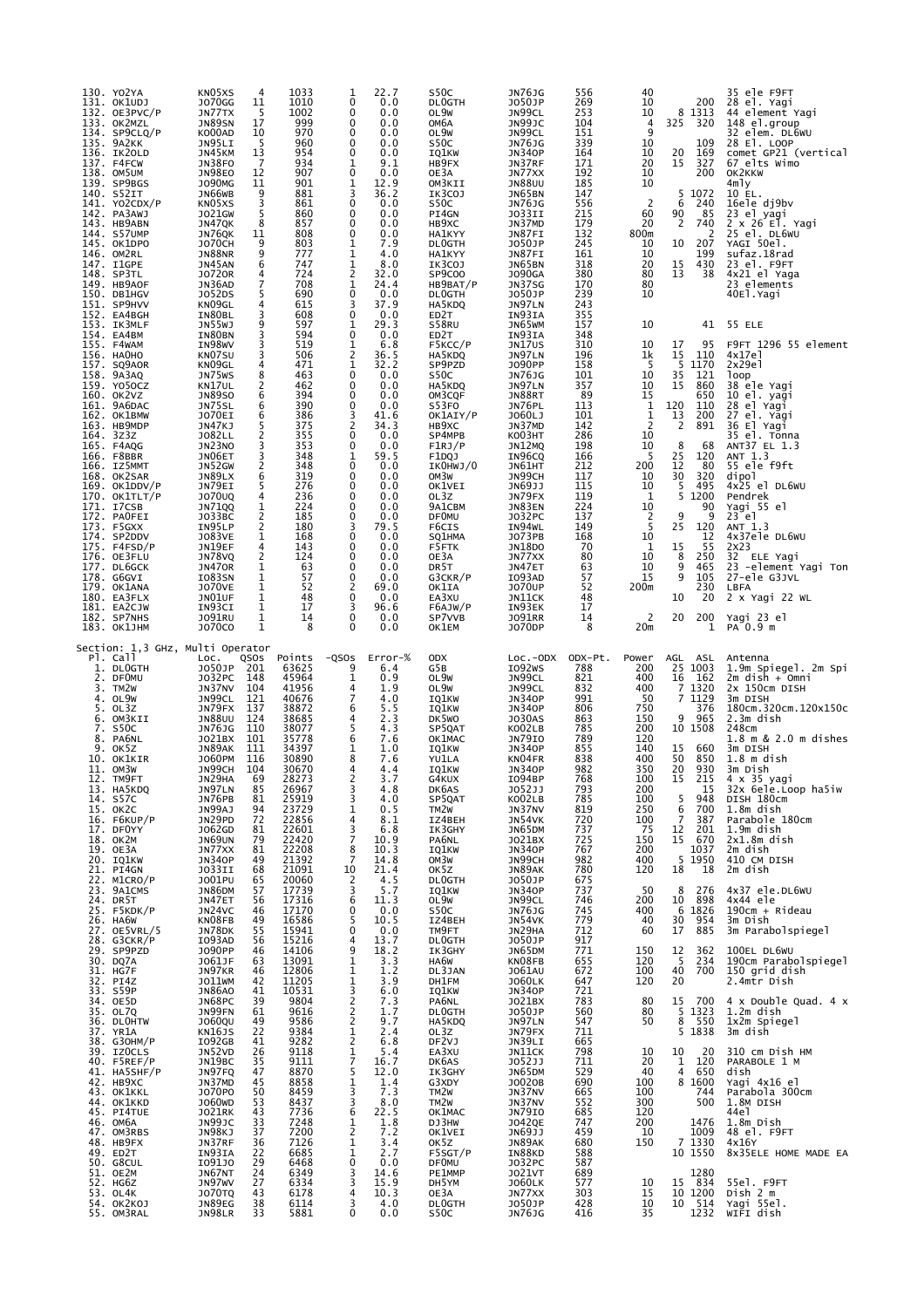| Pl. | Call | Loc. | QSOs | Points | -QSOs | Error-% | ODX | Loc.-ODX | ODX-Pt. | Power | AGL | ASL | Antenna |
|---|---|---|---|---|---|---|---|---|---|---|---|---|---|
| 130. | YO2YA | KN05XS | 4 | 1033 | 1 | 22.7 | S50C | JN76JG | 556 | 40 | | 200 | 35 ele F9FT |
| 131. | OK1UDJ | JO70GG | 11 | 1010 | 0 | 0.0 | DL0GTH | JO50JP | 269 | 10 | | | 28 el. Yagi |
| 132. | OE3PVC/P | JN77TX | 5 | 1002 | 0 | 0.0 | OL9W | JN99CL | 253 | 10 | 8 | 1313 | 44 element Yagi |
| 133. | OK2MZL | JN89SN | 17 | 999 | 0 | 0.0 | OM6A | JN99JC | 104 | 4 | 325 | 320 | 148 el.group |
| 134. | SP9CLQ/P | KO00AD | 10 | 970 | 0 | 0.0 | OL9W | JN99CL | 151 | 9 | | | 32 elem. DL6WU |
| 135. | 9A2KK | JN95LI | 5 | 960 | 0 | 0.0 | S50C | JN76JG | 339 | 10 | | 109 | 28 El. LOOP |
| 136. | IK2OLD | JN45KM | 13 | 954 | 0 | 0.0 | IQ1KW | JN34OP | 164 | 10 | 20 | 169 | comet GP21 (vertical |
| 137. | F4FCW | JN38FO | 7 | 934 | 1 | 9.1 | HB9FX | JN37RF | 171 | 20 | 15 | 327 | 67 elts Wimo |
| 138. | OM5UM | JN98EO | 12 | 907 | 0 | 0.0 | OE3A | JN77XX | 192 | 10 | | 200 | OK2KKW |
| 139. | SP9BGS | JO90MG | 11 | 901 | 1 | 12.9 | OM3KII | JN88UU | 185 | 10 | | | 4mly |
| 140. | S52IT | JN66WB | 9 | 881 | 3 | 36.2 | IK3COJ | JN65BN | 147 | | 5 | 1072 | 10 EL. |
| 141. | YO2CDX/P | KN05XS | 3 | 861 | 0 | 0.0 | S50C | JN76JG | 556 | 2 | 6 | 240 | 16ele dj9bv |
| 142. | PA3AWJ | JO21GW | 5 | 860 | 0 | 0.0 | PI4GN | JO33II | 215 | 60 | 90 | 85 | 23 el yagi |
| 143. | HB9ABN | JN47QK | 8 | 857 | 0 | 0.0 | HB9XC | JN37MD | 179 | 20 | 2 | 740 | 2 x 26 El. Yagi |
| 144. | S57UMP | JN76QK | 11 | 808 | 0 | 0.0 | HA1KYY | JN87FI | 132 | 800m | | 2 | 25 el. DL6WU |
| 145. | OK1DPO | JO70CH | 9 | 803 | 1 | 7.9 | DL0GTH | JO50JP | 245 | 10 | 10 | 207 | YAGI 50el. |
| 146. | OM2RL | JN88NR | 9 | 777 | 1 | 4.0 | HA1KYY | JN87FI | 161 | 10 | | 199 | sufaz.18rad |
| 147. | I1GPE | JN45AN | 6 | 747 | 1 | 8.0 | IK3COJ | JN65BN | 318 | 20 | 15 | 430 | 23 el. F9FT |
| 148. | SP3TL | JO72OR | 4 | 724 | 2 | 32.0 | SP9COO | JO90GA | 380 | 80 | 13 | 38 | 4x21 el Yaga |
| 149. | HB9AOF | JN36AD | 7 | 708 | 1 | 24.4 | HB9BAT/P | JN37SG | 170 | 80 | | | 23 elements |
| 150. | DB1HGV | JO52DS | 5 | 690 | 0 | 0.0 | DL0GTH | JO50JP | 239 | 10 | | | 40El.Yagi |
| 151. | SP9HVV | KN09GL | 4 | 615 | 3 | 37.9 | HA5KDQ | JN97LN | 243 | | | | |
| 152. | EA4BGH | IN80BL | 3 | 608 | 0 | 0.0 | ED2T | IN93IA | 355 | | | | |
| 153. | IK3MLF | JN55WJ | 9 | 597 | 1 | 29.3 | S58RU | JN65WM | 157 | 10 | | 41 | 55 ELE |
| 154. | EA4BM | IN80BN | 3 | 594 | 0 | 0.0 | ED2T | IN93IA | 348 | | | | |
| 155. | F4WAM | IN98WV | 3 | 519 | 1 | 6.8 | F5KCC/P | JN17US | 310 | 10 | 17 | 95 | F9FT 1296 55 element |
| 156. | HA0HO | KN07SU | 3 | 506 | 2 | 36.5 | HA5KDQ | JN97LN | 196 | 1k | 15 | 110 | 4x17el |
| 157. | SQ9AOR | KN09GL | 4 | 471 | 1 | 32.2 | SP9PZD | JO90PP | 158 | 5 | 5 | 1170 | 2x29el |
| 158. | 9A3AQ | JN75WS | 8 | 463 | 0 | 0.0 | S50C | JN76JG | 101 | 10 | 35 | 121 | loop |
| 159. | YO5OCZ | KN17UL | 2 | 462 | 0 | 0.0 | HA5KDQ | JN97LN | 357 | 10 | 15 | 860 | 38 ele Yagi |
| 160. | OK2VZ | JN89SO | 6 | 394 | 0 | 0.0 | OM3CQF | JN88RT | 89 | 15 | | 650 | 10 el. yagi |
| 161. | 9A6DAC | JN75SL | 6 | 390 | 0 | 0.0 | S53FO | JN76PL | 113 | 1 | 120 | 110 | 28 el Yagi |
| 162. | OK1BMW | JO70EI | 6 | 386 | 3 | 41.6 | OK1AIY/P | JO60LJ | 101 | 1 | 13 | 200 | 27 el. Yagi |
| 163. | HB9MDP | JN47KJ | 5 | 375 | 2 | 34.3 | HB9XC | JN37MD | 142 | 2 | 2 | 891 | 36 El Yagi |
| 164. | 3Z3Z | JO82LL | 2 | 355 | 0 | 0.0 | SP4MPB | KO03HT | 286 | 10 | | | 35 el. Tonna |
| 165. | F4AQG | JN23NO | 3 | 353 | 0 | 0.0 | F1RJ/P | JN12MQ | 198 | 10 | 8 | 68 | ANT37 EL 1.3 |
| 166. | F8BBR | JN06ET | 3 | 348 | 1 | 59.5 | F1DQJ | IN96CQ | 166 | 5 | 25 | 120 | ANT 1.3 |
| 166. | IZ5MMT | JN52GW | 2 | 348 | 0 | 0.0 | IK0HWJ/0 | JN61HT | 212 | 200 | 12 | 80 | 55 ele f9ft |
| 168. | OK2SAR | JN89LX | 6 | 319 | 0 | 0.0 | OM3W | JN99CH | 117 | 10 | 30 | 320 | dipol |
| 169. | OK1DOV/P | JN79EI | 5 | 276 | 0 | 0.0 | OK1VEI | JN69JJ | 115 | 10 | 5 | 495 | 4x25 el DL6WU |
| 170. | OK1TLT/P | JO70UQ | 4 | 236 | 0 | 0.0 | OL3Z | JN79FX | 119 | 1 | 5 | 1200 | Pendrek |
| 171. | I7CSB | JN71QQ | 1 | 224 | 0 | 0.0 | 9A1CBM | JN83EN | 224 | 10 | | 90 | Yagi 55 el |
| 172. | PA0FEI | JO33BC | 2 | 185 | 0 | 0.0 | DF0MU | JO32PC | 137 | 2 | 9 | 9 | 23 el |
| 173. | F5GXX | IN95LP | 2 | 180 | 3 | 79.5 | F6CIS | IN94WL | 149 | 5 | 25 | 120 | ANT 1.3 |
| 174. | SP2DDV | JO83VE | 1 | 168 | 0 | 0.0 | SQ1HMA | JO73PB | 168 | 10 | | 12 | 4x37ele DL6WU |
| 175. | F4FSD/P | JN19EF | 4 | 143 | 0 | 0.0 | F5FTK | JN18DO | 70 | 1 | 15 | 55 | 2X23 |
| 176. | OE3FLU | JN78VQ | 2 | 124 | 0 | 0.0 | OE3A | JN77XX | 80 | 10 | 8 | 250 | 32 ELE Yagi |
| 177. | DL6GCK | JN47OR | 1 | 63 | 0 | 0.0 | DR5T | JN47ET | 63 | 10 | 9 | 465 | 23 -element Yagi Ton |
| 178. | G6GVI | IO83SN | 1 | 57 | 0 | 0.0 | G3CKR/P | IO93AD | 57 | 15 | 9 | 105 | 27-ele G3JVL |
| 179. | OK1ANA | JO70VE | 1 | 52 | 2 | 69.0 | OK1IA | JO70UP | 52 | 200m | | 230 | LBFA |
| 180. | EA3FLX | JN01UF | 1 | 48 | 0 | 0.0 | EA3XU | JN11CK | 48 | | 10 | 20 | 2 x Yagi 22 WL |
| 181. | EA2CJW | IN93CI | 1 | 17 | 3 | 96.6 | F6AJW/P | IN93EK | 17 | | | | |
| 182. | SP7NHS | JO91RU | 1 | 14 | 0 | 0.0 | SP7VVB | JO91RR | 14 | 2 | 20 | 200 | Yagi 23 el |
| 183. | OK1JHM | JO70CO | 1 | 8 | 0 | 0.0 | OK1EM | JO70DP | 8 | 20m | | 1 | PA 0.9 m |

## Section: 1,3 GHz, Multi Operator

| Pl. | Call | Loc. | QSOs | Points | -QSOs | Error-% | ODX | Loc.-ODX | ODX-Pt. | Power | AGL | ASL | Antenna |
|---|---|---|---|---|---|---|---|---|---|---|---|---|---|
| 1. | DL0GTH | JO50JP | 201 | 63625 | 9 | 6.4 | G5B | IO92WS | 788 | 200 | 25 | 1003 | 1.9m Spiegel. 2m Spi |
| 2. | DF0MU | JO32PC | 148 | 45964 | 1 | 0.9 | OL9W | JN99CL | 821 | 400 | 16 | 162 | 2m dish + Omni |
| 3. | TM2W | JN37NV | 104 | 41956 | 4 | 1.9 | OL9W | JN99CL | 832 | 400 | 7 | 1320 | 2x 150cm DISH |
| 4. | OL9W | JN99CL | 121 | 40676 | 7 | 4.0 | IQ1KW | JN34OP | 991 | 50 | 7 | 1129 | 3m DISH |
| 5. | OL3Z | JN79FX | 137 | 38872 | 6 | 5.5 | IQ1KW | JN34OP | 806 | 750 | | 376 | 180cm.320cm.120x150c |
| 6. | OM3KII | JN88UU | 124 | 38685 | 4 | 2.3 | DK5WO | JO30AS | 863 | 150 | 9 | 965 | 2.3m dish |
| 7. | S50C | JN76JG | 110 | 38077 | 5 | 4.3 | SP5QAT | KO02LB | 785 | 200 | 10 | 1508 | 248cm |
| 8. | PA6NL | JO21BX | 101 | 35778 | 6 | 7.6 | OK1MAC | JN79IO | 789 | 120 | | | 1.8 m & 2.0 m dishes |
| 9. | OK5Z | JN89AK | 111 | 34397 | 1 | 1.0 | IQ1KW | JN34OP | 855 | 140 | 15 | 660 | 3m DISH |
| 10. | OK1KIR | JO60PM | 116 | 30890 | 8 | 7.6 | YU1LA | KN04FR | 838 | 400 | 50 | 850 | 1.8 m dish |
| 11. | OM3W | JN99CH | 104 | 30670 | 4 | 4.4 | IQ1KW | JN34OP | 982 | 350 | 20 | 930 | 3m Dish |
| 12. | TM9FT | JN29HA | 69 | 28273 | 2 | 3.7 | G4KUX | IO94BP | 768 | 100 | 15 | 215 | 4 x 35 yagi |
| 13. | HA5KDQ | JN97LN | 85 | 26967 | 3 | 4.8 | DK6AS | JO52JJ | 793 | 200 | | 15 | 32x 6ele.Loop ha5iw |
| 14. | S57C | JN76PB | 81 | 25919 | 3 | 4.0 | SP5QAT | KO02LB | 785 | 100 | 5 | 948 | DISH 180cm |
| 15. | OK2C | JN99AJ | 94 | 23729 | 1 | 0.5 | TM2W | JN37NV | 819 | 250 | 6 | 700 | 1.8m dish |
| 16. | F6KUP/P | JN29PD | 72 | 22856 | 4 | 8.1 | IZ4BEH | JN54VK | 720 | 100 | 7 | 387 | Parabole 180cm |
| 17. | DR9VY | JO62GD | 81 | 22601 | 3 | 6.8 | IK3GHY | JN65DM | 737 | 75 | 12 | 201 | 1.9m dish |
| 18. | OK2M | JN69UN | 79 | 22420 | 7 | 10.9 | PA6NL | JO21BX | 725 | 150 | 15 | 670 | 2x1.8m dish |
| 19. | OE3A | JN77XX | 81 | 22208 | 8 | 10.3 | IQ1KW | JN34OP | 767 | 200 | | 1037 | 2m dish |
| 20. | IQ1KW | JN34OP | 49 | 21392 | 7 | 14.8 | OM3W | JN99CH | 982 | 400 | 5 | 1950 | 410 CM DISH |
| 21. | PI4GN | JO33II | 68 | 21091 | 10 | 21.4 | OK5Z | JN89AK | 780 | 120 | 18 | 18 | 2m dish |
| 22. | M1CRO/P | JO01PU | 65 | 20060 | 2 | 4.5 | DL0GTH | JO50JP | 675 | | | | |
| 23. | 9A1CMS | JN86DM | 57 | 17739 | 3 | 5.7 | IQ1KW | JN34OP | 737 | 50 | 8 | 276 | 4x37 el.DL6WU |
| 24. | DR5T | JN47ET | 56 | 17316 | 6 | 11.3 | OL9W | JN99CL | 746 | 200 | 10 | 898 | 4x44 ele |
| 25. | F5KDK/P | JN24VC | 46 | 17170 | 0 | 0.0 | S50C | JN76JG | 745 | 400 | 6 | 1826 | 190cm + Rideau |
| 26. | HA6W | KN08FB | 49 | 16586 | 5 | 10.5 | IZ4BEH | JN54VK | 779 | 40 | 30 | 954 | 3m Dish |
| 27. | OE5VRL/5 | JN78DK | 55 | 15941 | 0 | 0.0 | TM9FT | JN29HA | 712 | 60 | 17 | 885 | 3m Parabolspiegel |
| 28. | G3CKR/P | IO93AD | 56 | 15216 | 4 | 13.7 | DL0GTH | JO50JP | 917 | | | | |
| 29. | SP9PZD | JO90PP | 46 | 14106 | 9 | 18.2 | IK3GHY | JN65DM | 771 | 150 | 12 | 362 | 100EL DL6WU |
| 30. | DQ7A | JO61JF | 63 | 13091 | 1 | 3.3 | HA6W | KN08FB | 655 | 120 | 5 | 234 | 190cm Parabolspiegel |
| 31. | HG7F | JN97KR | 46 | 12806 | 1 | 1.2 | DL3JAN | JO61AU | 672 | 100 | 40 | 700 | 150 grid dish |
| 32. | PI4Z | JO11WM | 42 | 11205 | 1 | 3.9 | DH1FM | JO60LK | 647 | 120 | 20 | | 2.4mtr Dish |
| 33. | S59P | JN86AO | 41 | 10531 | 3 | 6.0 | IQ1KW | JN34OP | 721 | | | | |
| 34. | OE5D | JN68PC | 39 | 9804 | 2 | 7.3 | PA6NL | JO21BX | 783 | 80 | 15 | 700 | 4 x Double Quad. 4 x |
| 35. | OL7Q | JN99FN | 61 | 9616 | 2 | 1.7 | DL0GTH | JO50JP | 560 | 80 | 5 | 1323 | 1.2m dish |
| 36. | DL0HTW | JO60QU | 49 | 9586 | 2 | 9.7 | HA5KDQ | JN97LN | 547 | 50 | 8 | 550 | 1x2m Spiegel |
| 37. | YR1A | KN16JS | 22 | 9384 | 1 | 2.4 | OL3Z | JN79FX | 711 | | 5 | 1838 | 3m dish |
| 38. | G3OHM/P | IO92GB | 41 | 9282 | 2 | 6.8 | DF2VJ | JN39LI | 665 | | | | |
| 39. | IZ0CLS | JN52VD | 26 | 9118 | 1 | 5.4 | EA3XU | JN11CK | 798 | 10 | 10 | 20 | 310 cm Dish HM |
| 40. | F5REF/P | JN19BC | 35 | 9111 | 7 | 16.7 | DK6AS | JO52JJ | 711 | 20 | 1 | 120 | PARABOLE 1 M |
| 41. | HA5SHF/P | JN97FQ | 47 | 8870 | 5 | 12.0 | IK3GHY | JN65DM | 529 | 40 | 4 | 650 | dish |
| 42. | HB9XC | JN37MD | 45 | 8858 | 1 | 1.4 | G3XDY | JO02OB | 690 | 100 | 8 | 1600 | Yagi 4x16 el |
| 43. | OK1KKL | JO70PO | 50 | 8459 | 3 | 7.3 | TM2W | JN37NV | 665 | 100 | | 744 | Parabola 300cm |
| 44. | OK1KKD | JO60WD | 53 | 8437 | 3 | 8.0 | TM2W | JN37NV | 552 | 300 | | 500 | 1.8M DISH |
| 45. | PI4TUE | JO21RK | 43 | 7736 | 6 | 22.5 | OK1MAC | JN79IO | 685 | 120 | | | 44el |
| 46. | OM6A | JN99JC | 33 | 7248 | 1 | 1.8 | DJ3HW | JO42QE | 747 | 200 | | 1476 | 1.8m Dish |
| 47. | OM3RBS | JN98KJ | 37 | 7200 | 2 | 7.2 | OK1VEI | JN69JJ | 459 | 10 | | 1009 | 48 el. F9FT |
| 48. | HB9FX | JN37RF | 36 | 7126 | 1 | 3.4 | OK5Z | JN89AK | 680 | 150 | 7 | 1330 | 4x16Y |
| 49. | ED2T | IN93IA | 22 | 6685 | 1 | 2.7 | F5SGT/P | IN88KD | 588 | | 10 | 1550 | 8x35ELE HOME MADE EA |
| 50. | G8CUL | IO91JO | 29 | 6468 | 0 | 0.0 | DF0MU | JO32PC | 587 | | | | |
| 51. | OE2M | JN67NT | 24 | 6349 | 3 | 14.6 | PE1MMP | JO21VT | 689 | | | 1280 | |
| 52. | HG6Z | JN97WV | 27 | 6334 | 3 | 15.9 | DH1FM | JO60LK | 577 | 10 | 15 | 834 | 55el. F9FT |
| 53. | OL4K | JO70TQ | 43 | 6178 | 4 | 10.3 | OE3A | JN77XX | 303 | 15 | 10 | 1200 | Dish 2 m |
| 54. | OK2KOJ | JN89EG | 38 | 6114 | 3 | 4.0 | DL0GTH | JO50JP | 428 | 10 | 10 | 514 | Yagi 55el. |
| 55. | OM3RAL | JN98LR | 33 | 5881 | 0 | 0.0 | S50C | JN76JG | 416 | 35 | | 1232 | WIFI dish |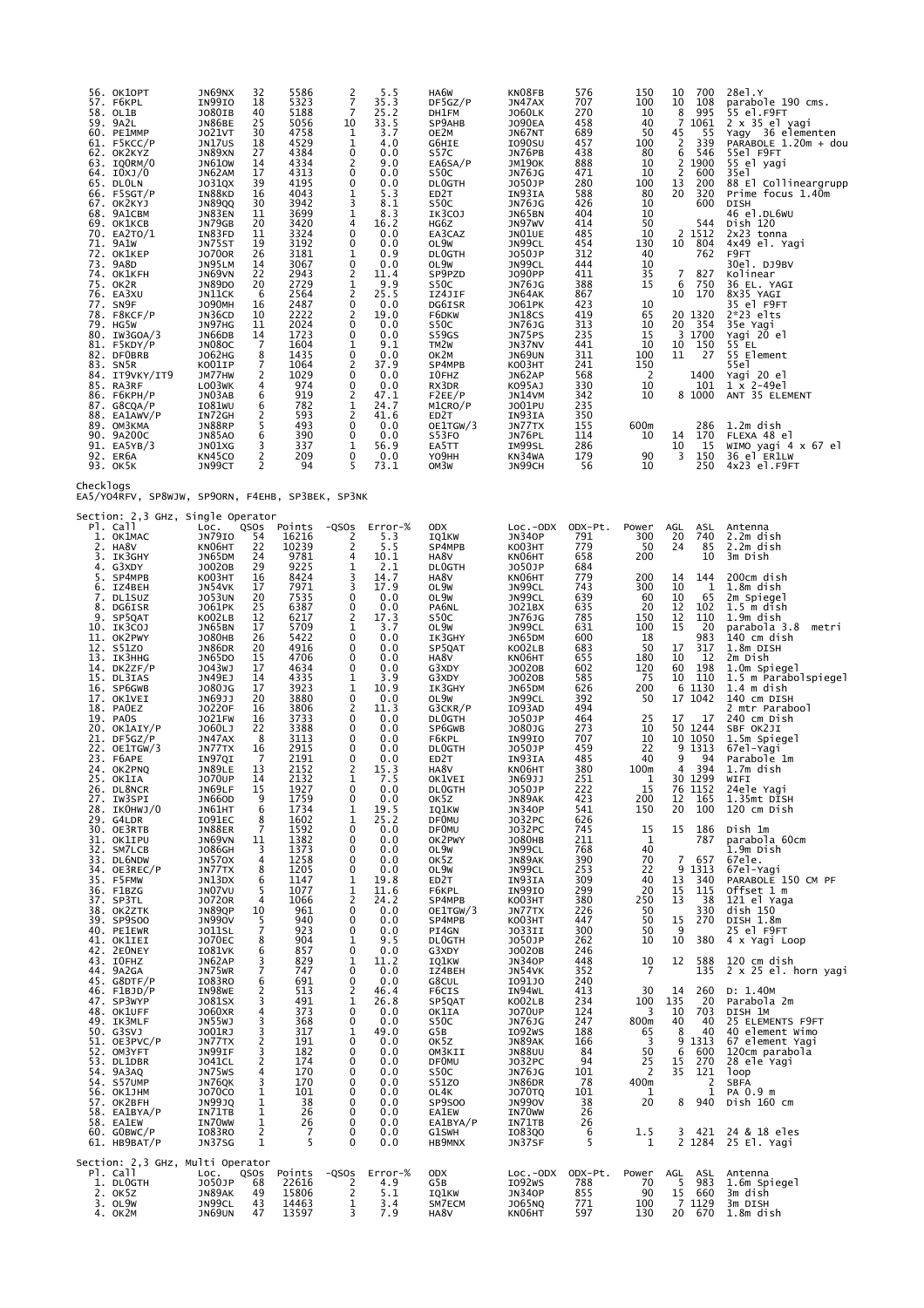| Pl. | Call | Loc. | QSOs | Points | -QSOs | Error-% | ODX | Loc.-ODX | ODX-Pt. | Power | AGL | ASL | Antenna |
|---|---|---|---|---|---|---|---|---|---|---|---|---|---|
| 56. | OK1OPT | JN69NX | 32 | 5586 | 2 | 5.5 | HA6W | KN08FB | 576 | 150 | 10 | 700 | 28el.Y |
| 57. | F6KPL | IN99IO | 18 | 5323 | 7 | 35.3 | DF5GZ/P | JN47AX | 707 | 100 | 10 | 108 | parabole 190 cms. |
| 58. | OL1B | JO80IB | 40 | 5188 | 7 | 25.2 | DH1FM | JO60LK | 270 | 10 | 8 | 995 | 55 el.F9FT |
| 59. | 9A2L | JN86BE | 25 | 5056 | 10 | 33.5 | SP9AHB | JO90EA | 458 | 40 | 7 | 1061 | 2 x 35 el yagi |
| 60. | PE1MMP | JO21VT | 30 | 4758 | 1 | 3.7 | OE2M | JN67NT | 689 | 50 | 45 | 55 | Yagy 36 elementen |
| 61. | F5KCC/P | JN17US | 18 | 4529 | 1 | 4.0 | G6HIE | IO90SU | 457 | 100 | 2 | 339 | PARABOLE 1.20m + dou |
| 62. | OK2KYZ | JN89XN | 27 | 4384 | 0 | 0.0 | S57C | JN76PB | 438 | 80 | 6 | 546 | 55el F9FT |
| 63. | IQ0RM/0 | JN61OW | 14 | 4334 | 2 | 9.0 | EA6SA/P | JM19OK | 888 | 10 | 2 | 1900 | 55 el yagi |
| 64. | I0XJ/0 | JN62AM | 17 | 4313 | 0 | 0.0 | S50C | JN76JG | 471 | 10 | 2 | 600 | 35el |
| 65. | DL0LN | JO31QX | 39 | 4195 | 0 | 0.0 | DL0GTH | JO50JP | 280 | 100 | 13 | 200 | 88 El Collineargrupp |
| 66. | F5SGT/P | IN88KD | 16 | 4043 | 1 | 5.3 | ED2T | IN93IA | 588 | 80 | 20 | 320 | Prime focus 1.40m |
| 67. | OK2KYJ | JN89QQ | 30 | 3942 | 3 | 8.1 | S50C | JN76JG | 426 | 10 | | 600 | DISH |
| 68. | 9A1CBM | JN83EN | 11 | 3699 | 1 | 8.3 | IK3COJ | JN65BN | 404 | 10 | | | 46 el.DL6WU |
| 69. | OK1KCB | JN79GB | 20 | 3420 | 4 | 16.2 | HG6Z | JN97WV | 414 | 50 | | 544 | Dish 120 |
| 70. | EA2TO/1 | IN83FD | 11 | 3324 | 0 | 0.0 | EA3CAZ | JN01UE | 485 | 10 | 2 | 1512 | 2x23 tonna |
| 71. | 9A1W | JN75ST | 19 | 3192 | 0 | 0.0 | OL9W | JN99CL | 454 | 130 | 10 | 804 | 4x49 el. Yagi |
| 72. | OK1KEP | JO70OR | 26 | 3181 | 1 | 0.9 | DL0GTH | JO50JP | 312 | 40 | | 762 | F9FT |
| 73. | 9A8D | JN95LM | 14 | 3067 | 0 | 0.0 | OL9W | JN99CL | 444 | 10 | | | 30el. DJ9BV |
| 74. | OK1KFH | JN69VN | 22 | 2943 | 2 | 11.4 | SP9PZD | JO90PP | 411 | 35 | 7 | 827 | Kolinear |
| 75. | OK2R | JN89DO | 20 | 2729 | 1 | 9.9 | S50C | JN76JG | 388 | 15 | 6 | 750 | 36 EL. YAGI |
| 76. | EA3XU | JN11CK | 6 | 2564 | 2 | 25.5 | IZ4JIF | JN64AK | 867 | | 10 | 170 | 8X35 YAGI |
| 77. | SN9F | JO90MH | 16 | 2487 | 0 | 0.0 | DG6ISR | JO61PK | 423 | 10 | | | 35 el F9FT |
| 78. | F8KCF/P | JN36CD | 10 | 2222 | 2 | 19.0 | F6DKW | JN18CS | 419 | 65 | 20 | 1320 | 2*23 elts |
| 79. | HG5W | JN97HG | 11 | 2024 | 0 | 0.0 | S50C | JN76JG | 313 | 10 | 20 | 354 | 35e Yagi |
| 80. | IW3GOA/3 | JN66DB | 14 | 1723 | 0 | 0.0 | S59GS | JN75PS | 235 | 15 | 3 | 1700 | Yagi 20 el |
| 81. | F5KDY/P | JN08OC | 7 | 1604 | 1 | 9.1 | TM2W | JN37NV | 441 | 10 | 10 | 150 | 55 EL |
| 82. | DF0BRB | JO62HG | 8 | 1435 | 0 | 0.0 | OK2M | JN69UN | 311 | 100 | 11 | 27 | 55 Element |
| 83. | SN5R | KO01IP | 7 | 1064 | 2 | 37.9 | SP4MPB | KO03HT | 241 | 150 | | | 55el |
| 84. | IT9VKY/IT9 | JM77HW | 2 | 1029 | 0 | 0.0 | I0FHZ | JN62AP | 568 | 2 | | 1400 | Yagi 20 el |
| 85. | RA3RF | LO03WK | 4 | 974 | 0 | 0.0 | RX3DR | KO95AJ | 330 | 10 | | 101 | 1 x 2-49el |
| 86. | F6KPH/P | JN03AB | 6 | 919 | 2 | 47.1 | F2EE/P | JN14VM | 342 | 10 | 8 | 1000 | ANT 35 ELEMENT |
| 87. | G8CQA/P | IO81WU | 6 | 782 | 1 | 24.7 | M1CRO/P | JO01PU | 235 | | | | |
| 88. | EA1AWV/P | IN72GH | 2 | 593 | 2 | 41.6 | ED2T | IN93IA | 350 | | | | |
| 89. | OM3KMA | JN88RP | 5 | 493 | 0 | 0.0 | OE1TGW/3 | JN77TX | 155 | 600m | | 286 | 1.2m dish |
| 90. | 9A200C | JN85AO | 6 | 390 | 0 | 0.0 | S53FO | JN76PL | 114 | 10 | 14 | 170 | FLEXA 48 el |
| 91. | EA5YB/3 | JN01XG | 3 | 337 | 1 | 56.9 | EA5TT | IM99SL | 286 | | 10 | 15 | WIMO yagi 4 x 67 el |
| 92. | ER6A | KN45CO | 2 | 209 | 0 | 0.0 | YO9HH | KN34WA | 179 | 90 | 3 | 150 | 36 el ER1LW |
| 93. | OK5K | JN99CT | 2 | 94 | 5 | 73.1 | OM3W | JN99CH | 56 | 10 | | 250 | 4x23 el.F9FT |

Checklogs
EA5/YO4RFV, SP8WJW, SP9ORN, F4EHB, SP3BEK, SP3NK

## Section: 2,3 GHz, Single Operator

| Pl. | Call | Loc. | QSOs | Points | -QSOs | Error-% | ODX | Loc.-ODX | ODX-Pt. | Power | AGL | ASL | Antenna |
|---|---|---|---|---|---|---|---|---|---|---|---|---|---|
| 1. | OK1MAC | JN79IO | 54 | 16216 | 2 | 5.3 | IQ1KW | JN34OP | 791 | 300 | 20 | 740 | 2.2m dish |
| 2. | HA8V | KN06HT | 22 | 10239 | 2 | 5.5 | SP4MPB | KO03HT | 779 | 50 | 24 | 85 | 2.2m dish |
| 3. | IK3GHY | JN65DM | 24 | 9781 | 4 | 10.1 | HA8V | KN06HT | 658 | 200 | | 10 | 3m Dish |
| 4. | G3XDY | JO02OB | 29 | 9225 | 1 | 2.1 | DL0GTH | JO50JP | 684 | | | | |
| 5. | SP4MPB | KO03HT | 16 | 8424 | 3 | 14.7 | HA8V | KN06HT | 779 | 200 | 14 | 144 | 200cm dish |
| 6. | IZ4BEH | JN54VK | 17 | 7971 | 3 | 17.9 | OL9W | JN99CL | 743 | 300 | 10 | 1 | 1.8m dish |
| 7. | DL1SUZ | JO53UN | 20 | 7535 | 0 | 0.0 | OL9W | JN99CL | 639 | 60 | 10 | 65 | 2m Spiegel |
| 8. | DG6ISR | JO61PK | 25 | 6387 | 0 | 0.0 | PA6NL | JO21BX | 635 | 20 | 12 | 102 | 1.5 m dish |
| 9. | SP5QAT | KO02LB | 12 | 6217 | 2 | 17.3 | S50C | JN76JG | 785 | 150 | 12 | 110 | 1.9m dish |
| 10. | IK3COJ | JN65BN | 17 | 5709 | 1 | 3.7 | OL9W | JN99CL | 631 | 100 | 15 | 20 | parabola 3.8 metri |
| 11. | OK2PWY | JO80HB | 26 | 5422 | 0 | 0.0 | IK3GHY | JN65DM | 600 | 18 | | 983 | 140 cm dish |
| 12. | S51ZO | JN86DR | 20 | 4916 | 0 | 0.0 | SP5QAT | KO02LB | 683 | 50 | 17 | 317 | 1.8m DISH |
| 13. | IK3HHG | JN65DO | 15 | 4706 | 0 | 0.0 | HA8V | KN06HT | 655 | 180 | 10 | 12 | 2m Dish |
| 14. | DK2ZF/P | JO43WJ | 17 | 4634 | 0 | 0.0 | G3XDY | JO02OB | 602 | 120 | 60 | 198 | 1.0m Spiegel |
| 15. | DL3IAS | JN49EJ | 14 | 4335 | 1 | 3.9 | G3XDY | JO02OB | 585 | 75 | 10 | 110 | 1.5 m Parabolspiegel |
| 16. | SP6GWB | JO80JG | 17 | 3923 | 1 | 10.9 | IK3GHY | JN65DM | 626 | 200 | 6 | 1130 | 1.4 m dish |
| 17. | OK1VEI | JN69JJ | 20 | 3880 | 0 | 0.0 | OL9W | JN99CL | 392 | 50 | 17 | 1042 | 140 cm DISH |
| 18. | PA0EZ | JO22OF | 16 | 3806 | 2 | 11.3 | G3CKR/P | IO93AD | 494 | | | | 2 mtr Parabool |
| 19. | PA0S | JO21FW | 16 | 3733 | 0 | 0.0 | DL0GTH | JO50JP | 464 | 25 | 17 | 17 | 240 cm Dish |
| 20. | OK1AIY/P | JO60LJ | 22 | 3388 | 0 | 0.0 | SP6GWB | JO80JG | 273 | 10 | 50 | 1244 | SBF OK2JI |
| 21. | DF5GZ/P | JN47AX | 8 | 3113 | 0 | 0.0 | F6KPL | IN99IO | 707 | 10 | 10 | 1050 | 1.5m Spiegel |
| 22. | OE1TGW/3 | JN77TX | 16 | 2915 | 0 | 0.0 | DL0GTH | JO50JP | 459 | 22 | 9 | 1313 | 67el-Yagi |
| 23. | F6APE | IN97QI | 7 | 2191 | 0 | 0.0 | ED2T | IN93IA | 485 | 40 | 9 | 94 | Parabole 1m |
| 24. | OK2PNQ | JN89LE | 13 | 2152 | 2 | 15.3 | HA8V | KN06HT | 380 | 100m | 4 | 394 | 1.7m dish |
| 25. | OK1IA | JO70UP | 14 | 2132 | 1 | 7.5 | OK1VEI | JN69JJ | 251 | 1 | 30 | 1299 | WIFI |
| 26. | DL8NCR | JN69LF | 15 | 1927 | 0 | 0.0 | DL0GTH | JO50JP | 222 | 15 | 76 | 1152 | 24ele Yagi |
| 27. | IW3SPI | JN66OD | 9 | 1759 | 0 | 0.0 | OK5Z | JN89AK | 423 | 200 | 12 | 165 | 1.35mt DISH |
| 28. | IK0HWJ/0 | JN61HT | 6 | 1734 | 1 | 19.5 | IQ1KW | JN34OP | 541 | 150 | 20 | 100 | 120 cm Dish |
| 29. | G4LDR | IO91EC | 8 | 1602 | 1 | 25.2 | DF0MU | JO32PC | 626 | | | | |
| 30. | OE3RTB | JN88ER | 7 | 1592 | 0 | 0.0 | DF0MU | JO32PC | 745 | 15 | 15 | 186 | Dish 1m |
| 31. | OK1IPU | JN69VN | 11 | 1382 | 0 | 0.0 | OK2PWY | JO80HB | 211 | 1 | | 787 | parabola 60cm |
| 32. | SM7LCB | JO86GH | 3 | 1373 | 0 | 0.0 | OL9W | JN99CL | 768 | 40 | | | 1.9m Dish |
| 33. | DL6NDW | JN57OX | 4 | 1258 | 0 | 0.0 | OK5Z | JN89AK | 390 | 70 | 7 | 657 | 67ele. |
| 34. | OE3REC/P | JN77TX | 8 | 1205 | 0 | 0.0 | OL9W | JN99CL | 253 | 22 | 9 | 1313 | 67el-Yagi |
| 35. | F5FMW | JN13DX | 6 | 1147 | 1 | 19.8 | ED2T | IN93IA | 309 | 40 | 13 | 340 | PARABOLE 150 CM PF |
| 36. | F1BZG | JN07VU | 5 | 1077 | 1 | 11.6 | F6KPL | IN99IO | 299 | 20 | 15 | 115 | Offset 1 m |
| 37. | SP3TL | JO72OR | 4 | 1066 | 2 | 24.2 | SP4MPB | KO03HT | 380 | 250 | 13 | 38 | 121 el Yaga |
| 38. | OK2ZTK | JN89QP | 10 | 961 | 0 | 0.0 | OE1TGW/3 | JN77TX | 226 | 50 | | 330 | dish 150 |
| 39. | SP9SOO | JN99OV | 5 | 940 | 0 | 0.0 | SP4MPB | KO03HT | 447 | 50 | 15 | 270 | DISH 1.8m |
| 40. | PE1EWR | JO11SL | 7 | 923 | 0 | 0.0 | PI4GN | JO33II | 300 | 50 | 9 | | 25 el F9FT |
| 41. | OK1IEI | JO70EC | 8 | 904 | 1 | 9.5 | DL0GTH | JO50JP | 262 | 10 | 10 | 380 | 4 x Yagi Loop |
| 42. | 2E0NEY | IO81VK | 6 | 857 | 0 | 0.0 | G3XDY | JO02OB | 246 | | | | |
| 43. | I0FHZ | JN62AP | 3 | 829 | 1 | 11.2 | IQ1KW | JN34OP | 448 | 10 | 12 | 588 | 120 cm dish |
| 44. | 9A2GA | JN75WR | 7 | 747 | 0 | 0.0 | IZ4BEH | JN54VK | 352 | 7 | | 135 | 2 x 25 el. horn yagi |
| 45. | G8DTF/P | IO83RO | 6 | 691 | 0 | 0.0 | G8CUL | IO91JO | 240 | | | | |
| 46. | F1BJD/P | IN98WE | 2 | 513 | 2 | 46.4 | F6CIS | IN94WL | 413 | 30 | 14 | 260 | D: 1.40M |
| 47. | SP3WYP | JO81SX | 3 | 491 | 1 | 26.8 | SP5QAT | KO02LB | 234 | 100 | 135 | 20 | Parabola 2m |
| 48. | OK1UFF | JO60XR | 4 | 373 | 0 | 0.0 | OK1IA | JO70UP | 124 | 3 | 10 | 703 | DISH 1M |
| 49. | IK3MLF | JN55WJ | 3 | 368 | 0 | 0.0 | S50C | JN76JG | 247 | 800m | 40 | 40 | 25 ELEMENTS F9FT |
| 50. | G3SVJ | JO01RJ | 3 | 317 | 1 | 49.0 | G5B | IO92WS | 188 | 65 | 8 | 40 | 40 element Wimo |
| 51. | OE3PVC/P | JN77TX | 2 | 191 | 0 | 0.0 | OK5Z | JN89AK | 166 | 3 | 9 | 1313 | 67 element Yagi |
| 52. | OM3YFT | JN99IF | 3 | 180 | 0 | 0.0 | OM3KII | JN88UU | 84 | 50 | 6 | 600 | 120cm parabola |
| 53. | DL1DBR | JO41CL | 2 | 174 | 0 | 0.0 | DF0MU | JO32PC | 94 | 25 | 15 | 270 | 28 ele Yagi |
| 54. | 9A3AQ | JN75WS | 4 | 170 | 0 | 0.0 | S50C | JN76JG | 101 | 2 | 35 | 121 | loop |
| 55. | S57UMP | JN76QK | 3 | 170 | 0 | 0.0 | S51ZO | JN86DR | 78 | 400m | | 2 | SBFA |
| 56. | OK1JHM | JO70CO | 1 | 101 | 0 | 0.0 | OL4K | JO70TQ | 101 | 1 | | 1 | PA 0.9 m |
| 57. | OK2BFH | JN99JQ | 1 | 38 | 0 | 0.0 | SP9SOO | JN99OV | 38 | 20 | 8 | 940 | Dish 160 cm |
| 58. | EA1BYA/P | IN71TB | 1 | 26 | 0 | 0.0 | EA1EW | IN70WW | 26 | | | | |
| 59. | EA1EW | IN70WW | 1 | 26 | 0 | 0.0 | EA1BYA/P | IN71TB | 26 | | | | |
| 60. | G0BWC/P | IO83RO | 2 | 7 | 0 | 0.0 | G1SWH | IO83QO | 6 | 1.5 | 3 | 421 | 24 & 18 eles |
| 61. | HB9BAT/P | JN37SG | 1 | 5 | 0 | 0.0 | HB9MNX | JN37SF | 5 | 1 | 2 | 1284 | 25 El. Yagi |

## Section: 2,3 GHz, Multi Operator

| Pl. | Call | Loc. | QSOs | Points | -QSOs | Error-% | ODX | Loc.-ODX | ODX-Pt. | Power | AGL | ASL | Antenna |
|---|---|---|---|---|---|---|---|---|---|---|---|---|---|
| 1. | DL0GTH | JO50JP | 68 | 22616 | 2 | 4.9 | G5B | IO92WS | 788 | 70 | 5 | 983 | 1.6m Spiegel |
| 2. | OK5Z | JN89AK | 49 | 15806 | 2 | 5.1 | IQ1KW | JN34OP | 855 | 90 | 15 | 660 | 3m dish |
| 3. | OL9W | JN99CL | 43 | 14463 | 1 | 3.4 | SM7ECM | JO65NQ | 771 | 100 | 7 | 1129 | 3m DISH |
| 4. | OK2M | JN69UN | 47 | 13597 | 3 | 7.9 | HA8V | KN06HT | 597 | 130 | 20 | 670 | 1.8m dish |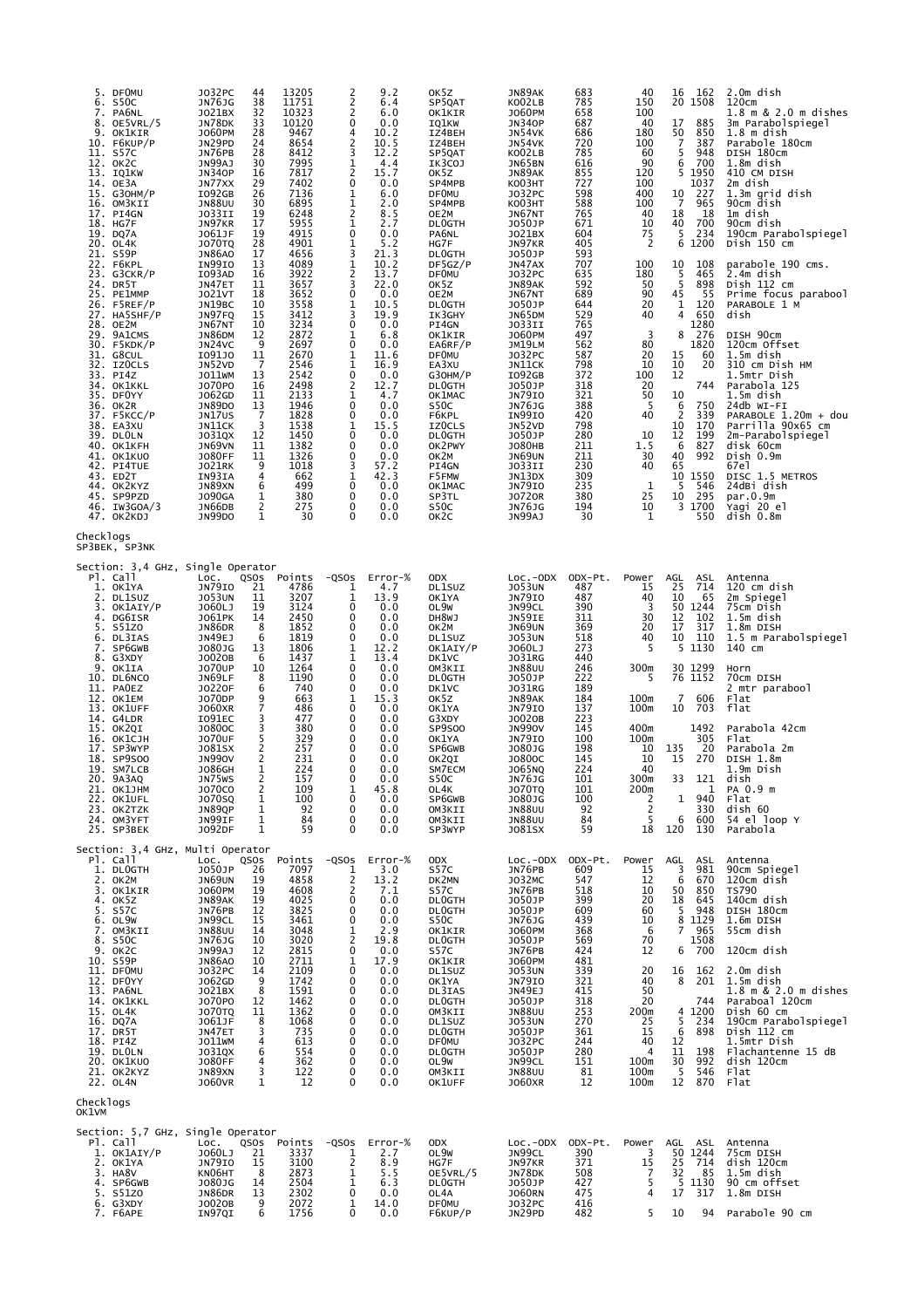| Pl. | Call | Loc. | QSOs | Points | -QSOs | Error-% | ODX | Loc.-ODX | ODX-Pt. | Power | AGL | ASL | Antenna |
|---|---|---|---|---|---|---|---|---|---|---|---|---|---|
| 5. | DF0MU | JO32PC | 44 | 13205 | 2 | 9.2 | OK5Z | JN89AK | 683 | 40 | 16 | 162 | 2.0m dish |
| 6. | S50C | JN76JG | 38 | 11751 | 2 | 6.4 | SP5QAT | KO02LB | 785 | 150 | 20 | 1508 | 120cm |
| 7. | PA6NL | JO21BX | 32 | 10323 | 2 | 6.0 | OK1KIR | JO60PM | 658 | 100 | | | 1.8 m & 2.0 m dishes |
| 8. | OE5VRL/5 | JN78DK | 33 | 10120 | 0 | 0.0 | IQ1KW | JN34OP | 687 | 40 | 17 | 885 | 3m Parabolspiegel |
| 9. | OK1KIR | JO60PM | 28 | 9467 | 4 | 10.2 | IZ4BEH | JN54VK | 686 | 180 | 50 | 850 | 1.8 m dish |
| 10. | F6KUP/P | JN29PD | 24 | 8654 | 2 | 10.5 | IZ4BEH | JN54VK | 720 | 100 | 7 | 387 | Parabole 180cm |
| 11. | S57C | JN76PB | 28 | 8412 | 3 | 12.2 | SP5QAT | KO02LB | 785 | 60 | 5 | 948 | DISH 180cm |
| 12. | OK2C | JN99AJ | 30 | 7995 | 1 | 4.4 | IK3COJ | JN65BN | 616 | 90 | 6 | 700 | 1.8m dish |
| 13. | IQ1KW | JN34OP | 16 | 7817 | 2 | 15.7 | OK5Z | JN89AK | 855 | 120 | 5 | 1950 | 410 CM DISH |
| 14. | OE3A | JN77XX | 29 | 7402 | 0 | 0.0 | SP4MPB | KO03HT | 727 | 100 | | 1037 | 2m dish |
| 15. | G3OHM/P | IO92GB | 26 | 7136 | 1 | 6.0 | DF0MU | JO32PC | 598 | 400 | 10 | 227 | 1.3m grid dish |
| 16. | OM3KII | JN88UU | 30 | 6895 | 1 | 2.0 | SP4MPB | KO03HT | 588 | 100 | 7 | 965 | 90cm dish |
| 17. | PI4GN | JO33II | 19 | 6248 | 2 | 8.5 | OE2M | JN67NT | 765 | 40 | 18 | 18 | 1m dish |
| 18. | HG7F | JN97KR | 17 | 5955 | 1 | 2.7 | DL0GTH | JO50JP | 671 | 10 | 40 | 700 | 90cm dish |
| 19. | DQ7A | JO61JF | 19 | 4915 | 0 | 0.0 | PA6NL | JO21BX | 604 | 75 | 5 | 234 | 190cm Parabolspiegel |
| 20. | OL4K | JO70TQ | 28 | 4901 | 1 | 5.2 | HG7F | JN97KR | 405 | 2 | 6 | 1200 | Dish 150 cm |
| 21. | S59P | JN86AO | 17 | 4656 | 3 | 21.3 | DL0GTH | JO50JP | 593 | | | | |
| 22. | F6KPL | IN99IO | 13 | 4089 | 1 | 10.2 | DF5GZ/P | JN47AX | 707 | 100 | 10 | 108 | parabole 190 cms. |
| 23. | G3CKR/P | IO93AD | 16 | 3922 | 2 | 13.7 | DF0MU | JO32PC | 635 | 180 | 5 | 465 | 2.4m dish |
| 24. | DR5T | JN47ET | 11 | 3657 | 3 | 22.0 | OK5Z | JN89AK | 592 | 50 | 5 | 898 | Dish 112 cm |
| 25. | PE1MMP | JO21VT | 18 | 3652 | 0 | 0.0 | OE2M | JN67NT | 689 | 90 | 45 | 55 | Prime focus parabool |
| 26. | F5REF/P | JN19BC | 10 | 3558 | 1 | 10.5 | DL0GTH | JO50JP | 644 | 20 | 1 | 120 | PARABOLE 1 M |
| 27. | HA5SHF/P | JN97FQ | 15 | 3412 | 3 | 19.9 | IK3GHY | JN65DM | 529 | 40 | 4 | 650 | dish |
| 28. | OE2M | JN67NT | 10 | 3234 | 0 | 0.0 | PI4GN | JO33II | 765 | | | 1280 | |
| 29. | 9A1CMS | JN86DM | 12 | 2872 | 1 | 6.8 | OK1KIR | JO60PM | 497 | 3 | 8 | 276 | DISH 90cm |
| 30. | F5KDK/P | JN24VC | 9 | 2697 | 0 | 0.0 | EA6RF/P | JM19LM | 562 | 80 | | 1820 | 120cm Offset |
| 31. | G8CUL | IO91JO | 11 | 2670 | 1 | 11.6 | DF0MU | JO32PC | 587 | 20 | 15 | 60 | 1.5m dish |
| 32. | IZ0CLS | JN52VD | 7 | 2546 | 1 | 16.9 | EA3XU | JN11CK | 798 | 10 | 10 | 20 | 310 cm Dish HM |
| 33. | PI4Z | JO11WM | 13 | 2542 | 0 | 0.0 | G3OHM/P | IO92GB | 372 | 100 | 12 | | 1.5mtr Dish |
| 34. | OK1KKL | JO70PO | 16 | 2498 | 2 | 12.7 | DL0GTH | JO50JP | 318 | 20 | | 744 | Parabola 125 |
| 35. | DF0YY | JO62GD | 11 | 2133 | 1 | 4.7 | OK1MAC | JN79IO | 321 | 50 | 10 | | 1.5m dish |
| 36. | OK2R | JN89DO | 13 | 1946 | 0 | 0.0 | S50C | JN76JG | 388 | 5 | 6 | 750 | 24db WI-FI |
| 37. | F5KCC/P | JN17US | 7 | 1828 | 0 | 0.0 | F6KPL | IN99IO | 420 | 40 | 2 | 339 | PARABOLE 1.20m + dou |
| 38. | EA3XU | JN11CK | 3 | 1538 | 1 | 15.5 | IZ0CLS | JN52VD | 798 | | 10 | 170 | Parrilla 90x65 cm |
| 39. | DL0LN | JO31QX | 12 | 1450 | 0 | 0.0 | DL0GTH | JO50JP | 280 | 10 | 12 | 199 | 2m-Parabolspiegel |
| 40. | OK1KFH | JN69VN | 11 | 1382 | 0 | 0.0 | OK2PWY | JO80HB | 211 | 1.5 | 6 | 827 | disk 60cm |
| 41. | OK1KUO | JO80FF | 11 | 1326 | 0 | 0.0 | OK2M | JN69UN | 211 | 30 | 40 | 992 | Dish 0.9m |
| 42. | PI4TUE | JO21RK | 9 | 1018 | 3 | 57.2 | PI4GN | JO33II | 230 | 40 | 65 | | 67el |
| 43. | ED2T | IN93IA | 4 | 662 | 1 | 42.3 | F5FMW | JN13DX | 309 | | 10 | 1550 | DISC 1.5 METROS |
| 44. | OK2KYZ | JN89XN | 6 | 499 | 0 | 0.0 | OK1MAC | JN79IO | 235 | 1 | 5 | 546 | 24dBi dish |
| 45. | SP9PZD | JO90GA | 1 | 380 | 0 | 0.0 | SP3TL | JO72OR | 380 | 25 | 10 | 295 | par.0.9m |
| 46. | IW3GOA/3 | JN66DB | 2 | 275 | 0 | 0.0 | S50C | JN76JG | 194 | 10 | 3 | 1700 | Yagi 20 el |
| 47. | OK2KDJ | JN99DO | 1 | 30 | 0 | 0.0 | OK2C | JN99AJ | 30 | 1 | | 550 | dish 0.8m |

Checklogs
SP3BEK, SP3NK

## Section: 3,4 GHz, Single Operator

| Pl. | Call | Loc. | QSOs | Points | -QSOs | Error-% | ODX | Loc.-ODX | ODX-Pt. | Power | AGL | ASL | Antenna |
|---|---|---|---|---|---|---|---|---|---|---|---|---|---|
| 1. | OK1YA | JN79IO | 21 | 4786 | 1 | 4.7 | DL1SUZ | JO53UN | 487 | 15 | 25 | 714 | 120 cm dish |
| 2. | DL1SUZ | JO53UN | 11 | 3207 | 1 | 13.9 | OK1YA | JN79IO | 487 | 40 | 10 | 65 | 2m Spiegel |
| 3. | OK1AIY/P | JO60LJ | 19 | 3124 | 0 | 0.0 | OL9W | JN99CL | 390 | 3 | 50 | 1244 | 75cm Dish |
| 4. | DG6ISR | JO61PK | 14 | 2450 | 0 | 0.0 | DH8WJ | JN59IE | 311 | 30 | 12 | 102 | 1.5m dish |
| 5. | S51ZO | JN86DR | 8 | 1852 | 0 | 0.0 | OK2M | JN69UN | 369 | 20 | 17 | 317 | 1.8m DISH |
| 6. | DL3IAS | JN49EJ | 6 | 1819 | 0 | 0.0 | DL1SUZ | JO53UN | 518 | 40 | 10 | 110 | 1.5 m Parabolspiegel |
| 7. | SP6GWB | JO80JG | 13 | 1806 | 1 | 12.2 | OK1AIY/P | JO60LJ | 273 | 5 | 5 | 1130 | 140 cm |
| 8. | G3XDY | JO02OB | 6 | 1437 | 1 | 13.4 | DK1VC | JO31RG | 440 | | | | |
| 9. | OK1IA | JO70UP | 10 | 1264 | 0 | 0.0 | OM3KII | JN88UU | 246 | 300m | 30 | 1299 | Horn |
| 10. | DL6NCO | JN69LF | 8 | 1190 | 0 | 0.0 | DL0GTH | JO50JP | 222 | 5 | 76 | 1152 | 70cm DISH |
| 11. | PA0EZ | JO22OF | 6 | 740 | 0 | 0.0 | DK1VC | JO31RG | 189 | | | | 2 mtr parabool |
| 12. | OK1EM | JO70DP | 9 | 663 | 1 | 15.3 | OK5Z | JN89AK | 184 | 100m | 7 | 606 | Flat |
| 13. | OK1UFF | JO60XR | 7 | 486 | 0 | 0.0 | OK1YA | JN79IO | 137 | 100m | 10 | 703 | flat |
| 14. | G4LDR | IO91EC | 3 | 477 | 0 | 0.0 | G3XDY | JO02OB | 223 | | | | |
| 15. | OK2QI | JO80OC | 3 | 380 | 0 | 0.0 | SP9SOO | JN99OV | 145 | 400m | | 1492 | Parabola 42cm |
| 16. | OK1CJH | JO70UF | 5 | 329 | 0 | 0.0 | OK1YA | JN79IO | 100 | 100m | | 305 | Flat |
| 17. | SP3WYP | JO81SX | 2 | 257 | 0 | 0.0 | SP6GWB | JO80JG | 198 | 10 | 135 | 20 | Parabola 2m |
| 18. | SP9SOO | JN99OV | 2 | 231 | 0 | 0.0 | OK2QI | JO80OC | 145 | 10 | 15 | 270 | DISH 1.8m |
| 19. | SM7LCB | JO86GH | 1 | 224 | 0 | 0.0 | SM7ECM | JO65NQ | 224 | 40 | | | 1.9m Dish |
| 20. | 9A3AQ | JN75WS | 2 | 157 | 0 | 0.0 | S50C | JN76JG | 101 | 300m | 33 | 121 | dish |
| 21. | OK1JHM | JO70CO | 2 | 109 | 1 | 45.8 | OL4K | JO70TQ | 101 | 200m | | 1 | PA 0.9 m |
| 22. | OK1UFL | JO70SQ | 1 | 100 | 0 | 0.0 | SP6GWB | JO80JG | 100 | 2 | 1 | 940 | Flat |
| 23. | OK2TZK | JN89QP | 1 | 92 | 0 | 0.0 | OM3KII | JN88UU | 92 | 2 | | 330 | dish 60 |
| 24. | OM3YFT | JN99IF | 1 | 84 | 0 | 0.0 | OM3KII | JN88UU | 84 | 5 | 6 | 600 | 54 el loop Y |
| 25. | SP3BEK | JO92DF | 1 | 59 | 0 | 0.0 | SP3WYP | JO81SX | 59 | 18 | 120 | 130 | Parabola |

## Section: 3,4 GHz, Multi Operator

| Pl. | Call | Loc. | QSOs | Points | -QSOs | Error-% | ODX | Loc.-ODX | ODX-Pt. | Power | AGL | ASL | Antenna |
|---|---|---|---|---|---|---|---|---|---|---|---|---|---|
| 1. | DL0GTH | JO50JP | 26 | 7097 | 1 | 3.0 | S57C | JN76PB | 609 | 15 | 3 | 981 | 90cm Spiegel |
| 2. | OK2M | JN69UN | 19 | 4858 | 2 | 13.2 | DK2MN | JO32MC | 547 | 12 | 6 | 670 | 120cm dish |
| 3. | OK1KIR | JO60PM | 19 | 4608 | 2 | 7.1 | S57C | JN76PB | 518 | 10 | 50 | 850 | TS790 |
| 4. | OK5Z | JN89AK | 19 | 4025 | 0 | 0.0 | DL0GTH | JO50JP | 399 | 20 | 18 | 645 | 140cm dish |
| 5. | S57C | JN76PB | 12 | 3825 | 0 | 0.0 | DL0GTH | JO50JP | 609 | 60 | 5 | 948 | DISH 180cm |
| 6. | OL9W | JN99CL | 15 | 3461 | 0 | 0.0 | S50C | JN76JG | 439 | 10 | 8 | 1129 | 1.6m DISH |
| 7. | OM3KII | JN88UU | 14 | 3048 | 1 | 2.9 | OK1KIR | JO60PM | 368 | 6 | 7 | 965 | 55cm dish |
| 8. | S50C | JN76JG | 10 | 3020 | 2 | 19.8 | DL0GTH | JO50JP | 569 | 70 | | 1508 | |
| 9. | OK2C | JN99AJ | 12 | 2815 | 0 | 0.0 | S57C | JN76PB | 424 | 12 | 6 | 700 | 120cm dish |
| 10. | S59P | JN86AO | 10 | 2711 | 1 | 17.9 | OK1KIR | JO60PM | 481 | | | | |
| 11. | DF0MU | JO32PC | 14 | 2109 | 0 | 0.0 | DL1SUZ | JO53UN | 339 | 20 | 16 | 162 | 2.0m dish |
| 12. | DF0YY | JO62GD | 9 | 1742 | 0 | 0.0 | OK1YA | JN79IO | 321 | 40 | 8 | 201 | 1.5m dish |
| 13. | PA6NL | JO21BX | 8 | 1591 | 0 | 0.0 | DL3IAS | JN49EJ | 415 | 50 | | | 1.8 m & 2.0 m dishes |
| 14. | OK1KKL | JO70PO | 12 | 1462 | 0 | 0.0 | DL0GTH | JO50JP | 318 | 20 | | 744 | Paraboal 120cm |
| 15. | OL4K | JO70TQ | 11 | 1362 | 0 | 0.0 | OM3KII | JN88UU | 253 | 200m | 4 | 1200 | Dish 60 cm |
| 16. | DQ7A | JO61JF | 8 | 1068 | 0 | 0.0 | DL1SUZ | JO53UN | 270 | 25 | 5 | 234 | 190cm Parabolspiegel |
| 17. | DR5T | JN47ET | 3 | 735 | 0 | 0.0 | DL0GTH | JO50JP | 361 | 15 | 6 | 898 | Dish 112 cm |
| 18. | PI4Z | JO11WM | 4 | 613 | 0 | 0.0 | DF0MU | JO32PC | 244 | 40 | 12 | | 1.5mtr Dish |
| 19. | DL0LN | JO31QX | 6 | 554 | 0 | 0.0 | DL0GTH | JO50JP | 280 | 4 | 11 | 198 | Flachantenne 15 dB |
| 20. | OK1KUO | JO80FF | 4 | 362 | 0 | 0.0 | OL9W | JN99CL | 151 | 100m | 30 | 992 | dish 120cm |
| 21. | OK2KYZ | JN89XN | 3 | 122 | 0 | 0.0 | OM3KII | JN88UU | 81 | 100m | 5 | 546 | Flat |
| 22. | OL4N | JO60VR | 1 | 12 | 0 | 0.0 | OK1UFF | JO60XR | 12 | 100m | 12 | 870 | Flat |

Checklogs
OK1VM

## Section: 5,7 GHz, Single Operator

| Pl. | Call | Loc. | QSOs | Points | -QSOs | Error-% | ODX | Loc.-ODX | ODX-Pt. | Power | AGL | ASL | Antenna |
|---|---|---|---|---|---|---|---|---|---|---|---|---|---|
| 1. | OK1AIY/P | JO60LJ | 21 | 3337 | 1 | 2.7 | OL9W | JN99CL | 390 | 3 | 50 | 1244 | 75cm DISH |
| 2. | OK1YA | JN79IO | 15 | 3100 | 2 | 8.9 | HG7F | JN97KR | 371 | 15 | 25 | 714 | dish 120cm |
| 3. | HA8V | KN06HT | 8 | 2873 | 1 | 5.5 | OE5VRL/5 | JN78DK | 508 | 7 | 32 | 85 | 1.5m dish |
| 4. | SP6GWB | JO80JG | 14 | 2504 | 1 | 6.3 | DL0GTH | JO50JP | 427 | 5 | 5 | 1130 | 90 cm offset |
| 5. | S51ZO | JN86DR | 13 | 2302 | 0 | 0.0 | OL4A | JO60RN | 475 | 4 | 17 | 317 | 1.8m DISH |
| 6. | G3XDY | JO02OB | 9 | 2072 | 1 | 14.0 | DF0MU | JO32PC | 416 | | | | |
| 7. | F6APE | IN97QI | 6 | 1756 | 0 | 0.0 | F6KUP/P | JN29PD | 482 | 5 | 10 | 94 | Parabole 90 cm |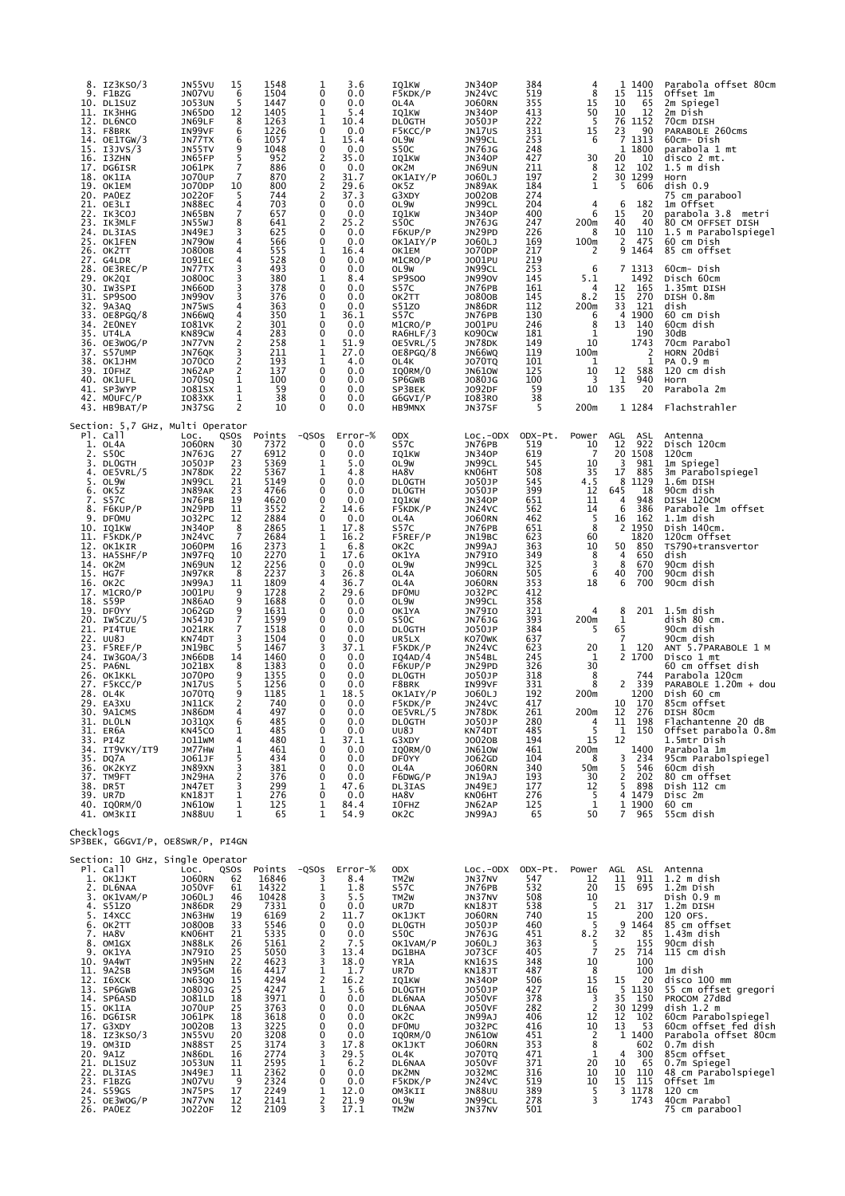| Pl. | Call | Loc. | QSOs | Points | -QSOs | Error-% | ODX | Loc.-ODX | ODX-Pt. | Power | AGL | ASL | Antenna |
|---|---|---|---|---|---|---|---|---|---|---|---|---|---|
| 8. | IZ3KSO/3 | JN55VU | 15 | 1548 | 1 | 3.6 | IQ1KW | JN34OP | 384 | 4 | 1 | 1400 | Parabola offset 80cm |
| 9. | F1BZG | JN07VU | 6 | 1504 | 0 | 0.0 | F5KDK/P | JN24VC | 519 | 8 | 15 | 115 | Offset 1m |
| 10. | DL1SUZ | JO53UN | 5 | 1447 | 0 | 0.0 | OL4A | JO60RN | 355 | 15 | 10 | 65 | 2m Spiegel |
| 11. | IK3HHG | JN65DO | 12 | 1405 | 1 | 5.4 | IQ1KW | JN34OP | 413 | 50 | 10 | 12 | 2m Dish |
| 12. | DL6NCO | JN69LF | 8 | 1263 | 1 | 10.4 | DL0GTH | JO50JP | 222 | 5 | 76 | 1152 | 70cm DISH |
| 13. | F8BRK | IN99VF | 6 | 1226 | 0 | 0.0 | F5KCC/P | JN17US | 331 | 15 | 23 | 90 | PARABOLE 260cms |
| 14. | OE1TGW/3 | JN77TX | 6 | 1057 | 1 | 15.4 | OL9W | JN99CL | 253 | 6 | 7 | 1313 | 60cm- Dish |
| 15. | I3JVS/3 | JN55TV | 9 | 1048 | 0 | 0.0 | S50C | JN76JG | 248 | | 1 | 1800 | parabola 1 mt |
| 16. | I3ZHN | JN65FP | 5 | 952 | 2 | 35.0 | IQ1KW | JN34OP | 427 | 30 | 20 | 10 | disco 2 mt. |
| 17. | DG6ISR | JO61PK | 7 | 886 | 0 | 0.0 | OK2M | JN69UN | 211 | 8 | 12 | 102 | 1.5 m dish |
| 18. | OK1IA | JO70UP | 7 | 870 | 2 | 31.7 | OK1AIY/P | JO60LJ | 197 | 2 | 30 | 1299 | Horn |
| 19. | OK1EM | JO70DP | 10 | 800 | 2 | 29.6 | OK5Z | JN89AK | 184 | 1 | 5 | 606 | dish 0.9 |
| 20. | PA0EZ | JO22OF | 5 | 744 | 2 | 37.3 | G3XDY | JO02OB | 274 | | | | 75 cm parabool |
| 21. | OE3LI | JN88EC | 4 | 703 | 0 | 0.0 | OL9W | JN99CL | 204 | 4 | 6 | 182 | 1m Offset |
| 22. | IK3COJ | JN65BN | 7 | 657 | 0 | 0.0 | IQ1KW | JN34OP | 400 | 6 | 15 | 20 | parabola 3.8 metri |
| 23. | IK3MLF | JN55WJ | 8 | 641 | 2 | 25.2 | S50C | JN76JG | 247 | 200m | 40 | 40 | 80 CM OFFSET DISH |
| 24. | DL3IAS | JN49EJ | 3 | 625 | 0 | 0.0 | F6KUP/P | JN29PD | 226 | 8 | 10 | 110 | 1.5 m Parabolspiegel |
| 25. | OK1FEN | JN79OW | 4 | 566 | 0 | 0.0 | OK1AIY/P | JO60LJ | 169 | 100m | 2 | 475 | 60 cm Dish |
| 26. | OK2TT | JO80OB | 4 | 555 | 1 | 16.4 | OK1EM | JO70DP | 217 | 2 | 9 | 1464 | 85 cm offset |
| 27. | G4LDR | IO91EC | 4 | 528 | 0 | 0.0 | M1CRO/P | JO01PU | 219 | | | | |
| 28. | OE3REC/P | JN77TX | 3 | 493 | 0 | 0.0 | OL9W | JN99CL | 253 | 6 | 7 | 1313 | 60cm- Dish |
| 29. | OK2QI | JO80OC | 3 | 380 | 1 | 8.4 | SP9SOO | JN99OV | 145 | 5.1 | | 1492 | Disch 60cm |
| 30. | IW3SPI | JN66OD | 3 | 378 | 0 | 0.0 | S57C | JN76PB | 161 | 4 | 12 | 165 | 1.35mt DISH |
| 31. | SP9SOO | JN99OV | 3 | 376 | 0 | 0.0 | OK2TT | JO80OB | 145 | 8.2 | 15 | 270 | DISH 0.8m |
| 32. | 9A3AQ | JN75WS | 4 | 363 | 0 | 0.0 | S51ZO | JN86DR | 112 | 200m | 33 | 121 | dish |
| 33. | OE8PGQ/8 | JN66WQ | 4 | 350 | 1 | 36.1 | S57C | JN76PB | 130 | 6 | 4 | 1900 | 60 cm Dish |
| 34. | 2E0NEY | IO81VK | 2 | 301 | 0 | 0.0 | M1CRO/P | JO01PU | 246 | 8 | 13 | 140 | 60cm dish |
| 35. | UT4LA | KN89CW | 4 | 283 | 0 | 0.0 | RA6HLF/3 | KO90CW | 181 | 1 | | 190 | 30dB |
| 36. | OE3WOG/P | JN77VN | 2 | 258 | 1 | 51.9 | OE5VRL/5 | JN78DK | 149 | 10 | | 1743 | 70cm Parabol |
| 37. | S57UMP | JN76QK | 3 | 211 | 1 | 27.0 | OE8PGQ/8 | JN66WQ | 119 | 100m | | 2 | HORN 20dBi |
| 38. | OK1JHM | JO70CO | 2 | 193 | 1 | 4.0 | OL4K | JO70TQ | 101 | 1 | | 1 | PA 0.9 m |
| 39. | IOFHZ | JN62AP | 2 | 137 | 0 | 0.0 | IQ0RM/0 | JN61OW | 125 | 10 | 12 | 588 | 120 cm dish |
| 40. | OK1UFL | JO70SQ | 1 | 100 | 0 | 0.0 | SP6GWB | JO80JG | 100 | 3 | 1 | 940 | Horn |
| 41. | SP3WYP | JO81SX | 1 | 59 | 0 | 0.0 | SP3BEK | JO92DF | 59 | 10 | 135 | 20 | Parabola 2m |
| 42. | M0UFC/P | IO83XK | 1 | 38 | 0 | 0.0 | G6GVI/P | IO83RO | 38 | | | | |
| 43. | HB9BAT/P | JN37SG | 2 | 10 | 0 | 0.0 | HB9MNX | JN37SF | 5 | 200m | 1 | 1284 | Flachstrahler |

Section: 5,7 GHz, Multi Operator

| Pl. | Call | Loc. | QSOs | Points | -QSOs | Error-% | ODX | Loc.-ODX | ODX-Pt. | Power | AGL | ASL | Antenna |
|---|---|---|---|---|---|---|---|---|---|---|---|---|---|
| 1. | OL4A | JO60RN | 30 | 7372 | 0 | 0.0 | S57C | JN76PB | 519 | 10 | 12 | 922 | Disch 120cm |
| 2. | S50C | JN76JG | 27 | 6912 | 0 | 0.0 | IQ1KW | JN34OP | 619 | 7 | 20 | 1508 | 120cm |
| 3. | DL0GTH | JO50JP | 23 | 5369 | 1 | 5.0 | OL9W | JN99CL | 545 | 10 | 3 | 981 | 1m Spiegel |
| 4. | OE5VRL/5 | JN78DK | 22 | 5367 | 1 | 4.8 | HA8V | KN06HT | 508 | 35 | 17 | 885 | 3m Parabolspiegel |
| 5. | OL9W | JN99CL | 21 | 5149 | 0 | 0.0 | DL0GTH | JO50JP | 545 | 4.5 | 8 | 1129 | 1.6m DISH |
| 6. | OK5Z | JN89AK | 23 | 4766 | 0 | 0.0 | DL0GTH | JO50JP | 399 | 12 | 645 | 18 | 90cm dish |
| 7. | S57C | JN76PB | 19 | 4620 | 0 | 0.0 | IQ1KW | JN34OP | 651 | 11 | 4 | 948 | DISH 120CM |
| 8. | F6KUP/P | JN29PD | 11 | 3552 | 2 | 14.6 | F5KDK/P | JN24VC | 562 | 14 | 6 | 386 | Parabole 1m offset |
| 9. | DF0MU | JO32PC | 12 | 2884 | 0 | 0.0 | OL4A | JO60RN | 462 | 5 | 16 | 162 | 1.1m dish |
| 10. | IQ1KW | JN34OP | 8 | 2865 | 1 | 17.8 | S57C | JN76PB | 651 | 8 | 2 | 1950 | Dish 140cm. |
| 11. | F5KDK/P | JN24VC | 7 | 2684 | 1 | 16.2 | F5REF/P | JN19BC | 623 | 60 | | 1820 | 120cm Offset |
| 12. | OK1KIR | JO60PM | 16 | 2373 | 1 | 6.8 | OK2C | JN99AJ | 363 | 10 | 50 | 850 | TS790+transvertor |
| 13. | HA5SHF/P | JN97FQ | 10 | 2270 | 1 | 17.6 | OK1YA | JN79IO | 349 | 8 | 4 | 650 | dish |
| 14. | OK2M | JN69UN | 12 | 2256 | 0 | 0.0 | OL9W | JN99CL | 325 | 3 | 8 | 670 | 90cm dish |
| 15. | HG7F | JN97KR | 8 | 2237 | 3 | 26.8 | OL4A | JO60RN | 505 | 6 | 40 | 700 | 90cm dish |
| 16. | OK2C | JN99AJ | 11 | 1809 | 4 | 36.7 | OL4A | JO60RN | 353 | 18 | 6 | 700 | 90cm dish |
| 17. | M1CRO/P | JO01PU | 9 | 1728 | 2 | 29.6 | DF0MU | JO32PC | 412 | | | | |
| 18. | S59P | JN86AO | 9 | 1688 | 0 | 0.0 | OL9W | JN99CL | 358 | | | | |
| 19. | DF0YY | JO62GD | 9 | 1631 | 0 | 0.0 | OK1YA | JN79IO | 321 | 4 | 8 | 201 | 1.5m dish |
| 20. | IW5CZU/5 | JN54JD | 7 | 1599 | 0 | 0.0 | S50C | JN76JG | 393 | 200m | 1 | | dish 80 cm. |
| 21. | PI4TUE | JO21RK | 7 | 1518 | 0 | 0.0 | DL0GTH | JO50JP | 384 | 5 | 65 | | 90cm dish |
| 22. | UU8J | KN74DT | 3 | 1504 | 0 | 0.0 | UR5LX | KO70WK | 637 | | 7 | | 90cm dish |
| 23. | F5REF/P | JN19BC | 5 | 1467 | 3 | 37.1 | F5KDK/P | JN24VC | 623 | 20 | 1 | 120 | ANT 5.7PARABOLE 1 M |
| 24. | IW3GOA/3 | JN66DB | 14 | 1460 | 0 | 0.0 | IQ4AD/4 | JN54BL | 245 | 1 | 2 | 1700 | Disco 1 mt |
| 25. | PA6NL | JO21BX | 8 | 1383 | 0 | 0.0 | F6KUP/P | JN29PD | 326 | 30 | | | 60 cm offset dish |
| 26. | OK1KKL | JO70PO | 9 | 1355 | 0 | 0.0 | DL0GTH | JO50JP | 318 | 8 | | 744 | Parabola 120cm |
| 27. | F5KCC/P | JN17US | 5 | 1256 | 0 | 0.0 | F8BRK | IN99VF | 331 | 8 | 2 | 339 | PARABOLE 1.20m + dou |
| 28. | OL4K | JO70TQ | 9 | 1185 | 1 | 18.5 | OK1AIY/P | JO60LJ | 192 | 200m | | 1200 | Dish 60 cm |
| 29. | EA3XU | JN11CK | 2 | 740 | 0 | 0.0 | F5KDK/P | JN24VC | 417 | | 10 | 170 | 85cm offset |
| 30. | 9A1CMS | JN86DM | 4 | 497 | 0 | 0.0 | OE5VRL/5 | JN78DK | 261 | 200m | 12 | 276 | DISH 80cm |
| 31. | DL0LN | JO31QX | 6 | 485 | 0 | 0.0 | DL0GTH | JO50JP | 280 | 4 | 11 | 198 | Flachantenne 20 dB |
| 31. | ER6A | KN45CO | 1 | 485 | 0 | 0.0 | UU8J | KN74DT | 485 | 5 | 1 | 150 | Offset parabola 0.8m |
| 33. | PI4Z | JO11WM | 4 | 480 | 1 | 37.1 | G3XDY | JO02OB | 194 | 15 | 12 | | 1.5mtr Dish |
| 34. | IT9VKY/IT9 | JM77HW | 1 | 461 | 0 | 0.0 | IQ0RM/0 | JN61OW | 461 | 200m | | 1400 | Parabola 1m |
| 35. | DQ7A | JO61JF | 5 | 434 | 0 | 0.0 | DF0YY | JO62GD | 104 | 8 | 3 | 234 | 95cm Parabolspiegel |
| 36. | OK2KYZ | JN89XN | 3 | 381 | 0 | 0.0 | OL4A | JO60RN | 340 | 50m | 5 | 546 | 60cm dish |
| 37. | TM9FT | JN29HA | 2 | 376 | 0 | 0.0 | F6DWG/P | JN19AJ | 193 | 30 | 2 | 202 | 80 cm offset |
| 38. | DR5T | JN47ET | 3 | 299 | 1 | 47.6 | DL3IAS | JN49EJ | 177 | 12 | 5 | 898 | Dish 112 cm |
| 39. | UR7D | KN18JT | 1 | 276 | 0 | 0.0 | HA8V | KN06HT | 276 | 5 | 4 | 1479 | Disc 2m |
| 40. | IQ0RM/0 | JN61OW | 1 | 125 | 1 | 84.4 | IOFHZ | JN62AP | 125 | 1 | 1 | 1900 | 60 cm |
| 41. | OM3KII | JN88UU | 1 | 65 | 1 | 54.9 | OK2C | JN99AJ | 65 | 50 | 7 | 965 | 55cm dish |

Checklogs
SP3BEK, G6GVI/P, OE8SWR/P, PI4GN

Section: 10 GHz, Single Operator

| Pl. | Call | Loc. | QSOs | Points | -QSOs | Error-% | ODX | Loc.-ODX | ODX-Pt. | Power | AGL | ASL | Antenna |
|---|---|---|---|---|---|---|---|---|---|---|---|---|---|
| 1. | OK1JKT | JO60RN | 62 | 16846 | 3 | 8.4 | TM2W | JN37NV | 547 | 12 | 11 | 911 | 1.2 m dish |
| 2. | DL6NAA | JO50VF | 61 | 14322 | 1 | 1.8 | S57C | JN76PB | 532 | 20 | 15 | 695 | 1.2m Dish |
| 3. | OK1VAM/P | JO60LJ | 46 | 10428 | 3 | 5.5 | TM2W | JN37NV | 508 | 10 | | | Dish 0.9 m |
| 4. | S51ZO | JN86DR | 29 | 7331 | 0 | 0.0 | UR7D | KN18JT | 538 | 5 | 21 | 317 | 1.2m DISH |
| 5. | I4XCC | JN63HW | 19 | 6169 | 2 | 11.7 | OK1JKT | JO60RN | 740 | 15 | | 200 | 120 OFS. |
| 6. | OK2TT | JO80OB | 33 | 5546 | 0 | 0.0 | DL0GTH | JO50JP | 460 | 5 | 9 | 1464 | 85 cm offset |
| 7. | HA8V | KN06HT | 21 | 5335 | 0 | 0.0 | S50C | JN76JG | 451 | 8.2 | 32 | 85 | 1.43m dish |
| 8. | OM1GX | JN88LK | 26 | 5161 | 2 | 7.5 | OK1VAM/P | JO60LJ | 363 | 5 | | 155 | 90cm dish |
| 9. | OK1YA | JN79IO | 25 | 5050 | 3 | 13.4 | DG1BHA | JO73CF | 405 | 7 | 25 | 714 | 115 cm dish |
| 10. | 9A4WT | JN95HN | 22 | 4623 | 3 | 18.0 | YR1A | KN16JS | 348 | 10 | | 100 | |
| 11. | 9A2SB | JN95GM | 16 | 4417 | 1 | 1.7 | UR7D | KN18JT | 487 | 8 | | 100 | 1m dish |
| 12. | I6XCK | JN63QO | 15 | 4294 | 2 | 16.2 | IQ1KW | JN34OP | 506 | 15 | 15 | 20 | disco 100 mm |
| 13. | SP6GWB | JO80JG | 25 | 4247 | 1 | 5.6 | DL0GTH | JO50JP | 427 | 16 | 5 | 1130 | 55 cm offset gregori |
| 14. | SP6ASD | JO81LD | 18 | 3971 | 0 | 0.0 | DL6NAA | JO50VF | 378 | 3 | 35 | 150 | PROCOM 27dBd |
| 15. | OK1IA | JO70UP | 25 | 3763 | 0 | 0.0 | DL6NAA | JO50VF | 282 | 2 | 30 | 1299 | dish 1.2 m |
| 16. | DG6ISR | JO61PK | 18 | 3618 | 0 | 0.0 | OK2C | JN99AJ | 406 | 12 | 12 | 102 | 60cm Parabolspiegel |
| 17. | G3XDY | JO02OB | 13 | 3225 | 0 | 0.0 | DF0MU | JO32PC | 416 | 10 | 13 | 53 | 60cm offset fed dish |
| 18. | IZ3KSO/3 | JN55VU | 20 | 3208 | 0 | 0.0 | IQ0RM/0 | JN61OW | 451 | 2 | 1 | 1400 | Parabola offset 80cm |
| 19. | OM3ID | JN88ST | 25 | 3174 | 3 | 17.8 | OK1JKT | JO60RN | 353 | 8 | | 602 | 0.7m dish |
| 20. | 9A1Z | JN86DL | 16 | 2774 | 3 | 29.5 | OL4K | JO70TQ | 471 | 1 | 4 | 300 | 85cm offset |
| 21. | DL1SUZ | JO53UN | 11 | 2595 | 1 | 6.2 | DL6NAA | JO50VF | 371 | 20 | 10 | 65 | 0.7m Spiegel |
| 22. | DL3IAS | JN49EJ | 11 | 2362 | 0 | 0.0 | DK2MN | JO32MC | 316 | 10 | 10 | 110 | 48 cm Parabolspiegel |
| 23. | F1BZG | JN07VU | 9 | 2324 | 0 | 0.0 | F5KDK/P | JN24VC | 519 | 10 | 15 | 115 | Offset 1m |
| 24. | S59GS | JN75PS | 17 | 2249 | 1 | 12.0 | OM3KII | JN88UU | 389 | 5 | 3 | 1178 | 120 cm |
| 25. | OE3WOG/P | JN77VN | 12 | 2141 | 2 | 21.9 | OL9W | JN99CL | 278 | 3 | | 1743 | 40cm Parabol |
| 26. | PA0EZ | JO22OF | 12 | 2109 | 3 | 17.1 | TM2W | JN37NV | 501 | | | | 75 cm parabool |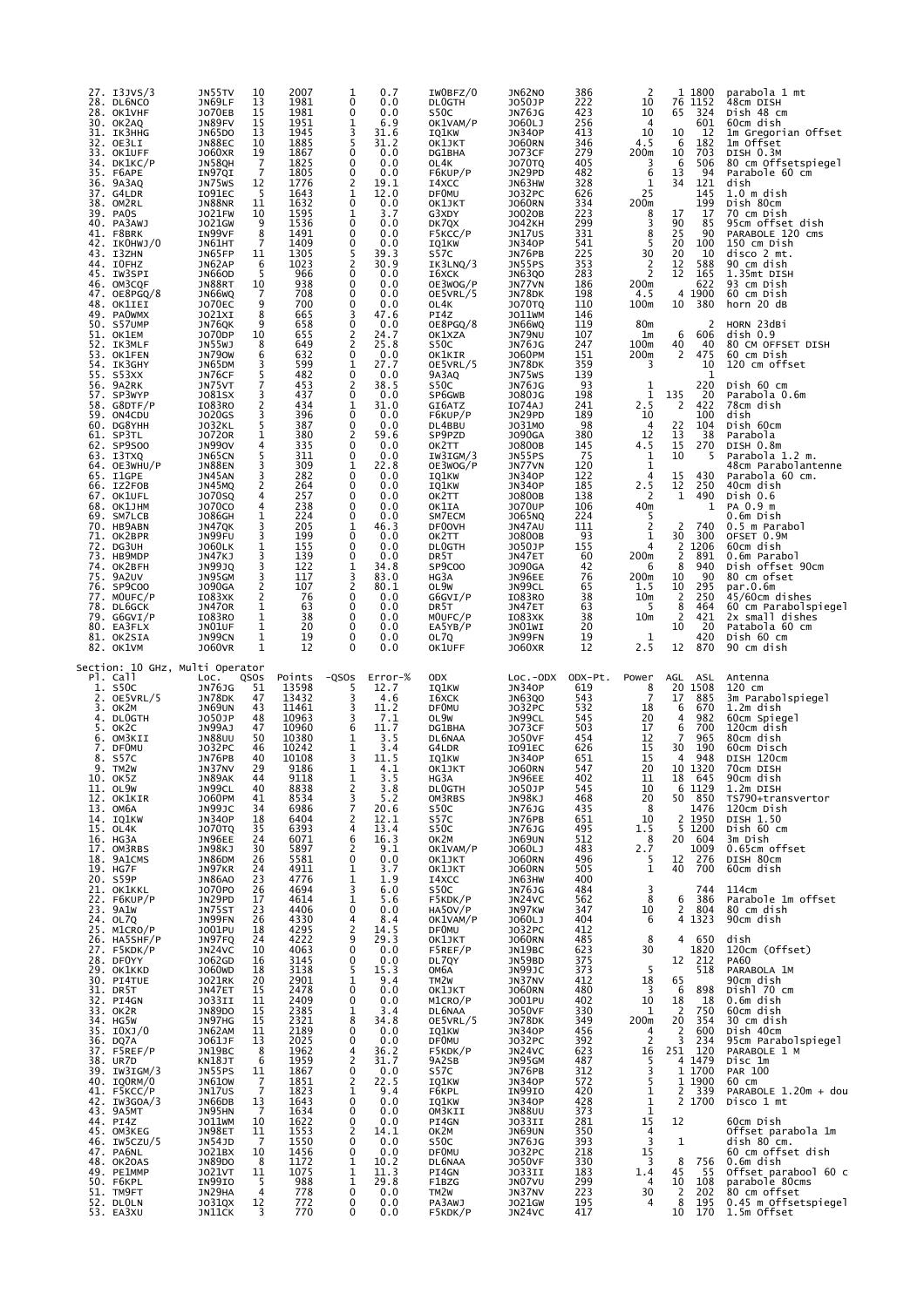| Pl. | Call | Loc. | QSOs | Points | -QSOs | Error-% | ODX | Loc.-ODX | ODX-Pt. | Power | AGL | ASL | Antenna |
|---|---|---|---|---|---|---|---|---|---|---|---|---|---|
| 27. | I3JVS/3 | JN55TV | 10 | 2007 | 1 | 0.7 | IW0BFZ/0 | JN62NO | 386 | 2 | 1 | 1800 | parabola 1 mt |
| 28. | DL6NCO | JN69LF | 13 | 1981 | 0 | 0.0 | DL0GTH | JO50JP | 222 | 10 | 76 | 1152 | 48cm DISH |
| 28. | OK1VHF | JO70EB | 15 | 1981 | 0 | 0.0 | S50C | JN76JG | 423 | 10 | 65 | 324 | Dish 48 cm |
| 30. | OK2AQ | JN89FV | 15 | 1951 | 1 | 6.9 | OK1VAM/P | JO60LJ | 256 | 4 | | 601 | 60cm dish |
| 31. | IK3HHG | JN65DO | 13 | 1945 | 3 | 31.6 | IQ1KW | JN34OP | 413 | 10 | 10 | 12 | 1m Gregorian Offset |
| 32. | OE3LI | JN88EC | 10 | 1885 | 5 | 31.2 | OK1JKT | JO60RN | 346 | 4.5 | 6 | 182 | 1m Offset |
| 33. | OK1UFF | JO60XR | 19 | 1867 | 0 | 0.0 | DG1BHA | JO73CF | 279 | 200m | 10 | 703 | DISH 0.3M |
| 34. | DK1KC/P | JN58QH | 7 | 1825 | 0 | 0.0 | OL4K | JO70TQ | 405 | 3 | 6 | 506 | 80 cm Offsetspiegel |
| 35. | F6APE | IN97QI | 7 | 1805 | 0 | 0.0 | F6KUP/P | JN29PD | 482 | 6 | 13 | 94 | Parabole 60 cm |
| 36. | 9A3AQ | JN75WS | 12 | 1776 | 2 | 19.1 | I4XCC | JN63HW | 328 | 1 | 34 | 121 | dish |
| 37. | G4LDR | IO91EC | 5 | 1643 | 1 | 12.0 | DF0MU | JO32PC | 626 | 25 | | 145 | 1.0 m dish |
| 38. | OM2RL | JN88NR | 11 | 1632 | 0 | 0.0 | OK1JKT | JO60RN | 334 | 200m | | 199 | Dish 80cm |
| 39. | PA0S | JO21FW | 10 | 1595 | 1 | 3.7 | G3XDY | JO02OB | 223 | 8 | 17 | 17 | 70 cm Dish |
| 40. | PA3AWJ | JO21GW | 9 | 1536 | 0 | 0.0 | DK7QX | JO42KH | 299 | 3 | 90 | 85 | 95cm offset dish |
| 41. | F8BRK | IN99VF | 8 | 1491 | 0 | 0.0 | F5KCC/P | JN17US | 331 | 8 | 25 | 90 | PARABOLE 120 cms |
| 42. | IK0HWJ/0 | JN61HT | 7 | 1409 | 0 | 0.0 | IQ1KW | JN34OP | 541 | 5 | 20 | 100 | 150 cm Dish |
| 43. | I3ZHN | JN65FP | 11 | 1305 | 5 | 39.3 | S57C | JN76PB | 225 | 30 | 20 | 10 | disco 2 mt. |
| 44. | I0FHZ | JN62AP | 6 | 1023 | 2 | 30.9 | IK3LNQ/3 | JN55PS | 353 | 2 | 12 | 588 | 90 cm dish |
| 45. | IW3SPI | JN66OD | 5 | 966 | 0 | 0.0 | I6XCK | JN63QO | 283 | 2 | 12 | 165 | 1.35mt DISH |
| 46. | OM3CQF | JN88RT | 10 | 938 | 0 | 0.0 | OE3WOG/P | JN77VN | 186 | 200m | | 622 | 93 cm Dish |
| 47. | OE8PGQ/8 | JN66WQ | 7 | 708 | 0 | 0.0 | OE5VRL/5 | JN78DK | 198 | 4.5 | 4 | 1900 | 60 cm Dish |
| 48. | OK1IEI | JO70EC | 9 | 700 | 0 | 0.0 | OL4K | JO70TQ | 110 | 100m | 10 | 380 | horn 20 dB |
| 49. | PA0WMX | JO21XI | 8 | 665 | 3 | 47.6 | PI4Z | JO11WM | 146 | | | | |
| 50. | S57UMP | JN76QK | 9 | 658 | 0 | 0.0 | OE8PGQ/8 | JN66WQ | 119 | 80m | | 2 | HORN 23dBi |
| 51. | OK1EM | JO70DP | 10 | 655 | 2 | 24.7 | OK1XZA | JN79NU | 107 | 1m | 6 | 606 | dish 0.9 |
| 52. | IK3MLF | JN55WJ | 8 | 649 | 2 | 25.8 | S50C | JN76JG | 247 | 100m | 40 | 40 | 80 CM OFFSET DISH |
| 53. | OK1FEN | JN79OW | 6 | 632 | 0 | 0.0 | OK1KIR | JO60PM | 151 | 200m | 2 | 475 | 60 cm Dish |
| 54. | IK3GHY | JN65DM | 3 | 599 | 1 | 27.7 | OE5VRL/5 | JN78DK | 359 | 3 | | 10 | 120 cm offset |
| 55. | S53XX | JN76CF | 5 | 482 | 0 | 0.0 | 9A3AQ | JN75WS | 139 | | | 1 | |
| 56. | 9A2RK | JN75VT | 7 | 453 | 2 | 38.5 | S50C | JN76JG | 93 | 1 | | 220 | Dish 60 cm |
| 57. | SP3WYP | JO81SX | 3 | 437 | 0 | 0.0 | SP6GWB | JO80JG | 198 | 1 | 135 | 20 | Parabola 0.6m |
| 58. | G8DTF/P | IO83RO | 2 | 434 | 1 | 31.0 | GI6ATZ | IO74AJ | 241 | 2.5 | 2 | 422 | 78cm dish |
| 59. | ON4CDU | JO20GS | 3 | 396 | 0 | 0.0 | F6KUP/P | JN29PD | 189 | 10 | | 100 | dish |
| 60. | DG8YHH | JO32KL | 5 | 387 | 0 | 0.0 | DL4BBU | JO31MO | 98 | 4 | 22 | 104 | Dish 60cm |
| 61. | SP3TL | JO72OR | 1 | 380 | 2 | 59.6 | SP9PZD | JO90GA | 380 | 12 | 13 | 38 | Parabola |
| 62. | SP9SOO | JN99OV | 4 | 335 | 0 | 0.0 | OK2TT | JO80OB | 145 | 4.5 | 15 | 270 | DISH 0.8m |
| 63. | I3TXQ | JN65CN | 5 | 311 | 0 | 0.0 | IW3IGM/3 | JN55PS | 75 | 1 | 10 | 5 | Parabola 1.2 m. |
| 64. | OE3WHU/P | JN88EN | 3 | 309 | 1 | 22.8 | OE3WOG/P | JN77VN | 120 | 1 | | | 48cm Parabolantenne |
| 65. | I1GPE | JN45AN | 3 | 282 | 0 | 0.0 | IQ1KW | JN34OP | 122 | 4 | 15 | 430 | Parabola 60 cm. |
| 66. | IZ2FOB | JN45MQ | 2 | 264 | 0 | 0.0 | IQ1KW | JN34OP | 185 | 2.5 | 12 | 250 | 40cm dish |
| 67. | OK1UFL | JO70SQ | 4 | 257 | 0 | 0.0 | OK2TT | JO80OB | 138 | 2 | 1 | 490 | Dish 0.6 |
| 68. | OK1JHM | JO70CO | 4 | 238 | 0 | 0.0 | OK1IA | JO70UP | 106 | 40m | | 1 | PA 0.9 m |
| 69. | SM7LCB | JO86GH | 1 | 224 | 0 | 0.0 | SM7ECM | JO65NQ | 224 | 5 | | | 0.6m Dish |
| 70. | HB9ABN | JN47QK | 3 | 205 | 1 | 46.3 | DF0OVH | JN47AU | 111 | 2 | 2 | 740 | 0.5 m Parabol |
| 71. | OK2BPR | JN99FU | 3 | 199 | 0 | 0.0 | OK2TT | JO80OB | 93 | 1 | 30 | 300 | OFSET 0.9M |
| 72. | DG3UH | JO60LK | 1 | 155 | 0 | 0.0 | DL0GTH | JO50JP | 155 | 4 | 2 | 1206 | 60cm dish |
| 73. | HB9MDP | JN47KJ | 3 | 139 | 0 | 0.0 | DR5T | JN47ET | 60 | 200m | 2 | 891 | 0.6m Parabol |
| 74. | OK2BFH | JN99JQ | 3 | 122 | 1 | 34.8 | SP9COO | JO90GA | 42 | 6 | 8 | 940 | Dish offset 90cm |
| 75. | 9A2UV | JN95GM | 3 | 117 | 3 | 83.0 | HG3A | JN96EE | 76 | 200m | 10 | 90 | 80 cm ofset |
| 76. | SP9COO | JO90GA | 2 | 107 | 2 | 80.1 | OL9W | JN99CL | 65 | 1.5 | 10 | 295 | par.0.6m |
| 77. | M0UFC/P | IO83XK | 2 | 76 | 0 | 0.0 | G6GVI/P | IO83RO | 38 | 10m | 2 | 250 | 45/60cm dishes |
| 78. | DL6GCK | JN47OR | 1 | 63 | 0 | 0.0 | DR5T | JN47ET | 63 | 5 | 8 | 464 | 60 cm Parabolspiegel |
| 79. | G6GVI/P | IO83RO | 1 | 38 | 0 | 0.0 | M0UFC/P | IO83XK | 38 | 10m | 2 | 421 | 2x small dishes |
| 80. | EA3FLX | JN01UF | 1 | 20 | 0 | 0.0 | EA5YB/P | JN01WI | 20 | | 10 | 20 | Patabola 60 cm |
| 81. | OK2SIA | JN99CN | 1 | 19 | 0 | 0.0 | OL7Q | JN99FN | 19 | 1 | | 420 | Dish 60 cm |
| 82. | OK1VM | JO60VR | 1 | 12 | 0 | 0.0 | OK1UFF | JO60XR | 12 | 2.5 | 12 | 870 | 90 cm dish |

## Section: 10 GHz, Multi Operator

| Pl. | Call | Loc. | QSOs | Points | -QSOs | Error-% | ODX | Loc.-ODX | ODX-Pt. | Power | AGL | ASL | Antenna |
|---|---|---|---|---|---|---|---|---|---|---|---|---|---|
| 1. | S50C | JN76JG | 51 | 13598 | 5 | 12.7 | IQ1KW | JN34OP | 619 | 8 | 20 | 1508 | 120 cm |
| 2. | OE5VRL/5 | JN78DK | 47 | 13432 | 3 | 4.6 | I6XCK | JN63QO | 543 | 7 | 17 | 885 | 3m Parabolspiegel |
| 3. | OK2M | JN69UN | 43 | 11461 | 3 | 11.2 | DF0MU | JO32PC | 532 | 18 | 6 | 670 | 1.2m dish |
| 4. | DL0GTH | JO50JP | 48 | 10963 | 3 | 7.1 | OL9W | JN99CL | 545 | 20 | 4 | 982 | 60cm Spiegel |
| 5. | OK2C | JN99AJ | 47 | 10960 | 6 | 11.7 | DG1BHA | JO73CF | 503 | 17 | 6 | 700 | 120cm dish |
| 6. | OM3KII | JN88UU | 50 | 10380 | 1 | 3.5 | DL6NAA | JO50VF | 454 | 12 | 7 | 965 | 80cm dish |
| 7. | DF0MU | JO32PC | 46 | 10242 | 1 | 3.4 | G4LDR | IO91EC | 626 | 15 | 30 | 190 | 60cm Disch |
| 8. | S57C | JN76PB | 40 | 10108 | 3 | 11.5 | IQ1KW | JN34OP | 651 | 15 | 4 | 948 | DISH 120cm |
| 9. | TM2W | JN37NV | 29 | 9186 | 1 | 4.1 | OK1JKT | JO60RN | 547 | 20 | 10 | 1320 | 70cm Dish |
| 10. | OK5Z | JN89AK | 44 | 9118 | 1 | 3.5 | HG3A | JN96EE | 402 | 11 | 18 | 645 | 90cm dish |
| 11. | OL9W | JN99CL | 40 | 8838 | 2 | 3.8 | DL0GTH | JO50JP | 545 | 10 | 6 | 1129 | 1.2m DISH |
| 12. | OK1KIR | JO60PM | 41 | 8534 | 3 | 5.2 | OM3RBS | JN98KJ | 468 | 20 | 50 | 850 | TS790+transvertor |
| 13. | OM6A | JN99JC | 34 | 6986 | 7 | 20.6 | S50C | JN76JG | 435 | 8 | | 1476 | 120cm Dish |
| 14. | IQ1KW | JN34OP | 18 | 6404 | 2 | 12.1 | S57C | JN76PB | 651 | 10 | 2 | 1950 | DISH 1.50 |
| 15. | OL4K | JO70TQ | 35 | 6393 | 4 | 13.4 | S50C | JN76JG | 495 | 1.5 | 5 | 1200 | Dish 60 cm |
| 16. | HG3A | JN96EE | 24 | 6071 | 6 | 16.3 | OK2M | JN69UN | 512 | 8 | 20 | 604 | 3m Dish |
| 17. | OM3RBS | JN98KJ | 30 | 5897 | 2 | 9.1 | OK1VAM/P | JO60LJ | 483 | 2.7 | | 1009 | 0.65cm offset |
| 18. | 9A1CMS | JN86DM | 26 | 5581 | 0 | 0.0 | OK1JKT | JO60RN | 496 | 5 | 12 | 276 | DISH 80cm |
| 19. | HG7F | JN97KR | 24 | 4911 | 1 | 3.7 | OK1JKT | JO60RN | 505 | 1 | 40 | 700 | 60cm dish |
| 20. | S59P | JN86AO | 23 | 4776 | 1 | 1.9 | I4XCC | JN63HW | 400 | | | | |
| 21. | OK1KKL | JO70PO | 26 | 4694 | 3 | 6.0 | S50C | JN76JG | 484 | 3 | | 744 | 114cm |
| 22. | F6KUP/P | JN29PD | 17 | 4614 | 1 | 5.6 | F5KDK/P | JN24VC | 562 | 8 | 6 | 386 | Parabole 1m offset |
| 23. | 9A1W | JN75ST | 23 | 4406 | 0 | 0.0 | HA5OV/P | JN97KW | 347 | 10 | 2 | 804 | 80 cm dish |
| 24. | OL7Q | JN99FN | 26 | 4330 | 4 | 8.4 | OK1VAM/P | JO60LJ | 404 | 6 | 4 | 1323 | 90cm dish |
| 25. | M1CRO/P | JO01PU | 18 | 4295 | 2 | 14.5 | DF0MU | JO32PC | 412 | | | | |
| 26. | HA5SHF/P | JN97FQ | 24 | 4222 | 9 | 29.3 | OK1JKT | JO60RN | 485 | 8 | 4 | 650 | dish |
| 27. | F5KDK/P | JN24VC | 10 | 4063 | 0 | 0.0 | F5REF/P | JN19BC | 623 | 30 | | 1820 | 120cm (Offset) |
| 28. | DF0YY | JO62GD | 16 | 3145 | 0 | 0.0 | DL7QY | JN59BD | 375 | | 12 | 212 | PA60 |
| 29. | OK1KKD | JO60WD | 18 | 3138 | 5 | 15.3 | OM6A | JN99JC | 373 | 5 | | 518 | PARABOLA 1M |
| 30. | PI4TUE | JO21RK | 20 | 2901 | 1 | 9.4 | TM2W | JN37NV | 412 | 18 | 65 | | 90cm dish |
| 31. | DR5T | JN47ET | 15 | 2478 | 0 | 0.0 | OK1JKT | JO60RN | 480 | 3 | 6 | 898 | Dishl 70 cm |
| 32. | PI4GN | JO33II | 11 | 2409 | 0 | 0.0 | M1CRO/P | JO01PU | 402 | 10 | 18 | 18 | 0.6m dish |
| 33. | OK2R | JN89DO | 15 | 2385 | 1 | 3.4 | DL6NAA | JO50VF | 330 | 1 | 2 | 750 | 60cm dish |
| 34. | HG5W | JN97HG | 15 | 2321 | 8 | 34.8 | OE5VRL/5 | JN78DK | 349 | 200m | 20 | 354 | 30 cm dish |
| 35. | I0XJ/0 | JN62AM | 11 | 2189 | 0 | 0.0 | IQ1KW | JN34OP | 456 | 4 | 2 | 600 | Dish 40cm |
| 36. | DQ7A | JO61JF | 13 | 2025 | 0 | 0.0 | DF0MU | JO32PC | 392 | 2 | 3 | 234 | 95cm Parabolspiegel |
| 37. | F5REF/P | JN19BC | 8 | 1962 | 4 | 36.2 | F5KDK/P | JN24VC | 623 | 16 | 251 | 120 | PARABOLE 1 M |
| 38. | UR7D | KN18JT | 6 | 1959 | 2 | 31.7 | 9A2SB | JN95GM | 487 | 5 | 4 | 1479 | Disc 1m |
| 39. | IW3IGM/3 | JN55PS | 11 | 1867 | 0 | 0.0 | S57C | JN76PB | 312 | 3 | 1 | 1700 | PAR 100 |
| 40. | IQ0RM/0 | JN61OW | 7 | 1851 | 2 | 22.5 | IQ1KW | JN34OP | 572 | 5 | 1 | 1900 | 60 cm |
| 41. | F5KCC/P | JN17US | 7 | 1823 | 1 | 9.4 | F6KPL | IN99IO | 420 | 1 | 2 | 339 | PARABOLE 1.20m + dou |
| 42. | IW3GOA/3 | JN66DB | 13 | 1643 | 0 | 0.0 | IQ1KW | JN34OP | 428 | 1 | 2 | 1700 | Disco 1 mt |
| 43. | 9A5MT | JN95HN | 7 | 1634 | 0 | 0.0 | OM3KII | JN88UU | 373 | 1 | | | |
| 44. | PI4Z | JO11WM | 10 | 1622 | 0 | 0.0 | PI4GN | JO33II | 281 | 15 | 12 | | 60cm Dish |
| 45. | OM3KEG | JN98ET | 11 | 1553 | 2 | 14.1 | OK2M | JN69UN | 350 | 4 | | | Offset parabola 1m |
| 46. | IW5CZU/5 | JN54JD | 7 | 1550 | 0 | 0.0 | S50C | JN76JG | 393 | 3 | 1 | | dish 80 cm. |
| 47. | PA6NL | JO21BX | 10 | 1456 | 0 | 0.0 | DF0MU | JO32PC | 218 | 15 | | | 60 cm offset dish |
| 48. | OK2OAS | JN89DO | 8 | 1172 | 1 | 10.2 | DL6NAA | JO50VF | 330 | 3 | 8 | 756 | 0.6m dish |
| 49. | PE1MMP | JO21VT | 11 | 1075 | 1 | 11.3 | PI4GN | JO33II | 183 | 1.4 | 45 | 55 | Offset parabool 60 c |
| 50. | F6KPL | IN99IO | 5 | 988 | 1 | 29.8 | F1BZG | JN07VU | 299 | 4 | 10 | 108 | parabole 80cms |
| 51. | TM9FT | JN29HA | 4 | 778 | 0 | 0.0 | TM2W | JN37NV | 223 | 30 | 2 | 202 | 80 cm offset |
| 52. | DL0LN | JO31QX | 12 | 772 | 0 | 0.0 | PA3AWJ | JO21GW | 195 | 4 | 8 | 195 | 0.45 m Offsetspiegel |
| 53. | EA3XU | JN11CK | 3 | 770 | 0 | 0.0 | F5KDK/P | JN24VC | 417 | | 10 | 170 | 1.5m Offset |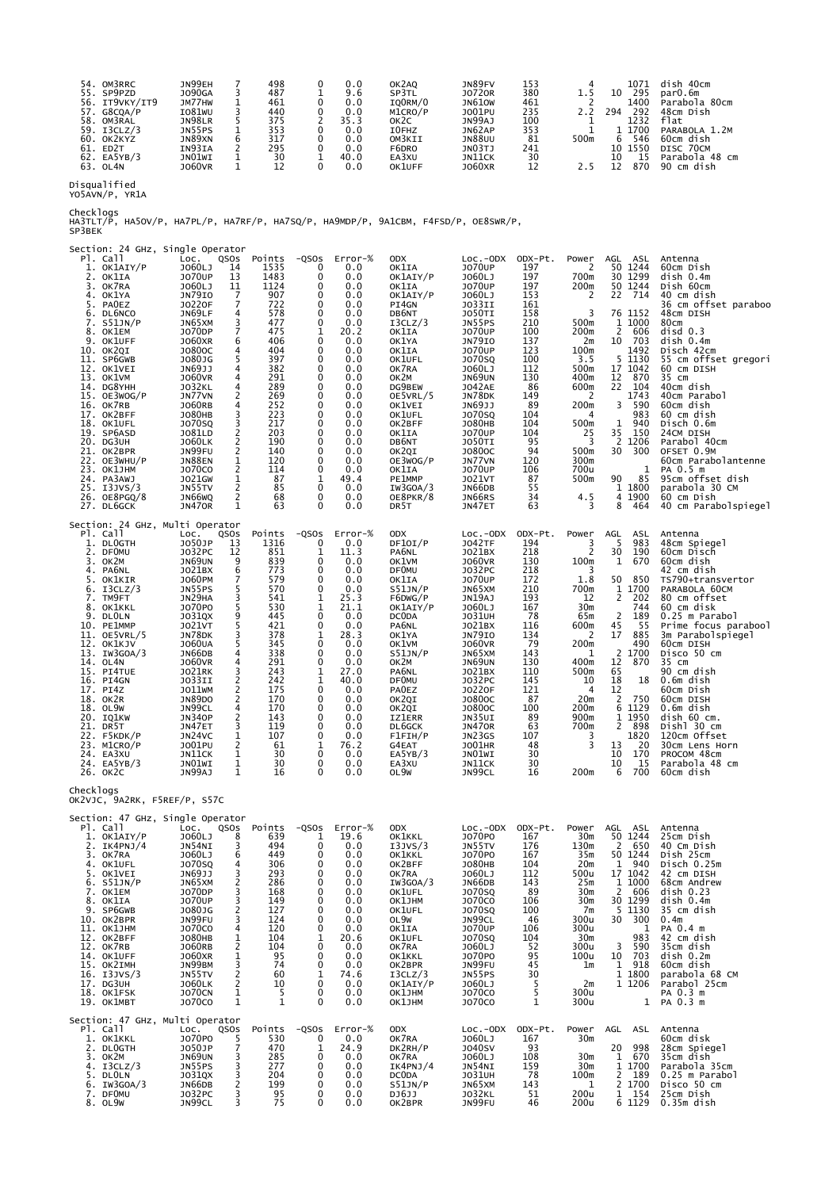| Pl. | Call | Loc. | QSOs | Points | -QSOs | Error-% | ODX | Loc.-ODX | ODX-Pt. | Power | AGL | ASL | Antenna |
|---|---|---|---|---|---|---|---|---|---|---|---|---|---|
| 54. | OM3RRC | JN99EH | 7 | 498 | 0 | 0.0 | OK2AQ | JN89FV | 153 | 4 | | 1071 | dish 40cm |
| 55. | SP9PZD | JO90GA | 3 | 487 | 1 | 9.6 | SP3TL | JO72OR | 380 | 1.5 | 10 | 295 | par0.6m |
| 56. | IT9VKY/IT9 | JM77HW | 1 | 461 | 0 | 0.0 | IQ0RM/0 | JN61OW | 461 | 2 | | 1400 | Parabola 80cm |
| 57. | G8CQA/P | IO81WU | 3 | 440 | 0 | 0.0 | M1CRO/P | JO01PU | 235 | 2.2 | 294 | 292 | 48cm Dish |
| 58. | OM3RAL | JN98LR | 5 | 375 | 2 | 35.3 | OK2C | JN99AJ | 100 | 1 | | 1232 | flat |
| 59. | I3CLZ/3 | JN55PS | 1 | 353 | 0 | 0.0 | I0FHZ | JN62AP | 353 | 1 | 1 | 1700 | PARABOLA 1.2M |
| 60. | OK2KYZ | JN89XN | 6 | 317 | 0 | 0.0 | OM3KII | JN88UU | 81 | 500m | 6 | 546 | 60cm dish |
| 61. | ED2T | IN93IA | 2 | 295 | 0 | 0.0 | F6DRO | JN03TJ | 241 | | 10 | 1550 | DISC 70CM |
| 62. | EA5YB/3 | JN01WI | 1 | 30 | 1 | 40.0 | EA3XU | JN11CK | 30 | | 10 | 15 | Parabola 48 cm |
| 63. | OL4N | JO60VR | 1 | 12 | 0 | 0.0 | OK1UFF | JO60XR | 12 | 2.5 | 12 | 870 | 90 cm dish |

Disqualified
YO5AVN/P, YR1A

Checklogs
HA3TLT/P, HA5OV/P, HA7PL/P, HA7RF/P, HA7SQ/P, HA9MDP/P, 9A1CBM, F4FSD/P, OE8SWR/P, SP3BEK

## Section: 24 GHz, Single Operator

| Pl. | Call | Loc. | QSOs | Points | -QSOs | Error-% | ODX | Loc.-ODX | ODX-Pt. | Power | AGL | ASL | Antenna |
|---|---|---|---|---|---|---|---|---|---|---|---|---|---|
| 1. | OK1AIY/P | JO60LJ | 14 | 1535 | 0 | 0.0 | OK1IA | JO70UP | 197 | 2 | 50 | 1244 | 60cm Dish |
| 2. | OK1IA | JO70UP | 13 | 1483 | 0 | 0.0 | OK1AIY/P | JO60LJ | 197 | 700m | 30 | 1299 | dish 0.4m |
| 3. | OK7RA | JO60LJ | 11 | 1124 | 0 | 0.0 | OK1IA | JO70UP | 197 | 200m | 50 | 1244 | Dish 60cm |
| 4. | OK1YA | JN79IO | 7 | 907 | 0 | 0.0 | OK1AIY/P | JO60LJ | 153 | 2 | 22 | 714 | 40 cm dish |
| 5. | PA0EZ | JO22OF | 7 | 722 | 0 | 0.0 | PI4GN | JO33II | 161 | | | | 36 cm offset paraboo |
| 6. | DL6NCO | JN69LF | 4 | 578 | 0 | 0.0 | DB6NT | JO50TI | 158 | 3 | 76 | 1152 | 48cm DISH |
| 7. | S51JN/P | JN65XM | 3 | 477 | 0 | 0.0 | I3CLZ/3 | JN55PS | 210 | 500m | 1 | 1000 | 80cm |
| 8. | OK1EM | JO70DP | 7 | 475 | 1 | 20.2 | OK1IA | JO70UP | 100 | 200m | 2 | 606 | disd 0.3 |
| 9. | OK1UFF | JO60XR | 6 | 406 | 0 | 0.0 | OK1YA | JN79IO | 137 | 2m | 10 | 703 | dish 0.4m |
| 10. | OK2QI | JO80OC | 4 | 404 | 0 | 0.0 | OK1IA | JO70UP | 123 | 100m | | 1492 | Disch 42cm |
| 11. | SP6GWB | JO80JG | 2 | 397 | 0 | 0.0 | OK1UFL | JO70SQ | 100 | 3.5 | 5 | 1130 | 55 cm offset gregori |
| 12. | OK1VEI | JN69JJ | 4 | 382 | 0 | 0.0 | OK7RA | JO60LJ | 112 | 500m | 17 | 1042 | 60 cm DISH |
| 13. | OK1VM | JO60VR | 4 | 291 | 0 | 0.0 | OK2M | JN69UN | 130 | 400m | 12 | 870 | 35 cm |
| 14. | DG8YHH | JO32KL | 4 | 289 | 0 | 0.0 | DG9BEW | JO42AE | 86 | 600m | 22 | 104 | 40cm dish |
| 15. | OE3WOG/P | JN77VN | 2 | 269 | 0 | 0.0 | OE5VRL/5 | JN78DK | 149 | 2 | | 1743 | 40cm Parabol |
| 16. | OK7RB | JO60RB | 4 | 252 | 0 | 0.0 | OK1VEI | JN69JJ | 89 | 200m | 3 | 590 | 60cm dish |
| 17. | OK2BFF | JO80HB | 3 | 223 | 0 | 0.0 | OK1UFL | JO70SQ | 104 | 4 | | 983 | 60 cm dish |
| 18. | OK1UFL | JO70SQ | 3 | 217 | 0 | 0.0 | OK2BFF | JO80HB | 104 | 500m | 1 | 940 | Disch 0.6m |
| 19. | SP6ASD | JO81LD | 2 | 203 | 0 | 0.0 | OK1IA | JO70UP | 104 | 25 | 35 | 150 | 24CM DISH |
| 20. | DG3UH | JO60LK | 2 | 190 | 0 | 0.0 | DB6NT | JO50TI | 95 | 3 | 2 | 1206 | Parabol 40cm |
| 21. | OK2BPR | JN99FU | 2 | 140 | 0 | 0.0 | OK2QI | JO80OC | 94 | 500m | 30 | 300 | OFSET 0.9M |
| 22. | OE3WHU/P | JN88EN | 1 | 120 | 0 | 0.0 | OE3WOG/P | JN77VN | 120 | 300m | | | 60cm Parabolantenne |
| 23. | OK1JHM | JO70CO | 2 | 114 | 0 | 0.0 | OK1IA | JO70UP | 106 | 700u | | 1 | PA 0.5 m |
| 24. | PA3AWJ | JO21GW | 1 | 87 | 1 | 49.4 | PE1MMP | JO21VT | 87 | 500m | 90 | 85 | 95cm offset dish |
| 25. | I3JVS/3 | JN55TV | 2 | 85 | 0 | 0.0 | IW3GOA/3 | JN66DB | 55 | | 1 | 1800 | parabola 30 CM |
| 26. | OE8PGQ/8 | JN66WQ | 2 | 68 | 0 | 0.0 | OE8PKR/8 | JN66RS | 34 | 4.5 | 4 | 1900 | 60 cm Dish |
| 27. | DL6GCK | JN47OR | 1 | 63 | 0 | 0.0 | DR5T | JN47ET | 63 | 3 | 8 | 464 | 40 cm Parabolspiegel |

## Section: 24 GHz, Multi Operator

| Pl. | Call | Loc. | QSOs | Points | -QSOs | Error-% | ODX | Loc.-ODX | ODX-Pt. | Power | AGL | ASL | Antenna |
|---|---|---|---|---|---|---|---|---|---|---|---|---|---|
| 1. | DL0GTH | JO50JP | 13 | 1316 | 0 | 0.0 | DF1OI/P | JO42TF | 194 | 3 | 5 | 983 | 48cm Spiegel |
| 2. | DF0MU | JO32PC | 12 | 851 | 1 | 11.3 | PA6NL | JO21BX | 218 | 2 | 30 | 190 | 60cm Disch |
| 3. | OK2M | JN69UN | 9 | 839 | 0 | 0.0 | OK1VM | JO60VR | 130 | 100m | 1 | 670 | 60cm dish |
| 4. | PA6NL | JO21BX | 6 | 773 | 0 | 0.0 | DF0MU | JO32PC | 218 | 3 | | | 42 cm dish |
| 5. | OK1KIR | JO60PM | 7 | 579 | 0 | 0.0 | OK1IA | JO70UP | 172 | 1.8 | 50 | 850 | TS790+transvertor |
| 6. | I3CLZ/3 | JN55PS | 5 | 570 | 0 | 0.0 | S51JN/P | JN65XM | 210 | 700m | 1 | 1700 | PARABOLA 60CM |
| 7. | TM9FT | JN29HA | 3 | 541 | 1 | 25.3 | F6DWG/P | JN19AJ | 193 | 12 | 2 | 202 | 80 cm offset |
| 8. | OK1KKL | JO70PO | 5 | 530 | 1 | 21.1 | OK1AIY/P | JO60LJ | 167 | 30m | | 744 | 60 cm disk |
| 9. | DL0LN | JO31QX | 9 | 445 | 0 | 0.0 | DC0DA | JO31UH | 78 | 65m | 2 | 189 | 0.25 m Parabol |
| 10. | PE1MMP | JO21VT | 5 | 421 | 0 | 0.0 | PA6NL | JO21BX | 116 | 600m | 45 | 55 | Prime focus parabool |
| 11. | OE5VRL/5 | JN78DK | 3 | 378 | 1 | 28.3 | OK1YA | JN79IO | 134 | 2 | 17 | 885 | 3m Parabolspiegel |
| 12. | OK1KJV | JO60UA | 5 | 345 | 0 | 0.0 | OK1VM | JO60VR | 79 | 200m | | 490 | 60cm DISH |
| 13. | IW3GOA/3 | JN66DB | 4 | 338 | 0 | 0.0 | S51JN/P | JN65XM | 143 | 1 | 2 | 1700 | Disco 50 cm |
| 14. | OL4N | JO60VR | 4 | 291 | 0 | 0.0 | OK2M | JN69UN | 130 | 400m | 12 | 870 | 35 cm |
| 15. | PI4TUE | JO21RK | 3 | 243 | 1 | 27.0 | PA6NL | JO21BX | 110 | 500m | 65 | | 90 cm dish |
| 16. | PI4GN | JO33II | 2 | 242 | 1 | 40.0 | DF0MU | JO32PC | 145 | 10 | 18 | 18 | 0.6m dish |
| 17. | PI4Z | JO11WM | 2 | 175 | 0 | 0.0 | PA0EZ | JO22OF | 121 | 4 | 12 | | 60cm Dish |
| 18. | OK2R | JN89DO | 2 | 170 | 0 | 0.0 | OK2QI | JO80OC | 87 | 20m | 2 | 750 | 60cm DISH |
| 19. | OL9W | JN99CL | 4 | 170 | 0 | 0.0 | OK2QI | JO80OC | 100 | 200m | 6 | 1129 | 0.6m dish |
| 20. | IQ1KW | JN34OP | 2 | 143 | 0 | 0.0 | IZ1ERR | JN35UI | 89 | 900m | 1 | 1950 | dish 60 cm. |
| 21. | DR5T | JN47ET | 3 | 119 | 0 | 0.0 | DL6GCK | JN47OR | 63 | 700m | 2 | 898 | Dishl 30 cm |
| 22. | F5KDK/P | JN24VC | 1 | 107 | 0 | 0.0 | F1FIH/P | JN23GS | 107 | 3 | | 1820 | 120cm Offset |
| 23. | M1CRO/P | JO01PU | 2 | 61 | 1 | 76.2 | G4EAT | JO01HR | 48 | 3 | 13 | 20 | 30cm Lens Horn |
| 24. | EA3XU | JN11CK | 1 | 30 | 0 | 0.0 | EA5YB/3 | JN01WI | 30 | | 10 | 170 | PROCOM 48cm |
| 24. | EA5YB/3 | JN01WI | 1 | 30 | 0 | 0.0 | EA3XU | JN11CK | 30 | | 10 | 15 | Parabola 48 cm |
| 26. | OK2C | JN99AJ | 1 | 16 | 0 | 0.0 | OL9W | JN99CL | 16 | 200m | 6 | 700 | 60cm dish |

Checklogs
OK2VJC, 9A2RK, F5REF/P, S57C

## Section: 47 GHz, Single Operator

| Pl. | Call | Loc. | QSOs | Points | -QSOs | Error-% | ODX | Loc.-ODX | ODX-Pt. | Power | AGL | ASL | Antenna |
|---|---|---|---|---|---|---|---|---|---|---|---|---|---|
| 1. | OK1AIY/P | JO60LJ | 8 | 639 | 1 | 19.6 | OK1KKL | JO70PO | 167 | 30m | 50 | 1244 | 25cm Dish |
| 2. | IK4PNJ/4 | JN54NI | 3 | 494 | 0 | 0.0 | I3JVS/3 | JN55TV | 176 | 130m | 2 | 650 | 40 Cm Dish |
| 3. | OK7RA | JO60LJ | 6 | 449 | 0 | 0.0 | OK1KKL | JO70PO | 167 | 35m | 50 | 1244 | Dish 25cm |
| 4. | OK1UFL | JO70SQ | 4 | 306 | 0 | 0.0 | OK2BFF | JO80HB | 104 | 20m | 1 | 940 | Disch 0.25m |
| 5. | OK1VEI | JN69JJ | 3 | 293 | 0 | 0.0 | OK7RA | JO60LJ | 112 | 500u | 17 | 1042 | 42 cm DISH |
| 6. | S51JN/P | JN65XM | 2 | 286 | 0 | 0.0 | IW3GOA/3 | JN66DB | 143 | 25m | 1 | 1000 | 68cm Andrew |
| 7. | OK1EM | JO70DP | 3 | 168 | 0 | 0.0 | OK1UFL | JO70SQ | 89 | 30m | 2 | 606 | dish 0.23 |
| 8. | OK1IA | JO70UP | 3 | 149 | 0 | 0.0 | OK1JHM | JO70CO | 106 | 30m | 30 | 1299 | dish 0.4m |
| 9. | SP6GWB | JO80JG | 2 | 127 | 0 | 0.0 | OK1UFL | JO70SQ | 100 | 7m | 5 | 1130 | 35 cm dish |
| 10. | OK2BPR | JN99FU | 3 | 124 | 0 | 0.0 | OL9W | JN99CL | 46 | 300u | 30 | 300 | 0.4m |
| 11. | OK1JHM | JO70CO | 4 | 120 | 0 | 0.0 | OK1IA | JO70UP | 106 | 300u | | 1 | PA 0.4 m |
| 12. | OK2BFF | JO80HB | 1 | 104 | 1 | 20.6 | OK1UFL | JO70SQ | 104 | 30m | | 983 | 42 cm dish |
| 12. | OK7RB | JO60RB | 2 | 104 | 0 | 0.0 | OK7RA | JO60LJ | 52 | 300u | 3 | 590 | 35cm dish |
| 14. | OK1UFF | JO60XR | 1 | 95 | 0 | 0.0 | OK1KKL | JO70PO | 95 | 100u | 10 | 703 | dish 0.2m |
| 15. | OK2IMH | JN99BM | 3 | 74 | 0 | 0.0 | OK2BPR | JN99FU | 45 | 1m | 1 | 918 | 60cm dish |
| 16. | I3JVS/3 | JN55TV | 2 | 60 | 1 | 74.6 | I3CLZ/3 | JN55PS | 30 | | 1 | 1800 | parabola 68 CM |
| 17. | DG3UH | JO60LK | 2 | 10 | 0 | 0.0 | OK1AIY/P | JO60LJ | 5 | 2m | 1 | 1206 | Parabol 25cm |
| 18. | OK1FSK | JO70CN | 1 | 5 | 0 | 0.0 | OK1JHM | JO70CO | 5 | 300u | | | PA 0.3 m |
| 19. | OK1MBT | JO70CO | 1 | 1 | 0 | 0.0 | OK1JHM | JO70CO | 1 | 300u | | 1 | PA 0.3 m |

## Section: 47 GHz, Multi Operator

| Pl. | Call | Loc. | QSOs | Points | -QSOs | Error-% | ODX | Loc.-ODX | ODX-Pt. | Power | AGL | ASL | Antenna |
|---|---|---|---|---|---|---|---|---|---|---|---|---|---|
| 1. | OK1KKL | JO70PO | 5 | 530 | 0 | 0.0 | OK7RA | JO60LJ | 167 | 30m | | | 60cm disk |
| 2. | DL0GTH | JO50JP | 7 | 470 | 1 | 24.9 | DK2RH/P | JO40SV | 93 | | 20 | 998 | 28cm Spiegel |
| 3. | OK2M | JN69UN | 3 | 285 | 0 | 0.0 | OK7RA | JO60LJ | 108 | 30m | 1 | 670 | 35cm dish |
| 4. | I3CLZ/3 | JN55PS | 3 | 277 | 0 | 0.0 | IK4PNJ/4 | JN54NI | 159 | 30m | 1 | 1700 | Parabola 35cm |
| 5. | DL0LN | JO31QX | 3 | 204 | 0 | 0.0 | DC0DA | JO31UH | 78 | 100m | 2 | 189 | 0.25 m Parabol |
| 6. | IW3GOA/3 | JN66DB | 2 | 199 | 0 | 0.0 | S51JN/P | JN65XM | 143 | 1 | 2 | 1700 | Disco 50 cm |
| 7. | DF0MU | JO32PC | 3 | 95 | 0 | 0.0 | DJ6JJ | JO32KL | 51 | 200u | 1 | 154 | 25cm Dish |
| 8. | OL9W | JN99CL | 3 | 75 | 0 | 0.0 | OK2BPR | JN99FU | 46 | 200u | 6 | 1129 | 0.35m dish |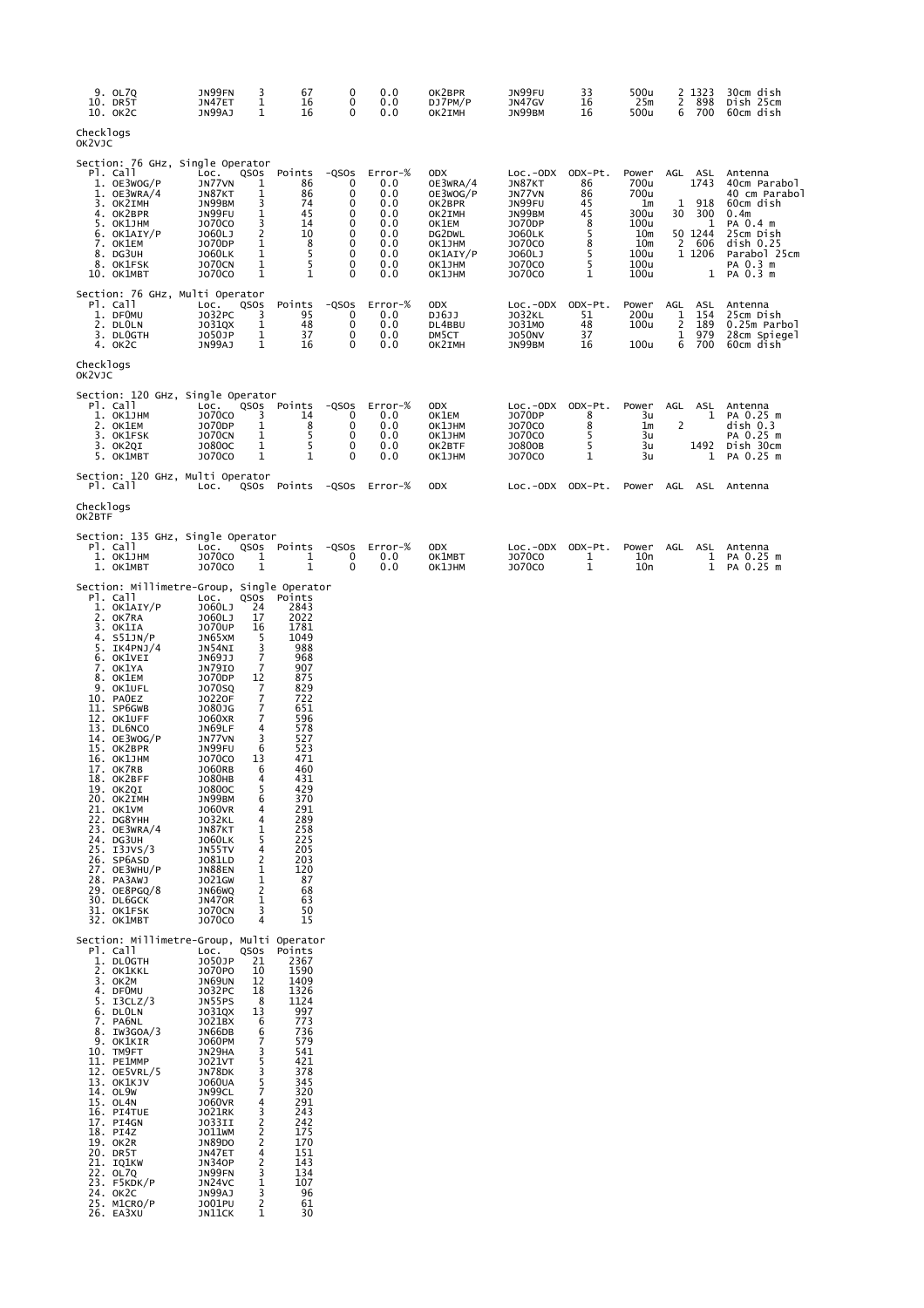| Pl. | Call | Loc. | QSOs | Points | -QSOs | Error-% | ODX | Loc.-ODX | ODX-Pt. | Power | AGL | ASL | Antenna |
|---|---|---|---|---|---|---|---|---|---|---|---|---|---|
| 9. | OL7Q | JN99FN | 3 | 67 | 0 | 0.0 | OK2BPR | JN99FU | 33 | 500u | 2 | 1323 | 30cm dish |
| 10. | DR5T | JN47ET | 1 | 16 | 0 | 0.0 | DJ7PM/P | JN47GV | 16 | 25m | 2 | 898 | Dish 25cm |
| 10. | OK2C | JN99AJ | 1 | 16 | 0 | 0.0 | OK2IMH | JN99BM | 16 | 500u | 6 | 700 | 60cm dish |

Checklogs
OK2VJC

Section: 76 GHz, Single Operator

| Pl. | Call | Loc. | QSOs | Points | -QSOs | Error-% | ODX | Loc.-ODX | ODX-Pt. | Power | AGL | ASL | Antenna |
|---|---|---|---|---|---|---|---|---|---|---|---|---|---|
| 1. | OE3WOG/P | JN77VN | 1 | 86 | 0 | 0.0 | OE3WRA/4 | JN87KT | 86 | 700u | | 1743 | 40cm Parabol |
| 1. | OE3WRA/4 | JN87KT | 1 | 86 | 0 | 0.0 | OE3WOG/P | JN77VN | 86 | 700u | | | 40 cm Parabol |
| 3. | OK2IMH | JN99BM | 3 | 74 | 0 | 0.0 | OK2BPR | JN99FU | 45 | 1m | 1 | 918 | 60cm dish |
| 4. | OK2BPR | JN99FU | 1 | 45 | 0 | 0.0 | OK2IMH | JN99BM | 45 | 300u | 30 | 300 | 0.4m |
| 5. | OK1JHM | JO70CO | 3 | 14 | 0 | 0.0 | OK1EM | JO70DP | 8 | 100u | | 1 | PA 0.4 m |
| 6. | OK1AIY/P | JO60LJ | 2 | 10 | 0 | 0.0 | DG2DWL | JO60LK | 5 | 10m | 50 | 1244 | 25cm Dish |
| 7. | OK1EM | JO70DP | 1 | 8 | 0 | 0.0 | OK1JHM | JO70CO | 8 | 10m | 2 | 606 | dish 0.25 |
| 8. | DG3UH | JO60LK | 1 | 5 | 0 | 0.0 | OK1AIY/P | JO60LJ | 5 | 100u | 1 | 1206 | Parabol 25cm |
| 8. | OK1FSK | JO70CN | 1 | 5 | 0 | 0.0 | OK1JHM | JO70CO | 5 | 100u | | | PA 0.3 m |
| 10. | OK1MBT | JO70CO | 1 | 1 | 0 | 0.0 | OK1JHM | JO70CO | 1 | 100u | | 1 | PA 0.3 m |

Section: 76 GHz, Multi Operator

| Pl. | Call | Loc. | QSOs | Points | -QSOs | Error-% | ODX | Loc.-ODX | ODX-Pt. | Power | AGL | ASL | Antenna |
|---|---|---|---|---|---|---|---|---|---|---|---|---|---|
| 1. | DF0MU | JO32PC | 3 | 95 | 0 | 0.0 | DJ6JJ | JO32KL | 51 | 200u | 1 | 154 | 25cm Dish |
| 2. | DL0LN | JO31QX | 1 | 48 | 0 | 0.0 | DL4BBU | JO31MO | 48 | 100u | 2 | 189 | 0.25m Parbol |
| 3. | DL0GTH | JO50JP | 1 | 37 | 0 | 0.0 | DM5CT | JO50NV | 37 | | 1 | 979 | 28cm Spiegel |
| 4. | OK2C | JN99AJ | 1 | 16 | 0 | 0.0 | OK2IMH | JN99BM | 16 | 100u | 6 | 700 | 60cm dish |

Checklogs
OK2VJC

Section: 120 GHz, Single Operator

| Pl. | Call | Loc. | QSOs | Points | -QSOs | Error-% | ODX | Loc.-ODX | ODX-Pt. | Power | AGL | ASL | Antenna |
|---|---|---|---|---|---|---|---|---|---|---|---|---|---|
| 1. | OK1JHM | JO70CO | 3 | 14 | 0 | 0.0 | OK1EM | JO70DP | 8 | 3u | | 1 | PA 0.25 m |
| 2. | OK1EM | JO70DP | 1 | 8 | 0 | 0.0 | OK1JHM | JO70CO | 8 | 1m | 2 | | dish 0.3 |
| 3. | OK1FSK | JO70CN | 1 | 5 | 0 | 0.0 | OK1JHM | JO70CO | 5 | 3u | | | PA 0.25 m |
| 3. | OK2QI | JO80OC | 1 | 5 | 0 | 0.0 | OK2BTF | JO80OB | 5 | 3u | | 1492 | Dish 30cm |
| 5. | OK1MBT | JO70CO | 1 | 1 | 0 | 0.0 | OK1JHM | JO70CO | 1 | 3u | | 1 | PA 0.25 m |

Section: 120 GHz, Multi Operator

| Pl. | Call | Loc. | QSOs | Points | -QSOs | Error-% | ODX | Loc.-ODX | ODX-Pt. | Power | AGL | ASL | Antenna |
|---|---|---|---|---|---|---|---|---|---|---|---|---|---|

Checklogs
OK2BTF

Section: 135 GHz, Single Operator

| Pl. | Call | Loc. | QSOs | Points | -QSOs | Error-% | ODX | Loc.-ODX | ODX-Pt. | Power | AGL | ASL | Antenna |
|---|---|---|---|---|---|---|---|---|---|---|---|---|---|
| 1. | OK1JHM | JO70CO | 1 | 1 | 0 | 0.0 | OK1MBT | JO70CO | 1 | 10n | | 1 | PA 0.25 m |
| 1. | OK1MBT | JO70CO | 1 | 1 | 0 | 0.0 | OK1JHM | JO70CO | 1 | 10n | | 1 | PA 0.25 m |

Section: Millimetre-Group, Single Operator

| Pl. | Call | Loc. | QSOs | Points |
|---|---|---|---|---|
| 1. | OK1AIY/P | JO60LJ | 24 | 2843 |
| 2. | OK7RA | JO60LJ | 17 | 2022 |
| 3. | OK1IA | JO70UP | 16 | 1781 |
| 4. | S51JN/P | JN65XM | 5 | 1049 |
| 5. | IK4PNJ/4 | JN54NI | 3 | 988 |
| 6. | OK1VEI | JN69JJ | 7 | 968 |
| 7. | OK1YA | JN79IO | 7 | 907 |
| 8. | OK1EM | JO70DP | 12 | 875 |
| 9. | OK1UFL | JO70SQ | 7 | 829 |
| 10. | PA0EZ | JO22OF | 7 | 722 |
| 11. | SP6GWB | JO80JG | 7 | 651 |
| 12. | OK1UFF | JO60XR | 7 | 596 |
| 13. | DL6NCO | JN69LF | 4 | 578 |
| 14. | OE3WOG/P | JN77VN | 3 | 527 |
| 15. | OK2BPR | JN99FU | 6 | 523 |
| 16. | OK1JHM | JO70CO | 13 | 471 |
| 17. | OK7RB | JO60RB | 6 | 460 |
| 18. | OK2BFF | JO80HB | 4 | 431 |
| 19. | OK2QI | JO80OC | 5 | 429 |
| 20. | OK2IMH | JN99BM | 6 | 370 |
| 21. | OK1VM | JO60VR | 4 | 291 |
| 22. | DG8YHH | JO32KL | 4 | 289 |
| 23. | OE3WRA/4 | JN87KT | 1 | 258 |
| 24. | DG3UH | JO60LK | 5 | 225 |
| 25. | I3JVS/3 | JN55TV | 4 | 205 |
| 26. | SP6ASD | JO81LD | 2 | 203 |
| 27. | OE3WHU/P | JN88EN | 1 | 120 |
| 28. | PA3AWJ | JO21GW | 1 | 87 |
| 29. | OE8PGQ/8 | JN66WQ | 2 | 68 |
| 30. | DL6GCK | JN47OR | 1 | 63 |
| 31. | OK1FSK | JO70CN | 3 | 50 |
| 32. | OK1MBT | JO70CO | 4 | 15 |

Section: Millimetre-Group, Multi Operator

| Pl. | Call | Loc. | QSOs | Points |
|---|---|---|---|---|
| 1. | DL0GTH | JO50JP | 21 | 2367 |
| 2. | OK1KKL | JO70PO | 10 | 1590 |
| 3. | OK2M | JN69UN | 12 | 1409 |
| 4. | DF0MU | JO32PC | 18 | 1326 |
| 5. | I3CLZ/3 | JN55PS | 8 | 1124 |
| 6. | DL0LN | JO31QX | 13 | 997 |
| 7. | PA6NL | JO21BX | 6 | 773 |
| 8. | IW3GOA/3 | JN66DB | 6 | 736 |
| 9. | OK1KIR | JO60PM | 7 | 579 |
| 10. | TM9FT | JN29HA | 3 | 541 |
| 11. | PE1MMP | JO21VT | 5 | 421 |
| 12. | OE5VRL/5 | JN78DK | 3 | 378 |
| 13. | OK1KJV | JO60UA | 5 | 345 |
| 14. | OL9W | JN99CL | 7 | 320 |
| 15. | OL4N | JO60VR | 4 | 291 |
| 16. | PI4TUE | JO21RK | 3 | 243 |
| 17. | PI4GN | JO33II | 2 | 242 |
| 18. | PI4Z | JO11WM | 2 | 175 |
| 19. | OK2R | JN89DO | 2 | 170 |
| 20. | DR5T | JN47ET | 4 | 151 |
| 21. | IQ1KW | JN34OP | 2 | 143 |
| 22. | OL7Q | JN99FN | 3 | 134 |
| 23. | F5KDK/P | JN24VC | 1 | 107 |
| 24. | OK2C | JN99AJ | 3 | 96 |
| 25. | M1CRO/P | JO01PU | 2 | 61 |
| 26. | EA3XU | JN11CK | 1 | 30 |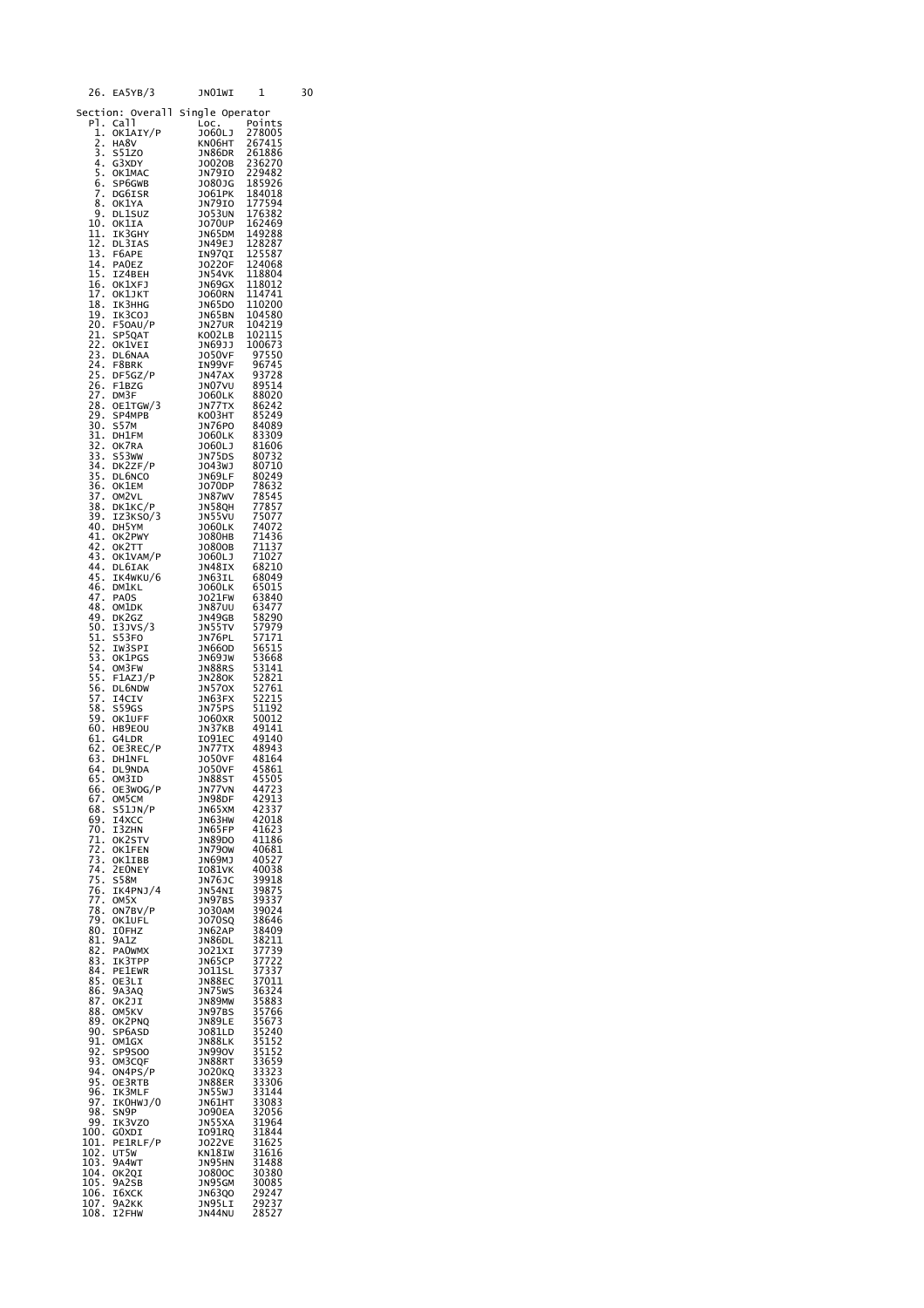| 26. | EA5YB/3 | JN01WI | 1 | 30 |
|---|---|---|---|---|

Section: Overall Single Operator

| Pl. | Call | Loc. | Points |
|---|---|---|---|
| 1. | OK1AIY/P | JO60LJ | 278005 |
| 2. | HA8V | KN06HT | 267415 |
| 3. | S51ZO | JN86DR | 261886 |
| 4. | G3XDY | JO02OB | 236270 |
| 5. | OK1MAC | JN79IO | 229482 |
| 6. | SP6GWB | JO80JG | 185926 |
| 7. | DG6ISR | JO61PK | 184018 |
| 8. | OK1YA | JN79IO | 177594 |
| 9. | DL1SUZ | JO53UN | 176382 |
| 10. | OK1IA | JO70UP | 162469 |
| 11. | IK3GHY | JN65DM | 149288 |
| 12. | DL3IAS | JN49EJ | 128287 |
| 13. | F6APE | IN97QI | 125587 |
| 14. | PA0EZ | JO22OF | 124068 |
| 15. | IZ4BEH | JN54VK | 118804 |
| 16. | OK1XFJ | JN69GX | 118012 |
| 17. | OK1JKT | JO60RN | 114741 |
| 18. | IK3HHG | JN65DO | 110200 |
| 19. | IK3COJ | JN65BN | 104580 |
| 20. | F5OAU/P | JN27UR | 104219 |
| 21. | SP5QAT | KO02LB | 102115 |
| 22. | OK1VEI | JN69JJ | 100673 |
| 23. | DL6NAA | JO50VF | 97550 |
| 24. | F8BRK | IN99VF | 96745 |
| 25. | DF5GZ/P | JN47AX | 93728 |
| 26. | F1BZG | JN07VU | 89514 |
| 27. | DM3F | JO60LK | 88020 |
| 28. | OE1TGW/3 | JN77TX | 86242 |
| 29. | SP4MPB | KO03HT | 85249 |
| 30. | S57M | JN76PO | 84089 |
| 31. | DH1FM | JO60LK | 83309 |
| 32. | OK7RA | JO60LJ | 81606 |
| 33. | S53WW | JN75DS | 80732 |
| 34. | DK2ZF/P | JO43WJ | 80710 |
| 35. | DL6NCO | JN69LF | 80249 |
| 36. | OK1EM | JO70DP | 78632 |
| 37. | OM2VL | JN87WV | 78545 |
| 38. | DK1KC/P | JN58QH | 77857 |
| 39. | IZ3KSO/3 | JN55VU | 75077 |
| 40. | DH5YM | JO60LK | 74072 |
| 41. | OK2PWY | JO80HB | 71436 |
| 42. | OK2TT | JO80OB | 71137 |
| 43. | OK1VAM/P | JO60LJ | 71027 |
| 44. | DL6IAK | JN48IX | 68210 |
| 45. | IK4WKU/6 | JN63IL | 68049 |
| 46. | DM1KL | JO60LK | 65015 |
| 47. | PA0S | JO21FW | 63840 |
| 48. | OM1DK | JN87UU | 63477 |
| 49. | DK2GZ | JN49GB | 58290 |
| 50. | I3JVS/3 | JN55TV | 57979 |
| 51. | S53FO | JN76PL | 57171 |
| 52. | IW3SPI | JN66OD | 56515 |
| 53. | OK1PGS | JN69JW | 53668 |
| 54. | OM3FW | JN88RS | 53141 |
| 55. | F1AZJ/P | JN28OK | 52821 |
| 56. | DL6NDW | JN57OX | 52761 |
| 57. | I4CIV | JN63FX | 52215 |
| 58. | S59GS | JN75PS | 51192 |
| 59. | OK1UFF | JO60XR | 50012 |
| 60. | HB9EOU | JN37KB | 49141 |
| 61. | G4LDR | IO91EC | 49140 |
| 62. | OE3REC/P | JN77TX | 48943 |
| 63. | DH1NFL | JO50VF | 48164 |
| 64. | DL9NDA | JO50VF | 45861 |
| 65. | OM3ID | JN88ST | 45505 |
| 66. | OE3WOG/P | JN77VN | 44723 |
| 67. | OM5CM | JN98DF | 42913 |
| 68. | S51JN/P | JN65XM | 42337 |
| 69. | I4XCC | JN63HW | 42018 |
| 70. | I3ZHN | JN65FP | 41623 |
| 71. | OK2STV | JN89DO | 41186 |
| 72. | OK1FEN | JN79OW | 40681 |
| 73. | OK1IBB | JN69MJ | 40527 |
| 74. | 2E0NEY | IO81VK | 40038 |
| 75. | S58M | JN76JC | 39918 |
| 76. | IK4PNJ/4 | JN54NI | 39875 |
| 77. | OM5X | JN97BS | 39337 |
| 78. | ON7BV/P | JO30AM | 39024 |
| 79. | OK1UFL | JO70SQ | 38646 |
| 80. | I0FHZ | JN62AP | 38409 |
| 81. | 9A1Z | JN86DL | 38211 |
| 82. | PA0WMX | JO21XI | 37739 |
| 83. | IK3TPP | JN65CP | 37722 |
| 84. | PE1EWR | JO11SL | 37337 |
| 85. | OE3LI | JN88EC | 37011 |
| 86. | 9A3AQ | JN75WS | 36324 |
| 87. | OK2JI | JN89MW | 35883 |
| 88. | OM5KV | JN97BS | 35766 |
| 89. | OK2PNQ | JN89LE | 35673 |
| 90. | SP6ASD | JO81LD | 35240 |
| 91. | OM1GX | JN88LK | 35152 |
| 92. | SP9SOO | JN99OV | 35152 |
| 93. | OM3CQF | JN88RT | 33659 |
| 94. | ON4PS/P | JO20KQ | 33323 |
| 95. | OE3RTB | JN88ER | 33306 |
| 96. | IK3MLF | JN55WJ | 33144 |
| 97. | IK0HWJ/0 | JN61HT | 33083 |
| 98. | SN9P | JO90EA | 32056 |
| 99. | IK3VZO | JN55XA | 31964 |
| 100. | G0XDI | IO91RQ | 31844 |
| 101. | PE1RLF/P | JO22VE | 31625 |
| 102. | UT5W | KN18IW | 31616 |
| 103. | 9A4WT | JN95HN | 31488 |
| 104. | OK2QI | JO80OC | 30380 |
| 105. | 9A2SB | JN95GM | 30085 |
| 106. | I6XCK | JN63QO | 29247 |
| 107. | 9A2KK | JN95LI | 29237 |
| 108. | I2FHW | JN44NU | 28527 |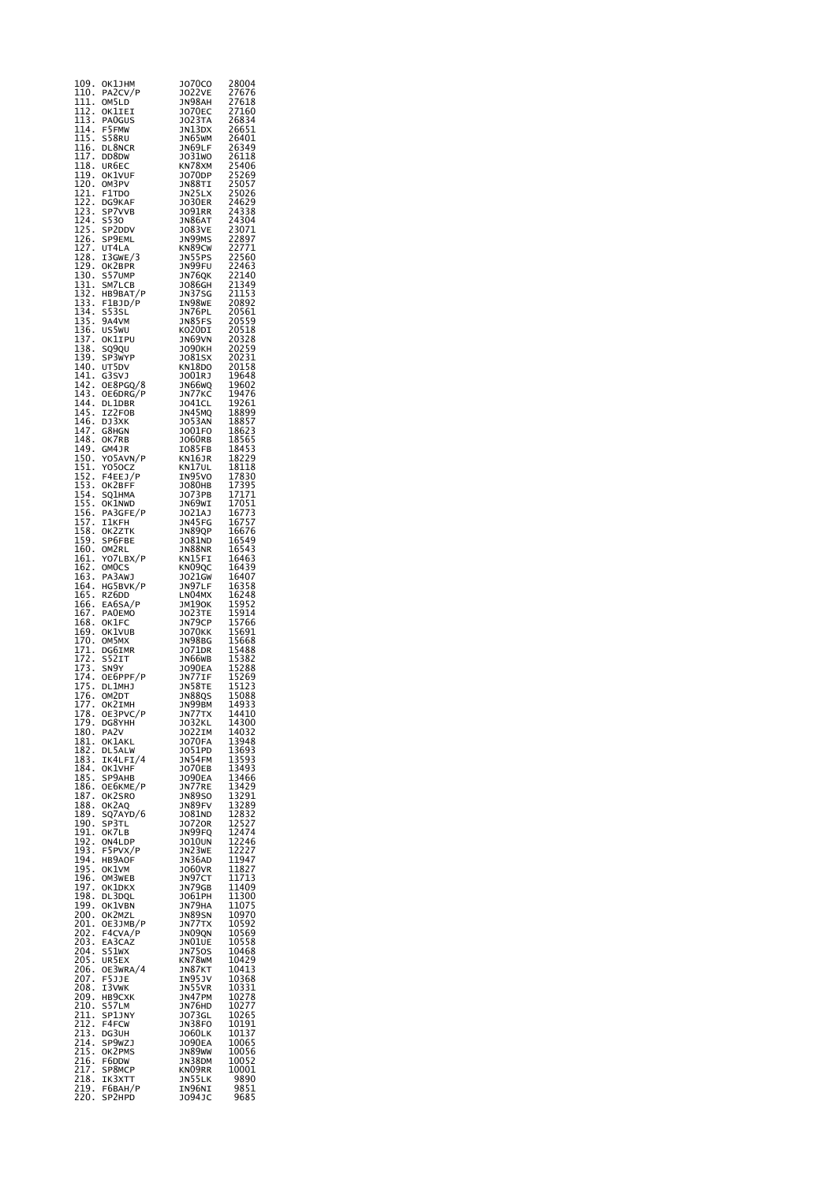| | | | |
|---|---|---|---|
| 109. | OK1JHM | JO70CO | 28004 |
| 110. | PA2CV/P | JO22VE | 27676 |
| 111. | OM5LD | JN98AH | 27618 |
| 112. | OK1IEI | JO70EC | 27160 |
| 113. | PA0GUS | JO23TA | 26834 |
| 114. | F5FMW | JN13DX | 26651 |
| 115. | S58RU | JN65WM | 26401 |
| 116. | DL8NCR | JN69LF | 26349 |
| 117. | DD8DW | JO31WO | 26118 |
| 118. | UR6EC | KN78XM | 25406 |
| 119. | OK1VUF | JO70DP | 25269 |
| 120. | OM3PV | JN88TI | 25057 |
| 121. | F1TDO | JN25LX | 25026 |
| 122. | DG9KAF | JO30ER | 24629 |
| 123. | SP7VVB | JO91RR | 24338 |
| 124. | S53O | JN86AT | 24304 |
| 125. | SP2DDV | JO83VE | 23071 |
| 126. | SP9EML | JN99MS | 22897 |
| 127. | UT4LA | KN89CW | 22771 |
| 128. | I3GWE/3 | JN55PS | 22560 |
| 129. | OK2BPR | JN99FU | 22463 |
| 130. | S57UMP | JN76QK | 22140 |
| 131. | SM7LCB | JO86GH | 21349 |
| 132. | HB9BAT/P | JN37SG | 21153 |
| 133. | F1BJD/P | IN98WE | 20892 |
| 134. | S53SL | JN76PL | 20561 |
| 135. | 9A4VM | JN85FS | 20559 |
| 136. | US5WU | KO20DI | 20518 |
| 137. | OK1IPU | JN69VN | 20328 |
| 138. | SQ9QU | JO90KH | 20259 |
| 139. | SP3WYP | JO81SX | 20231 |
| 140. | UT5DV | KN18DO | 20158 |
| 141. | G3SVJ | JO01RJ | 19648 |
| 142. | OE8PGQ/8 | JN66WQ | 19602 |
| 143. | OE6DRG/P | JN77KC | 19476 |
| 144. | DL1DBR | JO41CL | 19261 |
| 145. | IZ2FOB | JN45MQ | 18899 |
| 146. | DJ3XK | JO53AN | 18857 |
| 147. | G8HGN | JO01FO | 18623 |
| 148. | OK7RB | JO60RB | 18565 |
| 149. | GM4JR | IO85FB | 18453 |
| 150. | YO5AVN/P | KN16JR | 18229 |
| 151. | YO5OCZ | KN17UL | 18118 |
| 152. | F4EEJ/P | IN95VO | 17830 |
| 153. | OK2BFF | JO80HB | 17395 |
| 154. | SQ1HMA | JO73PB | 17171 |
| 155. | OK1NWD | JN69WI | 17051 |
| 156. | PA3GFE/P | JO21AJ | 16773 |
| 157. | I1KFH | JN45FG | 16757 |
| 158. | OK2ZTK | JN89QP | 16676 |
| 159. | SP6FBE | JO81ND | 16549 |
| 160. | OM2RL | JN88NR | 16543 |
| 161. | YO7LBX/P | KN15FI | 16463 |
| 162. | OM0CS | KN09QC | 16439 |
| 163. | PA3AWJ | JO21GW | 16407 |
| 164. | HG5BVK/P | JN97LF | 16358 |
| 165. | RZ6DD | LN04MX | 16248 |
| 166. | EA6SA/P | JM19OK | 15952 |
| 167. | PA0EMO | JO23TE | 15914 |
| 168. | OK1FC | JN79CP | 15766 |
| 169. | OK1VUB | JO70KK | 15691 |
| 170. | OM5MX | JN98BG | 15668 |
| 171. | DG6IMR | JO71DR | 15488 |
| 172. | S52IT | JN66WB | 15382 |
| 173. | SN9Y | JO90EA | 15288 |
| 174. | OE6PPF/P | JN77IF | 15269 |
| 175. | DL1MHJ | JN58TE | 15123 |
| 176. | OM2DT | JN88QS | 15088 |
| 177. | OK2IMH | JN99BM | 14933 |
| 178. | OE3PVC/P | JN77TX | 14410 |
| 179. | DG8YHH | JO32KL | 14300 |
| 180. | PA2V | JO22IM | 14032 |
| 181. | OK1AKL | JO70FA | 13948 |
| 182. | DL5ALW | JO51PD | 13693 |
| 183. | IK4LFI/4 | JN54FM | 13593 |
| 184. | OK1VHF | JO70EB | 13493 |
| 185. | SP9AHB | JO90EA | 13466 |
| 186. | OE6KME/P | JN77RE | 13429 |
| 187. | OK2SRO | JN89SO | 13291 |
| 188. | OK2AQ | JN89FV | 13289 |
| 189. | SQ7AYD/6 | JO81ND | 12832 |
| 190. | SP3TL | JO72OR | 12527 |
| 191. | OK7LB | JN99FQ | 12474 |
| 192. | ON4LDP | JO10UN | 12246 |
| 193. | F5PVX/P | JN23WE | 12227 |
| 194. | HB9AOF | JN36AD | 11947 |
| 195. | OK1VM | JO60VR | 11827 |
| 196. | OM3WEB | JN97CT | 11713 |
| 197. | OK1DKX | JN79GB | 11409 |
| 198. | DL3DQL | JO61PH | 11300 |
| 199. | OK1VBN | JN79HA | 11075 |
| 200. | OK2MZL | JN89SN | 10970 |
| 201. | OE3JMB/P | JN77TX | 10592 |
| 202. | F4CVA/P | JN09QN | 10569 |
| 203. | EA3CAZ | JN01UE | 10558 |
| 204. | S51WX | JN75OS | 10468 |
| 205. | UR5EX | KN78WM | 10429 |
| 206. | OE3WRA/4 | JN87KT | 10413 |
| 207. | F5JJE | IN95JV | 10368 |
| 208. | I3VWK | JN55VR | 10331 |
| 209. | HB9CXK | JN47PM | 10278 |
| 210. | S57LM | JN76HD | 10277 |
| 211. | SP1JNY | JO73GL | 10265 |
| 212. | F4FCW | JN38FO | 10191 |
| 213. | DG3UH | JO60LK | 10137 |
| 214. | SP9WZJ | JO90EA | 10065 |
| 215. | OK2PMS | JN89WW | 10056 |
| 216. | F6DDW | JN38DM | 10052 |
| 217. | SP8MCP | KN09RR | 10001 |
| 218. | IK3XTT | JN55LK | 9890 |
| 219. | F6BAH/P | IN96NI | 9851 |
| 220. | SP2HPD | JO94JC | 9685 |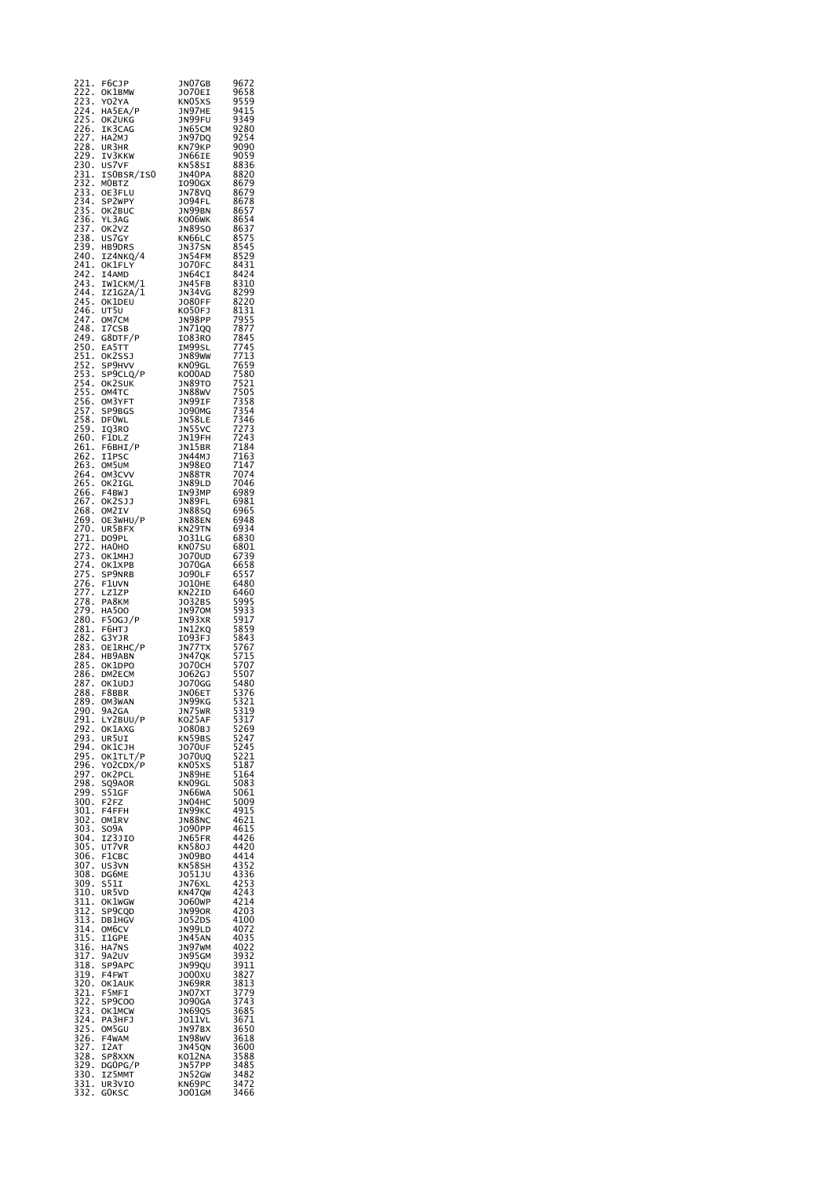| | | | |
|---|---|---|---|
| 221. | F6CJP | JN07GB | 9672 |
| 222. | OK1BMW | JO70EI | 9658 |
| 223. | YO2YA | KN05XS | 9559 |
| 224. | HA5EA/P | JN97HE | 9415 |
| 225. | OK2UKG | JN99FU | 9349 |
| 226. | IK3CAG | JN65CM | 9280 |
| 227. | HA2MJ | JN97DQ | 9254 |
| 228. | UR3HR | KN79KP | 9090 |
| 229. | IV3KKW | JN66IE | 9059 |
| 230. | US7VF | KN58SI | 8836 |
| 231. | IS0BSR/IS0 | JN40PA | 8820 |
| 232. | M0BTZ | IO90GX | 8679 |
| 233. | OE3FLU | JN78VQ | 8679 |
| 234. | SP2WPY | JO94FL | 8678 |
| 235. | OK2BUC | JN99BN | 8657 |
| 236. | YL3AG | KO06WK | 8654 |
| 237. | OK2VZ | JN89SO | 8637 |
| 238. | US7GY | KN66LC | 8575 |
| 239. | HB9DRS | JN37SN | 8545 |
| 240. | IZ4NKQ/4 | JN54FM | 8529 |
| 241. | OK1FLY | JO70FC | 8431 |
| 242. | I4AMD | JN64CI | 8424 |
| 243. | IW1CKM/1 | JN45FB | 8310 |
| 244. | IZ1GZA/1 | JN34VG | 8299 |
| 245. | OK1DEU | JO80FF | 8220 |
| 246. | UT5U | KO50FJ | 8131 |
| 247. | OM7CM | JN98PP | 7955 |
| 248. | I7CSB | JN71QQ | 7877 |
| 249. | G8DTF/P | IO83RO | 7845 |
| 250. | EA5TT | IM99SL | 7745 |
| 251. | OK2SSJ | JN89WW | 7713 |
| 252. | SP9HVV | KN09GL | 7659 |
| 253. | SP9CLQ/P | KO00AD | 7580 |
| 254. | OK2SUK | JN89TO | 7521 |
| 255. | OM4TC | JN88WV | 7505 |
| 256. | OM3YFT | JN99IF | 7358 |
| 257. | SP9BGS | JO90MG | 7354 |
| 258. | DF0WL | JN58LE | 7346 |
| 259. | IQ3RO | JN55VC | 7273 |
| 260. | F1DLZ | JN19FH | 7243 |
| 261. | F6BHI/P | JN15BR | 7184 |
| 262. | I1PSC | JN44MJ | 7163 |
| 263. | OM5UM | JN98EO | 7147 |
| 264. | OM3CVV | JN88TR | 7074 |
| 265. | OK2IGL | JN89LD | 7046 |
| 266. | F4BWJ | IN93MP | 6989 |
| 267. | OK2SJJ | JN89FL | 6981 |
| 268. | OM2IV | JN88SQ | 6965 |
| 269. | OE3WHU/P | JN88EN | 6948 |
| 270. | UR5BFX | KN29TN | 6934 |
| 271. | DO9PL | JO31LG | 6830 |
| 272. | HA0HO | KN07SU | 6801 |
| 273. | OK1MHJ | JO70UD | 6739 |
| 274. | OK1XPB | JO70GA | 6658 |
| 275. | SP9NRB | JO90LF | 6557 |
| 276. | F1UVN | JO10HE | 6480 |
| 277. | LZ1ZP | KN22ID | 6460 |
| 278. | PA8KM | JO32BS | 5995 |
| 279. | HA5OO | JN97OM | 5933 |
| 280. | F5OGJ/P | IN93XR | 5917 |
| 281. | F6HTJ | JN12KQ | 5859 |
| 282. | G3YJR | IO93FJ | 5843 |
| 283. | OE1RHC/P | JN77TX | 5767 |
| 284. | HB9ABN | JN47QK | 5715 |
| 285. | OK1DPO | JO70CH | 5707 |
| 286. | DM2ECM | JO62GJ | 5507 |
| 287. | OK1UDJ | JO70GG | 5480 |
| 288. | F8BBR | JN06ET | 5376 |
| 289. | OM3WAN | JN99KG | 5321 |
| 290. | 9A2GA | JN75WR | 5319 |
| 291. | LY2BUU/P | KO25AF | 5317 |
| 292. | OK1AXG | JO80BJ | 5269 |
| 293. | UR5UI | KN59BS | 5247 |
| 294. | OK1CJH | JO70UF | 5245 |
| 295. | OK1TLT/P | JO70UQ | 5221 |
| 296. | YO2CDX/P | KN05XS | 5187 |
| 297. | OK2PCL | JN89HE | 5164 |
| 298. | SQ9AOR | KN09GL | 5083 |
| 299. | S51GF | JN66WA | 5061 |
| 300. | F2FZ | JN04HC | 5009 |
| 301. | F4FFH | IN99KC | 4915 |
| 302. | OM1RV | JN88NC | 4621 |
| 303. | SO9A | JO90PP | 4615 |
| 304. | IZ3JIO | JN65FR | 4426 |
| 305. | UT7VR | KN58OJ | 4420 |
| 306. | F1CBC | JN09BO | 4414 |
| 307. | US3VN | KN58SH | 4352 |
| 308. | DG6ME | JO51JU | 4336 |
| 309. | S51I | JN76XL | 4253 |
| 310. | UR5VD | KN47QW | 4243 |
| 311. | OK1WGW | JO60WP | 4214 |
| 312. | SP9CQD | JN99OR | 4203 |
| 313. | DB1HGV | JO52DS | 4100 |
| 314. | OM6CV | JN99LD | 4072 |
| 315. | I1GPE | JN45AN | 4035 |
| 316. | HA7NS | JN97WM | 4022 |
| 317. | 9A2UV | JN95GM | 3932 |
| 318. | SP9APC | JN99QU | 3911 |
| 319. | F4FWT | JO00XU | 3827 |
| 320. | OK1AUK | JN69RR | 3813 |
| 321. | F5MFI | JN07XT | 3779 |
| 322. | SP9COO | JO90GA | 3743 |
| 323. | OK1MCW | JN69QS | 3685 |
| 324. | PA3HFJ | JO11VL | 3671 |
| 325. | OM5GU | JN97BX | 3650 |
| 326. | F4WAM | IN98WV | 3618 |
| 327. | I2AT | JN45QN | 3600 |
| 328. | SP8XXN | KO12NA | 3588 |
| 329. | DG0PG/P | JN57PP | 3485 |
| 330. | IZ5MMT | JN52GW | 3482 |
| 331. | UR3VIO | KN69PC | 3472 |
| 332. | G0KSC | JO01GM | 3466 |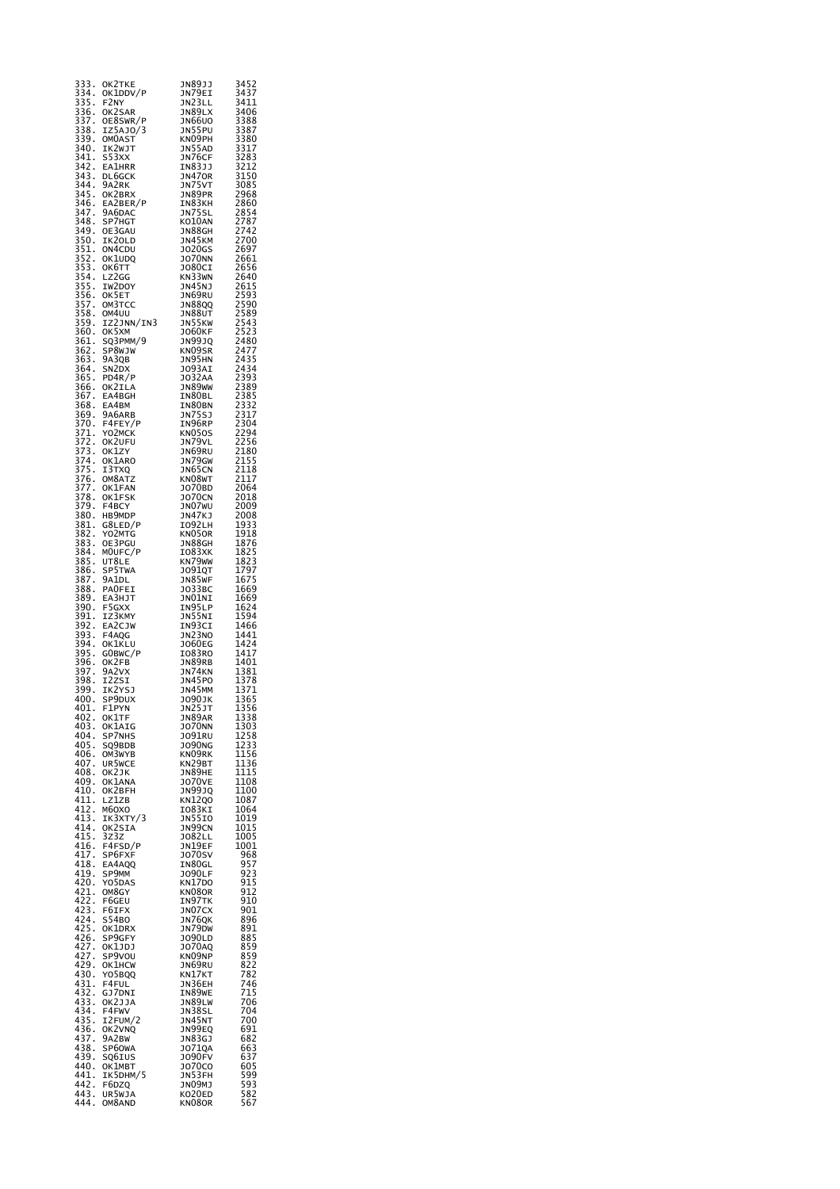| | | | |
|---|---|---|---|
| 333. | OK2TKE | JN89JJ | 3452 |
| 334. | OK1DDV/P | JN79EI | 3437 |
| 335. | F2NY | JN23LL | 3411 |
| 336. | OK2SAR | JN89LX | 3406 |
| 337. | OE8SWR/P | JN66UO | 3388 |
| 338. | IZ5AJO/3 | JN55PU | 3387 |
| 339. | OM0AST | KN09PH | 3380 |
| 340. | IK2WJT | JN55AD | 3317 |
| 341. | S53XX | JN76CF | 3283 |
| 342. | EA1HRR | IN83JJ | 3212 |
| 343. | DL6GCK | JN47OR | 3150 |
| 344. | 9A2RK | JN75VT | 3085 |
| 345. | OK2BRX | JN89PR | 2968 |
| 346. | EA2BER/P | IN83KH | 2860 |
| 347. | 9A6DAC | JN75SL | 2854 |
| 348. | SP7HGT | KO10AN | 2787 |
| 349. | OE3GAU | JN88GH | 2742 |
| 350. | IK2OLD | JN45KM | 2700 |
| 351. | ON4CDU | JO20GS | 2697 |
| 352. | OK1UDQ | JO70NN | 2661 |
| 353. | OK6TT | JO80CI | 2656 |
| 354. | LZ2GG | KN33WN | 2640 |
| 355. | IW2DOY | JN45NJ | 2615 |
| 356. | OK5ET | JN69RU | 2593 |
| 357. | OM3TCC | JN88QQ | 2590 |
| 358. | OM4UU | JN88UT | 2589 |
| 359. | IZ2JNN/IN3 | JN55KW | 2543 |
| 360. | OK5XM | JO60KF | 2523 |
| 361. | SQ3PMM/9 | JN99JQ | 2480 |
| 362. | SP8WJW | KN09SR | 2477 |
| 363. | 9A3QB | JN95HN | 2435 |
| 364. | SN2DX | JO93AI | 2434 |
| 365. | PD4R/P | JO32AA | 2393 |
| 366. | OK2ILA | JN89WW | 2389 |
| 367. | EA4BGH | IN80BL | 2385 |
| 368. | EA4BM | IN80BN | 2332 |
| 369. | 9A6ARB | JN75SJ | 2317 |
| 370. | F4FEY/P | IN96RP | 2304 |
| 371. | YO2MCK | KN05OS | 2294 |
| 372. | OK2UFU | JN79VL | 2256 |
| 373. | OK1ZY | JN69RU | 2180 |
| 374. | OK1ARO | JN79GW | 2155 |
| 375. | I3TXQ | JN65CN | 2118 |
| 376. | OM8ATZ | KN08WT | 2117 |
| 377. | OK1FAN | JO70BD | 2064 |
| 378. | OK1FSK | JO70CN | 2018 |
| 379. | F4BCY | JN07WU | 2009 |
| 380. | HB9MDP | JN47KJ | 2008 |
| 381. | G8LED/P | IO92LH | 1933 |
| 382. | YO2MTG | KN05OR | 1918 |
| 383. | OE3PGU | JN88GH | 1876 |
| 384. | M0UFC/P | IO83XK | 1825 |
| 385. | UT8LE | KN79WW | 1823 |
| 386. | SP5TWA | JO91QT | 1797 |
| 387. | 9A1DL | JN85WF | 1675 |
| 388. | PA0FEI | JO33BC | 1669 |
| 389. | EA3HJT | JN01NI | 1669 |
| 390. | F5GXX | IN95LP | 1624 |
| 391. | IZ3KMY | JN55NI | 1594 |
| 392. | EA2CJW | IN93CI | 1466 |
| 393. | F4AQG | JN23NO | 1441 |
| 394. | OK1KLU | JO60EG | 1424 |
| 395. | G0BWC/P | IO83RO | 1417 |
| 396. | OK2FB | JN89RB | 1401 |
| 397. | 9A2VX | JN74KN | 1381 |
| 398. | I2ZSI | JN45PO | 1378 |
| 399. | IK2YSJ | JN45MM | 1371 |
| 400. | SP9DUX | JO90JK | 1365 |
| 401. | F1PYN | JN25JT | 1356 |
| 402. | OK1TF | JN89AR | 1338 |
| 403. | OK1AIG | JO70NN | 1303 |
| 404. | SP7NHS | JO91RU | 1258 |
| 405. | SQ9BDB | JO90NG | 1233 |
| 406. | OM3WYB | KN09RK | 1156 |
| 407. | UR5WCE | KN29BT | 1136 |
| 408. | OK2JK | JN89HE | 1115 |
| 409. | OK1ANA | JO70VE | 1108 |
| 410. | OK2BFH | JN99JQ | 1100 |
| 411. | LZ1ZB | KN12QO | 1087 |
| 412. | M6OXO | IO83KI | 1064 |
| 413. | IK3XTY/3 | JN55IO | 1019 |
| 414. | OK2SIA | JN99CN | 1015 |
| 415. | 3Z3Z | JO82LL | 1005 |
| 416. | F4FSD/P | JN19EF | 1001 |
| 417. | SP6FXF | JO70SV | 968 |
| 418. | EA4AQQ | IN80GL | 957 |
| 419. | SP9MM | JO90LF | 923 |
| 420. | YO5DAS | KN17DO | 915 |
| 421. | OM8GY | KN08OR | 912 |
| 422. | F6GEU | IN97TK | 910 |
| 423. | F6IFX | JN07CX | 901 |
| 424. | S54BO | JN76QK | 896 |
| 425. | OK1DRX | JN79DW | 891 |
| 426. | SP9GFY | JO90LD | 885 |
| 427. | OK1JDJ | JO70AQ | 859 |
| 427. | SP9VOU | KN09NP | 859 |
| 429. | OK1HCW | JN69RU | 822 |
| 430. | YO5BQQ | KN17KT | 782 |
| 431. | F4FUL | JN36EH | 746 |
| 432. | GJ7DNI | IN89WE | 715 |
| 433. | OK2JJA | JN89LW | 706 |
| 434. | F4FWV | JN38SL | 704 |
| 435. | I2FUM/2 | JN45NT | 700 |
| 436. | OK2VNQ | JN99EQ | 691 |
| 437. | 9A2BW | JN83GJ | 682 |
| 438. | SP6OWA | JO71QA | 663 |
| 439. | SQ6IUS | JO90FV | 637 |
| 440. | OK1MBT | JO70CO | 605 |
| 441. | IK5DHM/5 | JN53FH | 599 |
| 442. | F6DZQ | JN09MJ | 593 |
| 443. | UR5WJA | KO20ED | 582 |
| 444. | OM8AND | KN08OR | 567 |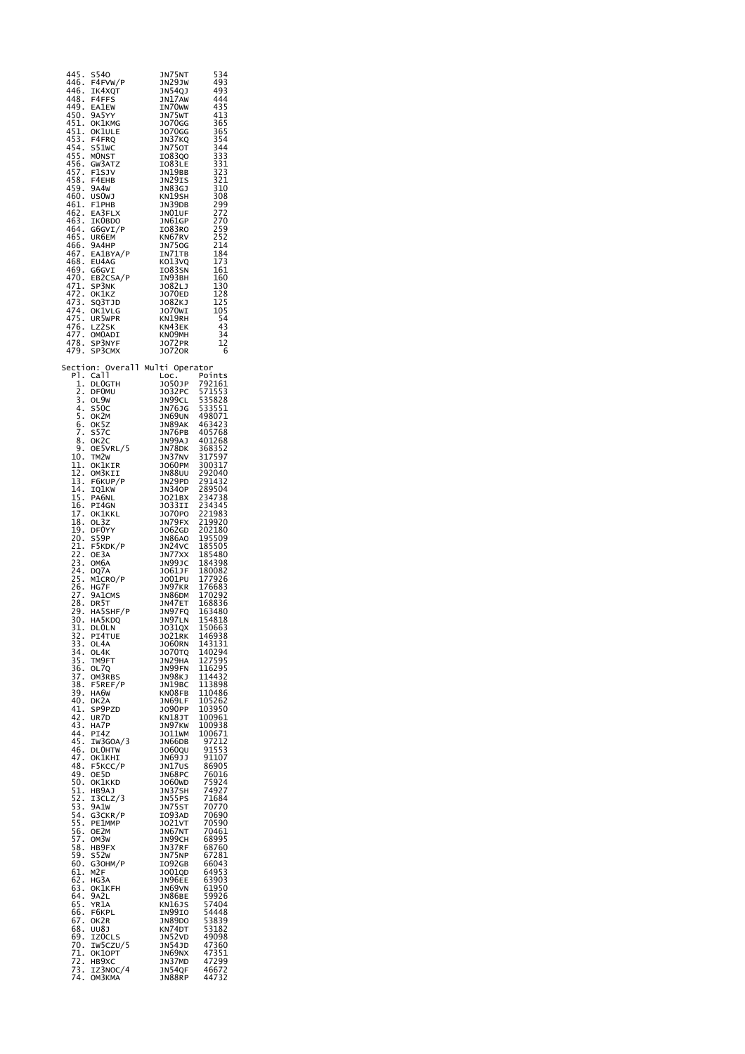| Pl. | Call | Loc. | Points |
|---|---|---|---|
| 445. | S54O | JN75NT | 534 |
| 446. | F4FVW/P | JN29JW | 493 |
| 446. | IK4XQT | JN54QJ | 493 |
| 448. | F4FFS | JN17AW | 444 |
| 449. | EA1EW | IN70WW | 435 |
| 450. | 9A5YY | JN75WT | 413 |
| 451. | OK1KMG | JO70GG | 365 |
| 451. | OK1ULE | JO70GG | 365 |
| 453. | F4FRQ | JN37KQ | 354 |
| 454. | S51WC | JN75OT | 344 |
| 455. | M0NST | IO83QO | 333 |
| 456. | GW3ATZ | IO83LE | 331 |
| 457. | F1SJV | JN19BB | 323 |
| 458. | F4EHB | JN29IS | 321 |
| 459. | 9A4W | JN83GJ | 310 |
| 460. | US0WJ | KN19SH | 308 |
| 461. | F1PHB | JN39DB | 299 |
| 462. | EA3FLX | JN01UF | 272 |
| 463. | IK0BDO | JN61GP | 270 |
| 464. | G6GVI/P | IO83RO | 259 |
| 465. | UR6EM | KN67RV | 252 |
| 466. | 9A4HP | JN75OG | 214 |
| 467. | EA1BYA/P | IN71TB | 184 |
| 468. | EU4AG | KO13VQ | 173 |
| 469. | G6GVI | IO83SN | 161 |
| 470. | EB2CSA/P | IN93BH | 160 |
| 471. | SP3NK | JO82LJ | 130 |
| 472. | OK1KZ | JO70ED | 128 |
| 473. | SQ3TJD | JO82KJ | 125 |
| 474. | OK1VLG | JO70WI | 105 |
| 475. | UR5WPR | KN19RH | 54 |
| 476. | LZ2SK | KN43EK | 43 |
| 477. | OM0ADI | KN09MH | 34 |
| 478. | SP3NYF | JO72PR | 12 |
| 479. | SP3CMX | JO72OR | 6 |

Section: Overall Multi Operator

| Pl. | Call | Loc. | Points |
|---|---|---|---|
| 1. | DL0GTH | JO50JP | 792161 |
| 2. | DF0MU | JO32PC | 571553 |
| 3. | OL9W | JN99CL | 535828 |
| 4. | S50C | JN76JG | 533551 |
| 5. | OK2M | JN69UN | 498071 |
| 6. | OK5Z | JN89AK | 463423 |
| 7. | S57C | JN76PB | 405768 |
| 8. | OK2C | JN99AJ | 401268 |
| 9. | OE5VRL/5 | JN78DK | 368352 |
| 10. | TM2W | JN37NV | 317597 |
| 11. | OK1KIR | JO60PM | 300317 |
| 12. | OM3KII | JN88UU | 292040 |
| 13. | F6KUP/P | JN29PD | 291432 |
| 14. | IQ1KW | JN34OP | 289504 |
| 15. | PA6NL | JO21BX | 234738 |
| 16. | PI4GN | JO33II | 234345 |
| 17. | OK1KKL | JO70PO | 221983 |
| 18. | OL3Z | JN79FX | 219920 |
| 19. | DF0YY | JO62GD | 202180 |
| 20. | S59P | JN86AO | 195509 |
| 21. | F5KDK/P | JN24VC | 185505 |
| 22. | OE3A | JN77XX | 185480 |
| 23. | OM6A | JN99JC | 184398 |
| 24. | DQ7A | JO61JF | 180082 |
| 25. | M1CRO/P | JO01PU | 177926 |
| 26. | HG7F | JN97KR | 176683 |
| 27. | 9A1CMS | JN86DM | 170292 |
| 28. | DR5T | JN47ET | 168836 |
| 29. | HA5SHF/P | JN97FQ | 163480 |
| 30. | HA5KDQ | JN97LN | 154818 |
| 31. | DL0LN | JO31QX | 150663 |
| 32. | PI4TUE | JO21RK | 146938 |
| 33. | OL4A | JO60RN | 143131 |
| 34. | OL4K | JO70TQ | 140294 |
| 35. | TM9FT | JN29HA | 127595 |
| 36. | OL7Q | JN99FN | 116295 |
| 37. | OM3RBS | JN98KJ | 114432 |
| 38. | F5REF/P | JN19BC | 113898 |
| 39. | HA6W | KN08FB | 110486 |
| 40. | DK2A | JN69LF | 105262 |
| 41. | SP9PZD | JO90PP | 103950 |
| 42. | UR7D | KN18JT | 100961 |
| 43. | HA7P | JN97KW | 100938 |
| 44. | PI4Z | JO11WM | 100671 |
| 45. | IW3GOA/3 | JN66DB | 97212 |
| 46. | DL0HTW | JO60QU | 91553 |
| 47. | OK1KHI | JN69JJ | 91107 |
| 48. | F5KCC/P | JN17US | 86905 |
| 49. | OE5D | JN68PC | 76016 |
| 50. | OK1KKD | JO60WD | 75924 |
| 51. | HB9AJ | JN37SH | 74927 |
| 52. | I3CLZ/3 | JN55PS | 71684 |
| 53. | 9A1W | JN75ST | 70770 |
| 54. | G3CKR/P | IO93AD | 70690 |
| 55. | PE1MMP | JO21VT | 70590 |
| 56. | OE2M | JN67NT | 70461 |
| 57. | OM3W | JN99CH | 68995 |
| 58. | HB9FX | JN37RF | 68760 |
| 59. | S52W | JN75NP | 67281 |
| 60. | G3OHM/P | IO92GB | 66043 |
| 61. | M2F | JO01QD | 64953 |
| 62. | HG3A | JN96EE | 63903 |
| 63. | OK1KFH | JN69VN | 61950 |
| 64. | 9A2L | JN86BE | 59926 |
| 65. | YR1A | KN16JS | 57404 |
| 66. | F6KPL | IN99IO | 54448 |
| 67. | OK2R | JN89DO | 53839 |
| 68. | UU8J | KN74DT | 53182 |
| 69. | IZ0CLS | JN52VD | 49098 |
| 70. | IW5CZU/5 | JN54JD | 47360 |
| 71. | OK1OPT | JN69NX | 47351 |
| 72. | HB9XC | JN37MD | 47299 |
| 73. | IZ3NOC/4 | JN54QF | 46672 |
| 74. | OM3KMA | JN88RP | 44732 |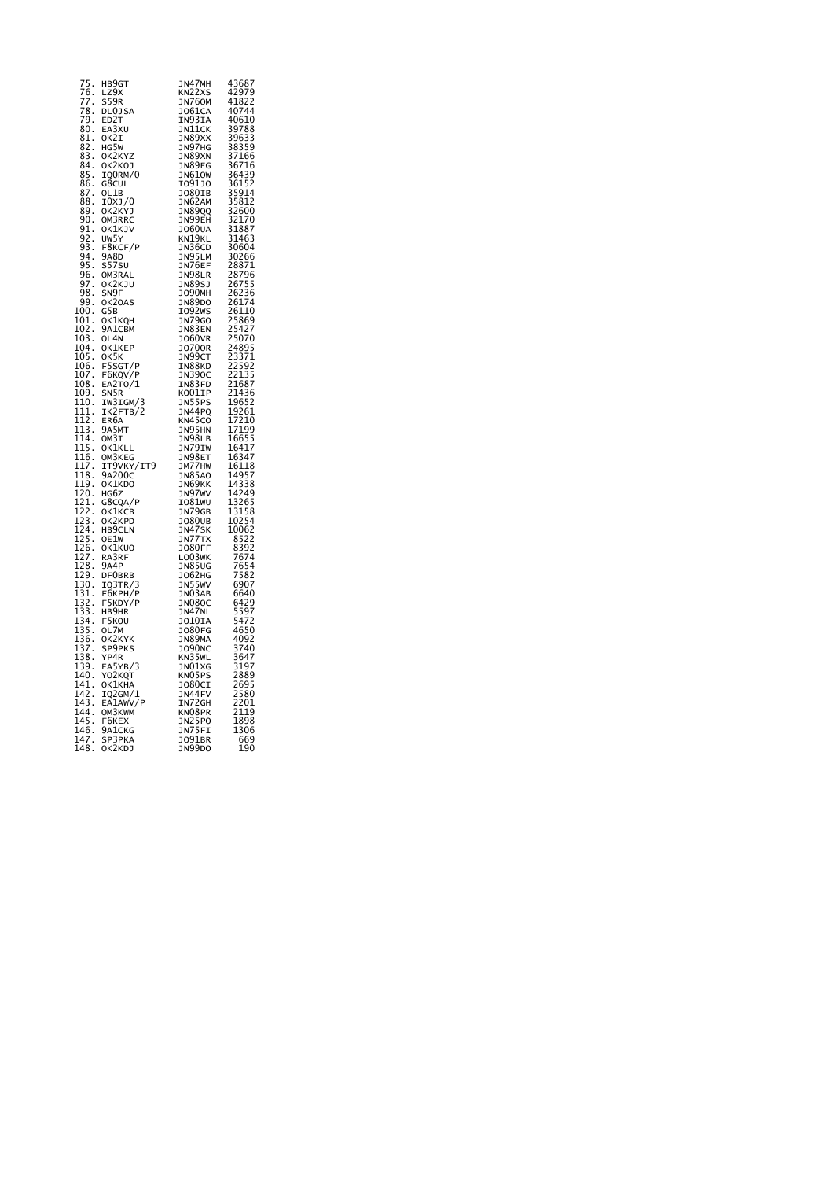| | | | |
|---|---|---|---|
| 75. | HB9GT | JN47MH | 43687 |
| 76. | LZ9X | KN22XS | 42979 |
| 77. | S59R | JN76OM | 41822 |
| 78. | DL0JSA | JO61CA | 40744 |
| 79. | ED2T | IN93IA | 40610 |
| 80. | EA3XU | JN11CK | 39788 |
| 81. | OK2I | JN89XX | 39633 |
| 82. | HG5W | JN97HG | 38359 |
| 83. | OK2KYZ | JN89XN | 37166 |
| 84. | OK2KOJ | JN89EG | 36716 |
| 85. | IQ0RM/0 | JN61OW | 36439 |
| 86. | G8CUL | IO91JO | 36152 |
| 87. | OL1B | JO80IB | 35914 |
| 88. | I0XJ/0 | JN62AM | 35812 |
| 89. | OK2KYJ | JN89QQ | 32600 |
| 90. | OM3RRC | JN99EH | 32170 |
| 91. | OK1KJV | JO60UA | 31887 |
| 92. | UW5Y | KN19KL | 31463 |
| 93. | F8KCF/P | JN36CD | 30604 |
| 94. | 9A8D | JN95LM | 30266 |
| 95. | S57SU | JN76EF | 28871 |
| 96. | OM3RAL | JN98LR | 28796 |
| 97. | OK2KJU | JN89SJ | 26755 |
| 98. | SN9F | JO90MH | 26236 |
| 99. | OK2OAS | JN89DO | 26174 |
| 100. | G5B | IO92WS | 26110 |
| 101. | OK1KQH | JN79GO | 25869 |
| 102. | 9A1CBM | JN83EN | 25427 |
| 103. | OL4N | JO60VR | 25070 |
| 104. | OK1KEP | JO70OR | 24895 |
| 105. | OK5K | JN99CT | 23371 |
| 106. | F5SGT/P | IN88KD | 22592 |
| 107. | F6KQV/P | JN39OC | 22135 |
| 108. | EA2TO/1 | IN83FD | 21687 |
| 109. | SN5R | KO01IP | 21436 |
| 110. | IW3IGM/3 | JN55PS | 19652 |
| 111. | IK2FTB/2 | JN44PQ | 19261 |
| 112. | ER6A | KN45CO | 17210 |
| 113. | 9A5MT | JN95HN | 17199 |
| 114. | OM3I | JN98LB | 16655 |
| 115. | OK1KLL | JN79IW | 16417 |
| 116. | OM3KEG | JN98ET | 16347 |
| 117. | IT9VKY/IT9 | JM77HW | 16118 |
| 118. | 9A200C | JN85AO | 14957 |
| 119. | OK1KDO | JN69KK | 14338 |
| 120. | HG6Z | JN97WV | 14249 |
| 121. | G8CQA/P | IO81WU | 13265 |
| 122. | OK1KCB | JN79GB | 13158 |
| 123. | OK2KPD | JO80UB | 10254 |
| 124. | HB9CLN | JN47SK | 10062 |
| 125. | OE1W | JN77TX | 8522 |
| 126. | OK1KUO | JO80FF | 8392 |
| 127. | RA3RF | LO03WK | 7674 |
| 128. | 9A4P | JN85UG | 7654 |
| 129. | DF0BRB | JO62HG | 7582 |
| 130. | IQ3TR/3 | JN55WV | 6907 |
| 131. | F6KPH/P | JN03AB | 6640 |
| 132. | F5KDY/P | JN08OC | 6429 |
| 133. | HB9HR | JN47NL | 5597 |
| 134. | F5KOU | JO10IA | 5472 |
| 135. | OL7M | JO80FG | 4650 |
| 136. | OK2KYK | JN89MA | 4092 |
| 137. | SP9PKS | JO90NC | 3740 |
| 138. | YP4R | KN35WL | 3647 |
| 139. | EA5YB/3 | JN01XG | 3197 |
| 140. | YO2KQT | KN05PS | 2889 |
| 141. | OK1KHA | JO80CI | 2695 |
| 142. | IQ2GM/1 | JN44FV | 2580 |
| 143. | EA1AWV/P | IN72GH | 2201 |
| 144. | OM3KWM | KN08PR | 2119 |
| 145. | F6KEX | JN25PO | 1898 |
| 146. | 9A1CKG | JN75FI | 1306 |
| 147. | SP3PKA | JO91BR | 669 |
| 148. | OK2KDJ | JN99DO | 190 |